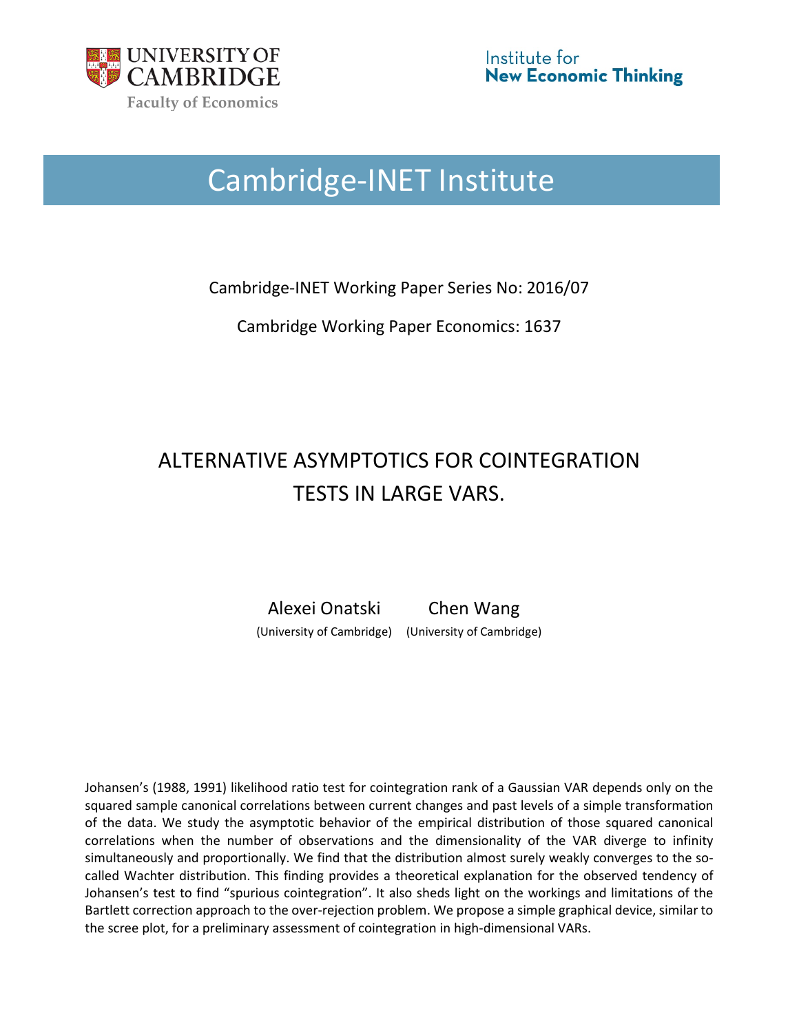UNIVERSITY OF CAMBRIDGE

Faculty of Economics

Institute for **New Economic Thinking**

# Cambridge-INET Institute

Cambridge-INET Working Paper Series No: 2016/07

Cambridge Working Paper Economics: 1637

## ALTERNATIVE ASYMPTOTICS FOR COINTEGRATION TESTS IN LARGE VARS.

Alexei Onatski (University of Cambridge)

Chen Wang (University of Cambridge)

Johansen's (1988, 1991) likelihood ratio test for cointegration rank of a Gaussian VAR depends only on the squared sample canonical correlations between current changes and past levels of a simple transformation of the data. We study the asymptotic behavior of the empirical distribution of those squared canonical correlations when the number of observations and the dimensionality of the VAR diverge to infinity simultaneously and proportionally. We find that the distribution almost surely weakly converges to the so-called Wachter distribution. This finding provides a theoretical explanation for the observed tendency of Johansen's test to find "spurious cointegration". It also sheds light on the workings and limitations of the Bartlett correction approach to the over-rejection problem. We propose a simple graphical device, similar to the scree plot, for a preliminary assessment of cointegration in high-dimensional VARs.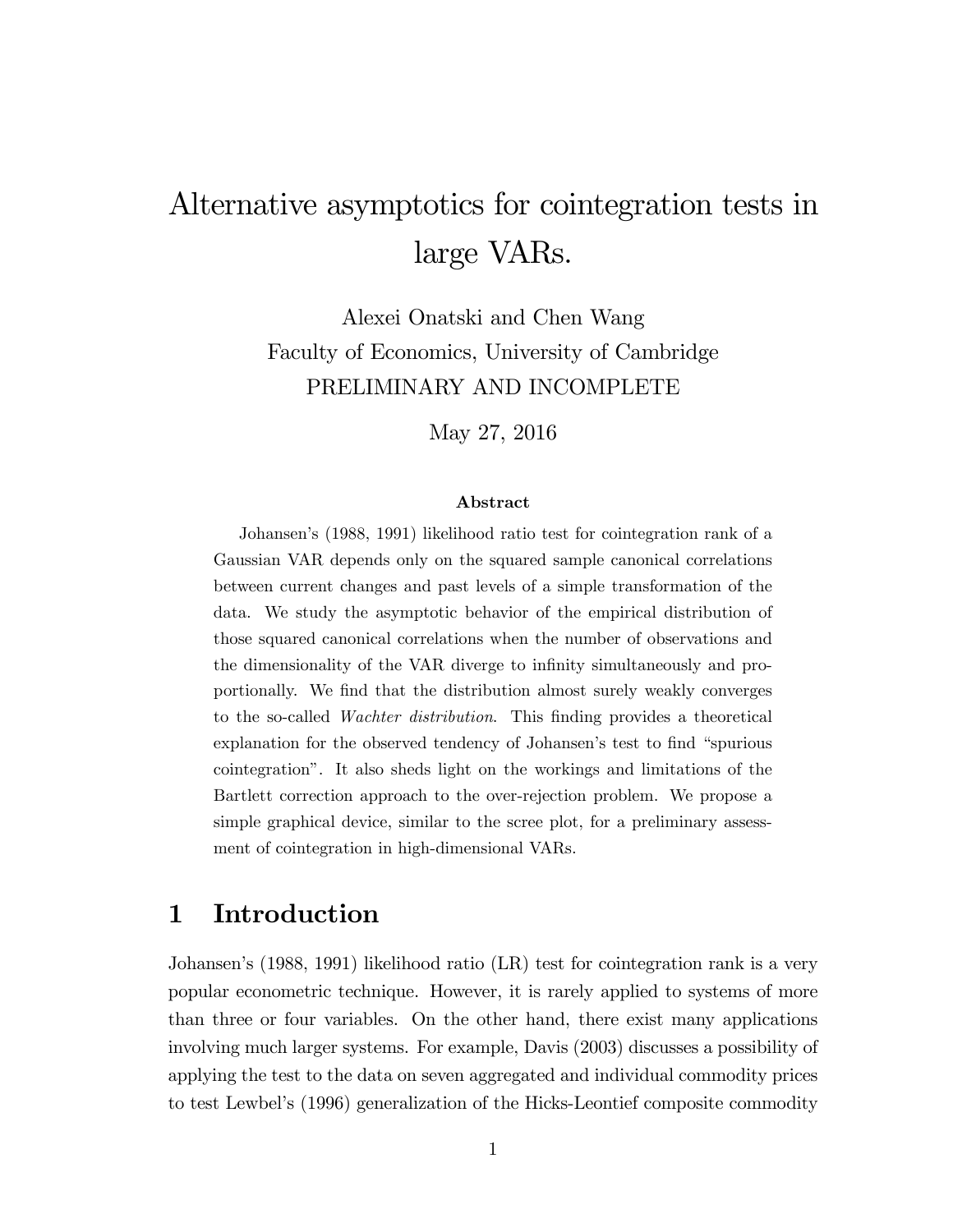# Alternative asymptotics for cointegration tests in large VARs.

Alexei Onatski and Chen Wang

Faculty of Economics, University of Cambridge

PRELIMINARY AND INCOMPLETE

May 27, 2016

### Abstract

Johansen's (1988, 1991) likelihood ratio test for cointegration rank of a Gaussian VAR depends only on the squared sample canonical correlations between current changes and past levels of a simple transformation of the data. We study the asymptotic behavior of the empirical distribution of those squared canonical correlations when the number of observations and the dimensionality of the VAR diverge to infinity simultaneously and proportionally. We find that the distribution almost surely weakly converges to the so-called *Wachter distribution*. This finding provides a theoretical explanation for the observed tendency of Johansen's test to find "spurious cointegration". It also sheds light on the workings and limitations of the Bartlett correction approach to the over-rejection problem. We propose a simple graphical device, similar to the scree plot, for a preliminary assessment of cointegration in high-dimensional VARs.

## 1 Introduction

Johansen's (1988, 1991) likelihood ratio (LR) test for cointegration rank is a very popular econometric technique. However, it is rarely applied to systems of more than three or four variables. On the other hand, there exist many applications involving much larger systems. For example, Davis (2003) discusses a possibility of applying the test to the data on seven aggregated and individual commodity prices to test Lewbel's (1996) generalization of the Hicks-Leontief composite commodity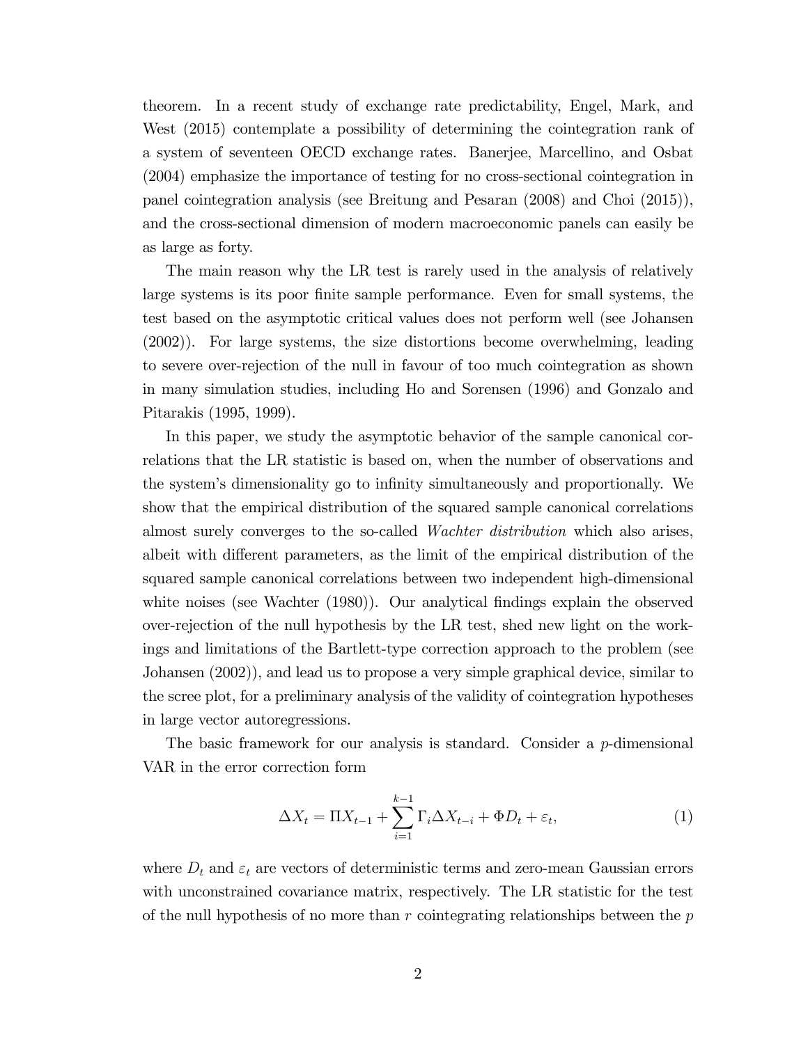theorem. In a recent study of exchange rate predictability, Engel, Mark, and West (2015) contemplate a possibility of determining the cointegration rank of a system of seventeen OECD exchange rates. Banerjee, Marcellino, and Osbat (2004) emphasize the importance of testing for no cross-sectional cointegration in panel cointegration analysis (see Breitung and Pesaran (2008) and Choi (2015)), and the cross-sectional dimension of modern macroeconomic panels can easily be as large as forty.

The main reason why the LR test is rarely used in the analysis of relatively large systems is its poor finite sample performance. Even for small systems, the test based on the asymptotic critical values does not perform well (see Johansen (2002)). For large systems, the size distortions become overwhelming, leading to severe over-rejection of the null in favour of too much cointegration as shown in many simulation studies, including Ho and Sorensen (1996) and Gonzalo and Pitarakis (1995, 1999).

In this paper, we study the asymptotic behavior of the sample canonical correlations that the LR statistic is based on, when the number of observations and the system's dimensionality go to infinity simultaneously and proportionally. We show that the empirical distribution of the squared sample canonical correlations almost surely converges to the so-called *Wachter distribution* which also arises, albeit with different parameters, as the limit of the empirical distribution of the squared sample canonical correlations between two independent high-dimensional white noises (see Wachter (1980)). Our analytical findings explain the observed over-rejection of the null hypothesis by the LR test, shed new light on the workings and limitations of the Bartlett-type correction approach to the problem (see Johansen (2002)), and lead us to propose a very simple graphical device, similar to the scree plot, for a preliminary analysis of the validity of cointegration hypotheses in large vector autoregressions.

The basic framework for our analysis is standard. Consider a $p$-dimensional VAR in the error correction form

$$\Delta X_t = \Pi X_{t-1} + \sum_{i=1}^{k-1} \Gamma_i \Delta X_{t-i} + \Phi D_t + \varepsilon_t, \tag{1}$$

where $D_t$ and $\varepsilon_t$ are vectors of deterministic terms and zero-mean Gaussian errors with unconstrained covariance matrix, respectively. The LR statistic for the test of the null hypothesis of no more than $r$ cointegrating relationships between the $p$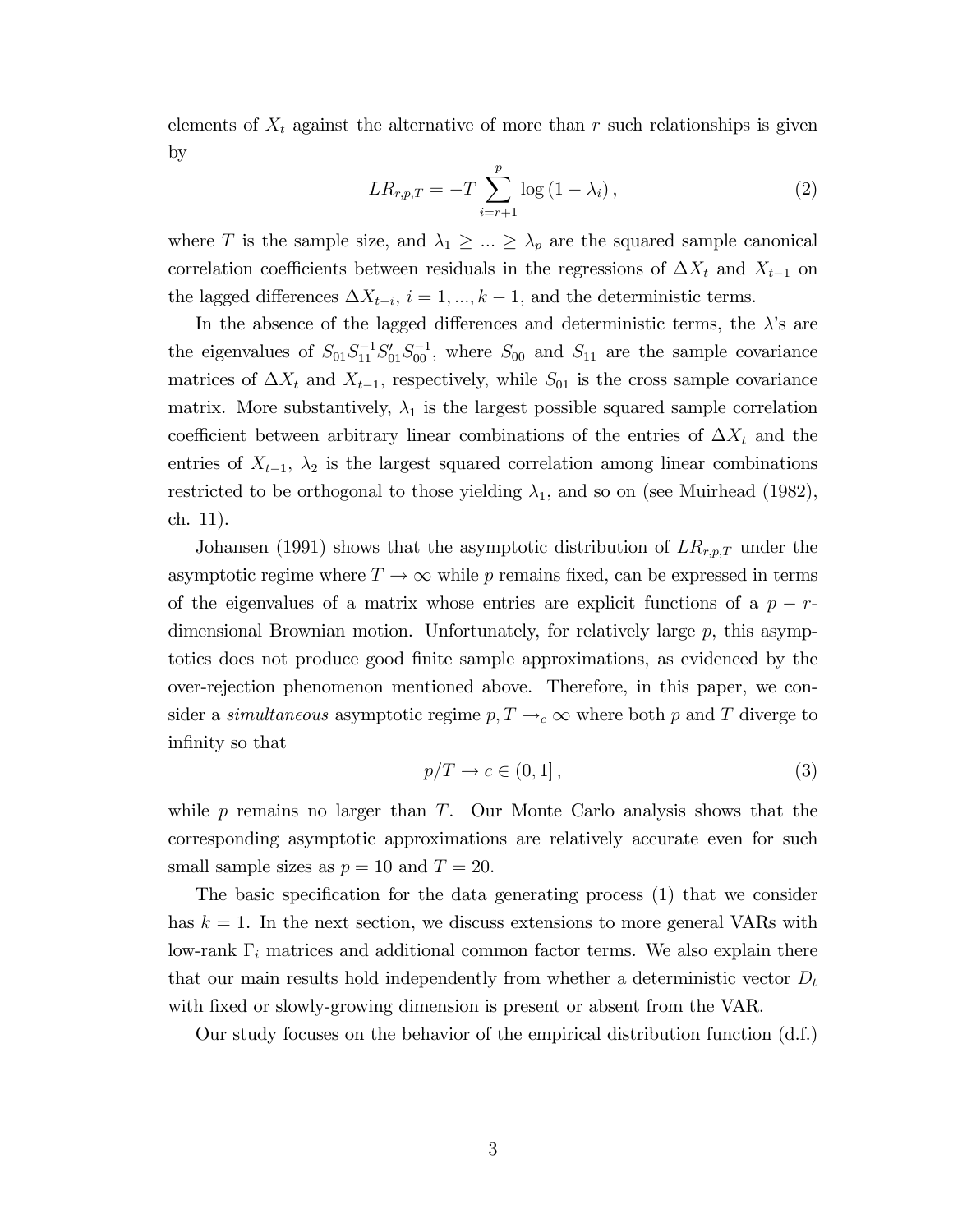elements of $X_t$ against the alternative of more than $r$ such relationships is given by

$$LR_{r,p,T} = -T \sum_{i=r+1}^{p} \log(1 - \lambda_i), \tag{2}$$

where $T$ is the sample size, and $\lambda_1 \geq ... \geq \lambda_p$ are the squared sample canonical correlation coefficients between residuals in the regressions of $\Delta X_t$ and $X_{t-1}$ on the lagged differences $\Delta X_{t-i}$, $i = 1, ..., k-1$, and the deterministic terms.

In the absence of the lagged differences and deterministic terms, the $\lambda$'s are the eigenvalues of $S_{01}S_{11}^{-1}S_{01}'S_{00}^{-1}$, where $S_{00}$ and $S_{11}$ are the sample covariance matrices of $\Delta X_t$ and $X_{t-1}$, respectively, while $S_{01}$ is the cross sample covariance matrix. More substantively, $\lambda_1$ is the largest possible squared sample correlation coefficient between arbitrary linear combinations of the entries of $\Delta X_t$ and the entries of $X_{t-1}$, $\lambda_2$ is the largest squared correlation among linear combinations restricted to be orthogonal to those yielding $\lambda_1$, and so on (see Muirhead (1982), ch. 11).

Johansen (1991) shows that the asymptotic distribution of $LR_{r,p,T}$ under the asymptotic regime where $T \to \infty$ while $p$ remains fixed, can be expressed in terms of the eigenvalues of a matrix whose entries are explicit functions of a $p-r$-dimensional Brownian motion. Unfortunately, for relatively large $p$, this asymptotics does not produce good finite sample approximations, as evidenced by the over-rejection phenomenon mentioned above. Therefore, in this paper, we consider a *simultaneous* asymptotic regime $p, T \to_c \infty$ where both $p$ and $T$ diverge to infinity so that

$$p/T \to c \in (0, 1], \tag{3}$$

while $p$ remains no larger than $T$. Our Monte Carlo analysis shows that the corresponding asymptotic approximations are relatively accurate even for such small sample sizes as $p = 10$ and $T = 20$.

The basic specification for the data generating process (1) that we consider has $k = 1$. In the next section, we discuss extensions to more general VARs with low-rank $\Gamma_i$ matrices and additional common factor terms. We also explain there that our main results hold independently from whether a deterministic vector $D_t$ with fixed or slowly-growing dimension is present or absent from the VAR.

Our study focuses on the behavior of the empirical distribution function (d.f.)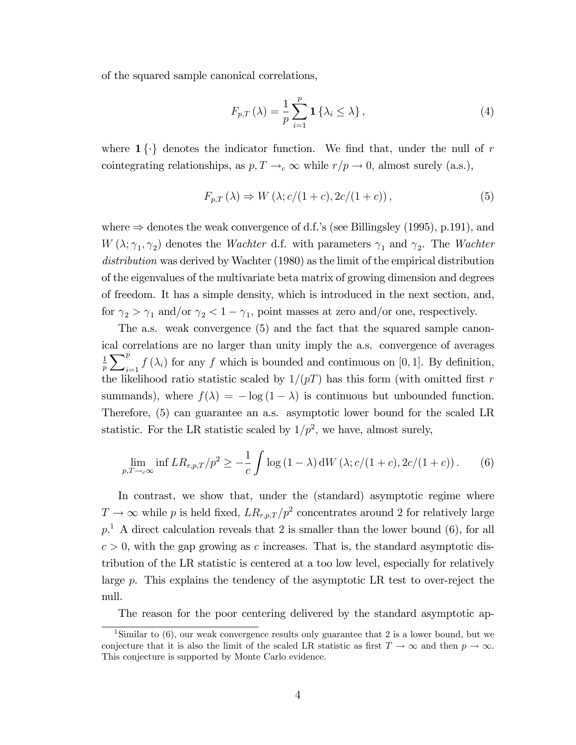of the squared sample canonical correlations,

$$F_{p,T}(\lambda) = \frac{1}{p}\sum_{i=1}^{p} \mathbf{1}\{\lambda_i \le \lambda\}, \tag{4}$$

where $\mathbf{1}\{\cdot\}$ denotes the indicator function. We find that, under the null of $r$ cointegrating relationships, as $p, T \to_c \infty$ while $r/p \to 0$, almost surely (a.s.),

$$F_{p,T}(\lambda) \Rightarrow W(\lambda; c/(1+c), 2c/(1+c)), \tag{5}$$

where $\Rightarrow$ denotes the weak convergence of d.f.'s (see Billingsley (1995), p.191), and $W(\lambda; \gamma_1, \gamma_2)$ denotes the *Wachter* d.f. with parameters $\gamma_1$ and $\gamma_2$. The *Wachter distribution* was derived by Wachter (1980) as the limit of the empirical distribution of the eigenvalues of the multivariate beta matrix of growing dimension and degrees of freedom. It has a simple density, which is introduced in the next section, and, for $\gamma_2 > \gamma_1$ and/or $\gamma_2 < 1 - \gamma_1$, point masses at zero and/or one, respectively.

The a.s. weak convergence (5) and the fact that the squared sample canonical correlations are no larger than unity imply the a.s. convergence of averages $\frac{1}{p}\sum_{i=1}^{p} f(\lambda_i)$ for any $f$ which is bounded and continuous on $[0, 1]$. By definition, the likelihood ratio statistic scaled by $1/(pT)$ has this form (with omitted first $r$ summands), where $f(\lambda) = -\log(1-\lambda)$ is continuous but unbounded function. Therefore, (5) can guarantee an a.s. asymptotic lower bound for the scaled LR statistic. For the LR statistic scaled by $1/p^2$, we have, almost surely,

$$\lim_{p,T \to_c \infty} \inf LR_{r,p,T}/p^2 \ge -\frac{1}{c}\int \log(1-\lambda)\, \mathrm{d}W(\lambda; c/(1+c), 2c/(1+c)). \tag{6}$$

In contrast, we show that, under the (standard) asymptotic regime where $T \to \infty$ while $p$ is held fixed, $LR_{r,p,T}/p^2$ concentrates around 2 for relatively large $p$.[1] A direct calculation reveals that 2 is smaller than the lower bound (6), for all $c > 0$, with the gap growing as $c$ increases. That is, the standard asymptotic distribution of the LR statistic is centered at a too low level, especially for relatively large $p$. This explains the tendency of the asymptotic LR test to over-reject the null.

The reason for the poor centering delivered by the standard asymptotic ap-

[1] Similar to (6), our weak convergence results only guarantee that 2 is a lower bound, but we conjecture that it is also the limit of the scaled LR statistic as first $T \to \infty$ and then $p \to \infty$. This conjecture is supported by Monte Carlo evidence.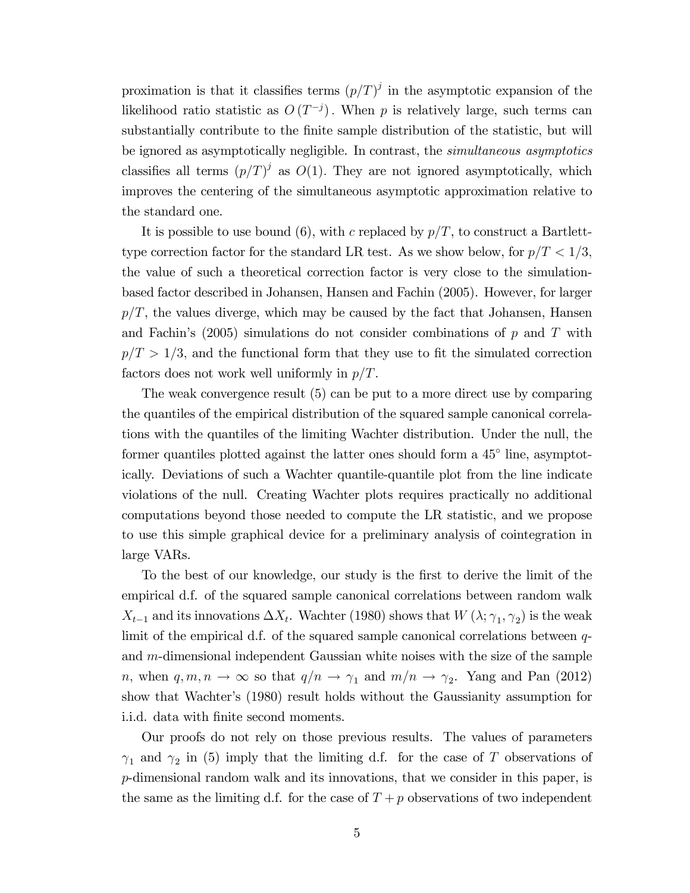proximation is that it classifies terms $(p/T)^j$ in the asymptotic expansion of the likelihood ratio statistic as $O(T^{-j})$. When $p$ is relatively large, such terms can substantially contribute to the finite sample distribution of the statistic, but will be ignored as asymptotically negligible. In contrast, the *simultaneous asymptotics* classifies all terms $(p/T)^j$ as $O(1)$. They are not ignored asymptotically, which improves the centering of the simultaneous asymptotic approximation relative to the standard one.

It is possible to use bound (6), with $c$ replaced by $p/T$, to construct a Bartlett-type correction factor for the standard LR test. As we show below, for $p/T < 1/3$, the value of such a theoretical correction factor is very close to the simulation-based factor described in Johansen, Hansen and Fachin (2005). However, for larger $p/T$, the values diverge, which may be caused by the fact that Johansen, Hansen and Fachin's (2005) simulations do not consider combinations of $p$ and $T$ with $p/T > 1/3$, and the functional form that they use to fit the simulated correction factors does not work well uniformly in $p/T$.

The weak convergence result (5) can be put to a more direct use by comparing the quantiles of the empirical distribution of the squared sample canonical correlations with the quantiles of the limiting Wachter distribution. Under the null, the former quantiles plotted against the latter ones should form a $45^\circ$ line, asymptotically. Deviations of such a Wachter quantile-quantile plot from the line indicate violations of the null. Creating Wachter plots requires practically no additional computations beyond those needed to compute the LR statistic, and we propose to use this simple graphical device for a preliminary analysis of cointegration in large VARs.

To the best of our knowledge, our study is the first to derive the limit of the empirical d.f. of the squared sample canonical correlations between random walk $X_{t-1}$ and its innovations $\Delta X_t$. Wachter (1980) shows that $W(\lambda; \gamma_1, \gamma_2)$ is the weak limit of the empirical d.f. of the squared sample canonical correlations between $q$- and $m$-dimensional independent Gaussian white noises with the size of the sample $n$, when $q, m, n \to \infty$ so that $q/n \to \gamma_1$ and $m/n \to \gamma_2$. Yang and Pan (2012) show that Wachter's (1980) result holds without the Gaussianity assumption for i.i.d. data with finite second moments.

Our proofs do not rely on those previous results. The values of parameters $\gamma_1$ and $\gamma_2$ in (5) imply that the limiting d.f. for the case of $T$ observations of $p$-dimensional random walk and its innovations, that we consider in this paper, is the same as the limiting d.f. for the case of $T + p$ observations of two independent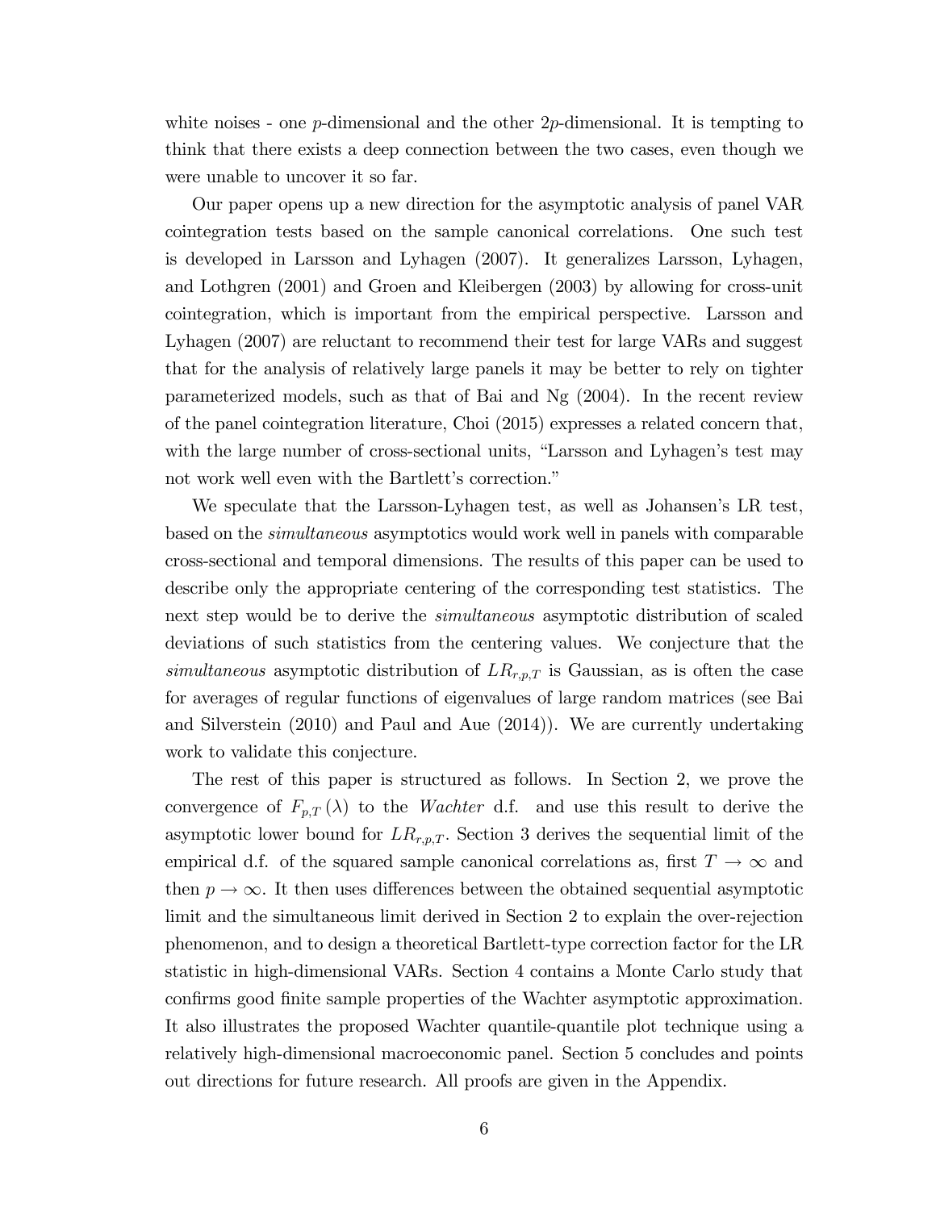white noises - one $p$-dimensional and the other $2p$-dimensional. It is tempting to think that there exists a deep connection between the two cases, even though we were unable to uncover it so far.

Our paper opens up a new direction for the asymptotic analysis of panel VAR cointegration tests based on the sample canonical correlations. One such test is developed in Larsson and Lyhagen (2007). It generalizes Larsson, Lyhagen, and Lothgren (2001) and Groen and Kleibergen (2003) by allowing for cross-unit cointegration, which is important from the empirical perspective. Larsson and Lyhagen (2007) are reluctant to recommend their test for large VARs and suggest that for the analysis of relatively large panels it may be better to rely on tighter parameterized models, such as that of Bai and Ng (2004). In the recent review of the panel cointegration literature, Choi (2015) expresses a related concern that, with the large number of cross-sectional units, "Larsson and Lyhagen's test may not work well even with the Bartlett's correction."

We speculate that the Larsson-Lyhagen test, as well as Johansen's LR test, based on the *simultaneous* asymptotics would work well in panels with comparable cross-sectional and temporal dimensions. The results of this paper can be used to describe only the appropriate centering of the corresponding test statistics. The next step would be to derive the *simultaneous* asymptotic distribution of scaled deviations of such statistics from the centering values. We conjecture that the *simultaneous* asymptotic distribution of $LR_{r,p,T}$ is Gaussian, as is often the case for averages of regular functions of eigenvalues of large random matrices (see Bai and Silverstein (2010) and Paul and Aue (2014)). We are currently undertaking work to validate this conjecture.

The rest of this paper is structured as follows. In Section 2, we prove the convergence of $F_{p,T}(\lambda)$ to the *Wachter* d.f. and use this result to derive the asymptotic lower bound for $LR_{r,p,T}$. Section 3 derives the sequential limit of the empirical d.f. of the squared sample canonical correlations as, first $T \to \infty$ and then $p \to \infty$. It then uses differences between the obtained sequential asymptotic limit and the simultaneous limit derived in Section 2 to explain the over-rejection phenomenon, and to design a theoretical Bartlett-type correction factor for the LR statistic in high-dimensional VARs. Section 4 contains a Monte Carlo study that confirms good finite sample properties of the Wachter asymptotic approximation. It also illustrates the proposed Wachter quantile-quantile plot technique using a relatively high-dimensional macroeconomic panel. Section 5 concludes and points out directions for future research. All proofs are given in the Appendix.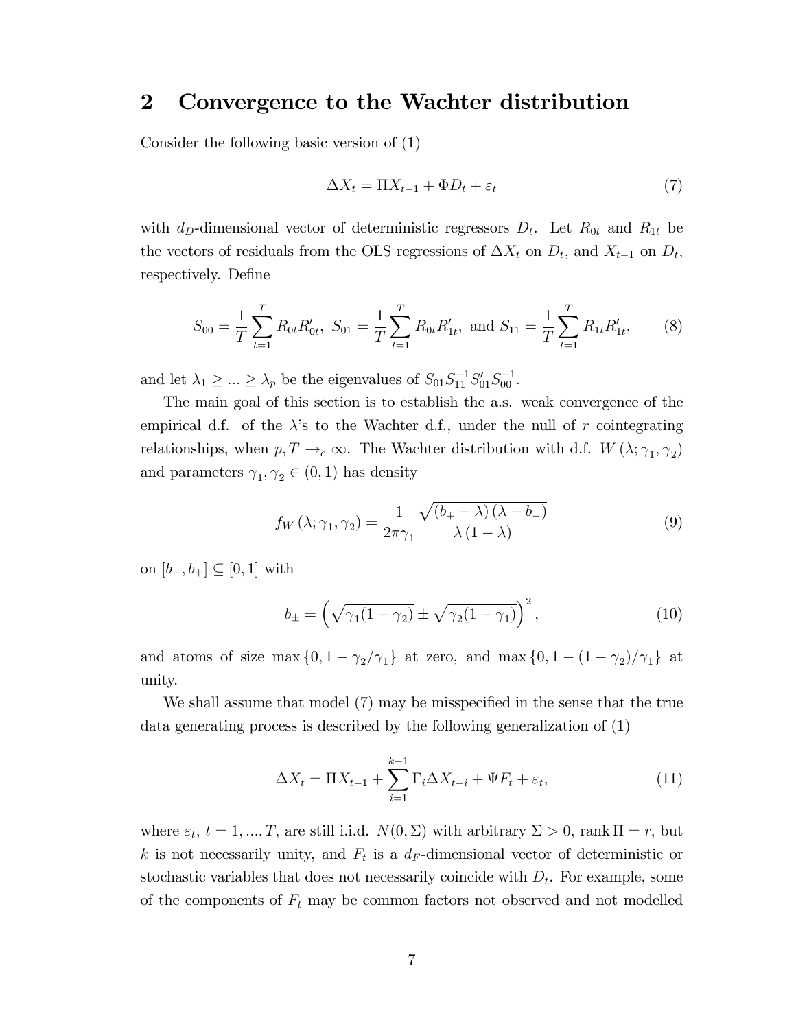## 2 Convergence to the Wachter distribution

Consider the following basic version of (1)

$$\Delta X_t = \Pi X_{t-1} + \Phi D_t + \varepsilon_t \tag{7}$$

with $d_D$-dimensional vector of deterministic regressors $D_t$. Let $R_{0t}$ and $R_{1t}$ be the vectors of residuals from the OLS regressions of $\Delta X_t$ on $D_t$, and $X_{t-1}$ on $D_t$, respectively. Define

$$S_{00} = \frac{1}{T}\sum_{t=1}^{T} R_{0t}R_{0t}', \; S_{01} = \frac{1}{T}\sum_{t=1}^{T} R_{0t}R_{1t}', \text{ and } S_{11} = \frac{1}{T}\sum_{t=1}^{T} R_{1t}R_{1t}', \tag{8}$$

and let $\lambda_1 \geq ... \geq \lambda_p$ be the eigenvalues of $S_{01}S_{11}^{-1}S_{01}'S_{00}^{-1}$.

The main goal of this section is to establish the a.s. weak convergence of the empirical d.f. of the $\lambda$'s to the Wachter d.f., under the null of $r$ cointegrating relationships, when $p, T \to_c \infty$. The Wachter distribution with d.f. $W(\lambda; \gamma_1, \gamma_2)$ and parameters $\gamma_1, \gamma_2 \in (0,1)$ has density

$$f_W(\lambda; \gamma_1, \gamma_2) = \frac{1}{2\pi\gamma_1}\frac{\sqrt{(b_+ - \lambda)(\lambda - b_-)}}{\lambda(1-\lambda)} \tag{9}$$

on $[b_-, b_+] \subseteq [0,1]$ with

$$b_{\pm} = \left(\sqrt{\gamma_1(1-\gamma_2)} \pm \sqrt{\gamma_2(1-\gamma_1)}\right)^2, \tag{10}$$

and atoms of size $\max\{0, 1 - \gamma_2/\gamma_1\}$ at zero, and $\max\{0, 1-(1-\gamma_2)/\gamma_1\}$ at unity.

We shall assume that model (7) may be misspecified in the sense that the true data generating process is described by the following generalization of (1)

$$\Delta X_t = \Pi X_{t-1} + \sum_{i=1}^{k-1}\Gamma_i \Delta X_{t-i} + \Psi F_t + \varepsilon_t, \tag{11}$$

where $\varepsilon_t$, $t = 1, ..., T$, are still i.i.d. $N(0, \Sigma)$ with arbitrary $\Sigma > 0$, $\operatorname{rank}\Pi = r$, but $k$ is not necessarily unity, and $F_t$ is a $d_F$-dimensional vector of deterministic or stochastic variables that does not necessarily coincide with $D_t$. For example, some of the components of $F_t$ may be common factors not observed and not modelled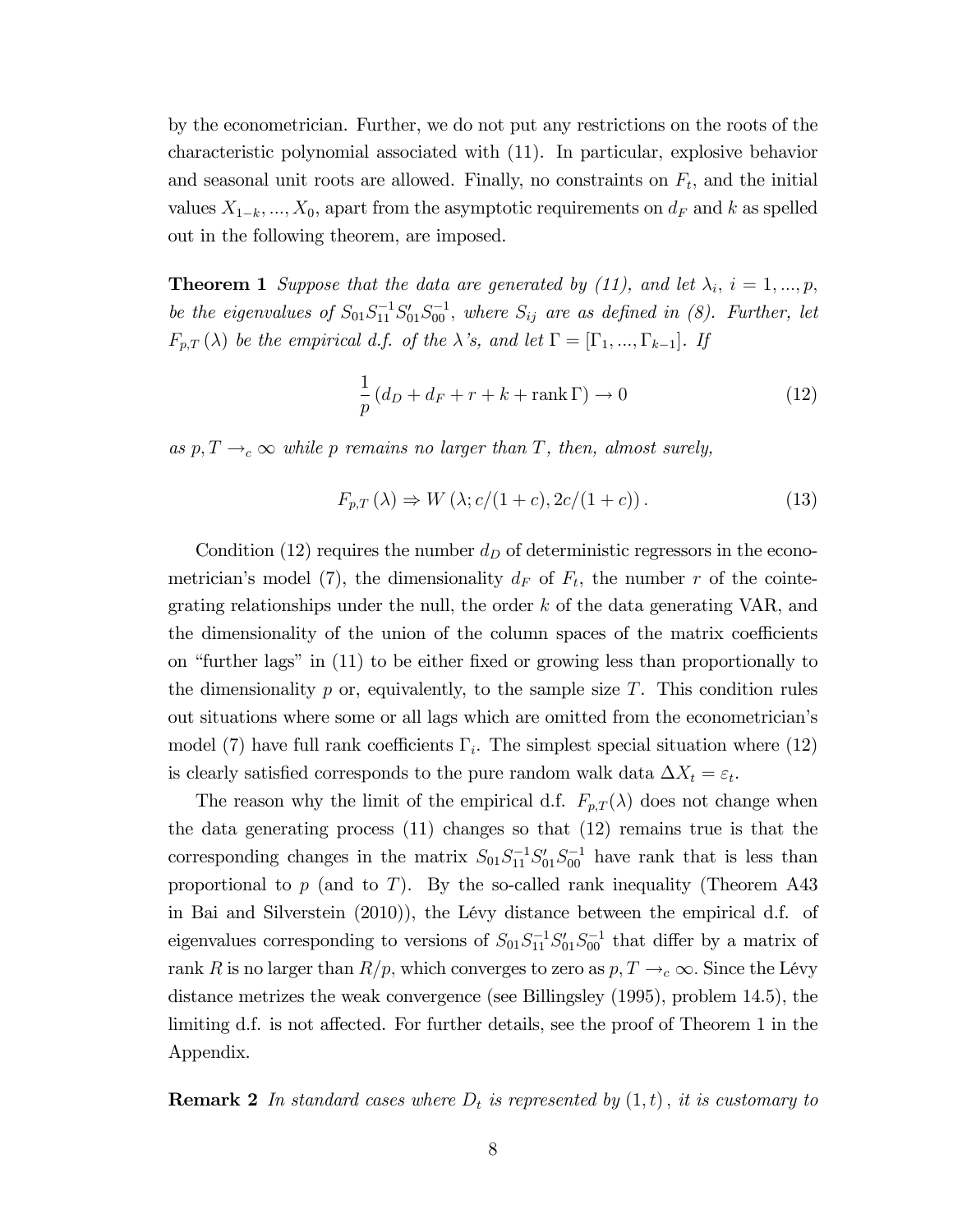by the econometrician. Further, we do not put any restrictions on the roots of the characteristic polynomial associated with (11). In particular, explosive behavior and seasonal unit roots are allowed. Finally, no constraints on $F_t$, and the initial values $X_{1-k}, ..., X_0$, apart from the asymptotic requirements on $d_F$ and $k$ as spelled out in the following theorem, are imposed.

**Theorem 1** *Suppose that the data are generated by (11), and let $\lambda_i$, $i = 1, ..., p$, be the eigenvalues of $S_{01}S_{11}^{-1}S_{01}'S_{00}^{-1}$, where $S_{ij}$ are as defined in (8). Further, let $F_{p,T}(\lambda)$ be the empirical d.f. of the $\lambda$'s, and let $\Gamma = [\Gamma_1, ..., \Gamma_{k-1}]$. If*

$$\frac{1}{p}\left(d_D + d_F + r + k + \operatorname{rank}\Gamma\right) \to 0 \tag{12}$$

*as $p, T \to_c \infty$ while $p$ remains no larger than $T$, then, almost surely,*

$$F_{p,T}(\lambda) \Rightarrow W\left(\lambda; c/(1+c), 2c/(1+c)\right). \tag{13}$$

Condition (12) requires the number $d_D$ of deterministic regressors in the econometrician's model (7), the dimensionality $d_F$ of $F_t$, the number $r$ of the cointegrating relationships under the null, the order $k$ of the data generating VAR, and the dimensionality of the union of the column spaces of the matrix coefficients on "further lags" in (11) to be either fixed or growing less than proportionally to the dimensionality $p$ or, equivalently, to the sample size $T$. This condition rules out situations where some or all lags which are omitted from the econometrician's model (7) have full rank coefficients $\Gamma_i$. The simplest special situation where (12) is clearly satisfied corresponds to the pure random walk data $\Delta X_t = \varepsilon_t$.

The reason why the limit of the empirical d.f. $F_{p,T}(\lambda)$ does not change when the data generating process (11) changes so that (12) remains true is that the corresponding changes in the matrix $S_{01}S_{11}^{-1}S_{01}'S_{00}^{-1}$ have rank that is less than proportional to $p$ (and to $T$). By the so-called rank inequality (Theorem A43 in Bai and Silverstein (2010)), the Lévy distance between the empirical d.f. of eigenvalues corresponding to versions of $S_{01}S_{11}^{-1}S_{01}'S_{00}^{-1}$ that differ by a matrix of rank $R$ is no larger than $R/p$, which converges to zero as $p, T \to_c \infty$. Since the Lévy distance metrizes the weak convergence (see Billingsley (1995), problem 14.5), the limiting d.f. is not affected. For further details, see the proof of Theorem 1 in the Appendix.

**Remark 2** *In standard cases where $D_t$ is represented by $(1, t)$, it is customary to*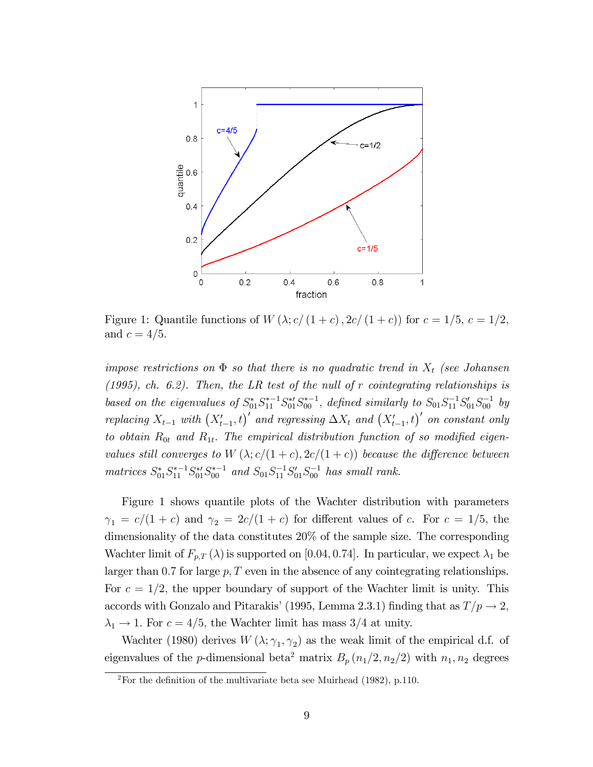1

0.8

0.6

0.4

0.2

0

0 0.2 0.4 0.6 0.8 1

quantile

fraction

c=4/5

c=1/2

c=1/5

Figure 1: Quantile functions of $W(\lambda; c/(1+c), 2c/(1+c))$ for $c = 1/5$, $c = 1/2$, and $c = 4/5$.

*impose restrictions on $\Phi$ so that there is no quadratic trend in $X_t$ (see Johansen (1995), ch. 6.2). Then, the LR test of the null of $r$ cointegrating relationships is based on the eigenvalues of $S_{01}^{*}S_{11}^{*-1}S_{01}^{*\prime}S_{00}^{*-1}$, defined similarly to $S_{01}S_{11}^{-1}S_{01}^{\prime}S_{00}^{-1}$ by replacing $X_{t-1}$ with $\left(X_{t-1}^{\prime}, t\right)^{\prime}$ and regressing $\Delta X_t$ and $\left(X_{t-1}^{\prime}, t\right)^{\prime}$ on constant only to obtain $R_{0t}$ and $R_{1t}$. The empirical distribution function of so modified eigenvalues still converges to $W(\lambda; c/(1+c), 2c/(1+c))$ because the difference between matrices $S_{01}^{*}S_{11}^{*-1}S_{01}^{*\prime}S_{00}^{*-1}$ and $S_{01}S_{11}^{-1}S_{01}^{\prime}S_{00}^{-1}$ has small rank.*

Figure 1 shows quantile plots of the Wachter distribution with parameters $\gamma_1 = c/(1+c)$ and $\gamma_2 = 2c/(1+c)$ for different values of $c$. For $c = 1/5$, the dimensionality of the data constitutes 20% of the sample size. The corresponding Wachter limit of $F_{p,T}(\lambda)$ is supported on $[0.04, 0.74]$. In particular, we expect $\lambda_1$ be larger than 0.7 for large $p, T$ even in the absence of any cointegrating relationships. For $c = 1/2$, the upper boundary of support of the Wachter limit is unity. This accords with Gonzalo and Pitarakis' (1995, Lemma 2.3.1) finding that as $T/p \to 2$, $\lambda_1 \to 1$. For $c = 4/5$, the Wachter limit has mass 3/4 at unity.

Wachter (1980) derives $W(\lambda; \gamma_1, \gamma_2)$ as the weak limit of the empirical d.f. of eigenvalues of the $p$-dimensional beta[2] matrix $B_p(n_1/2, n_2/2)$ with $n_1, n_2$ degrees

[2] For the definition of the multivariate beta see Muirhead (1982), p.110.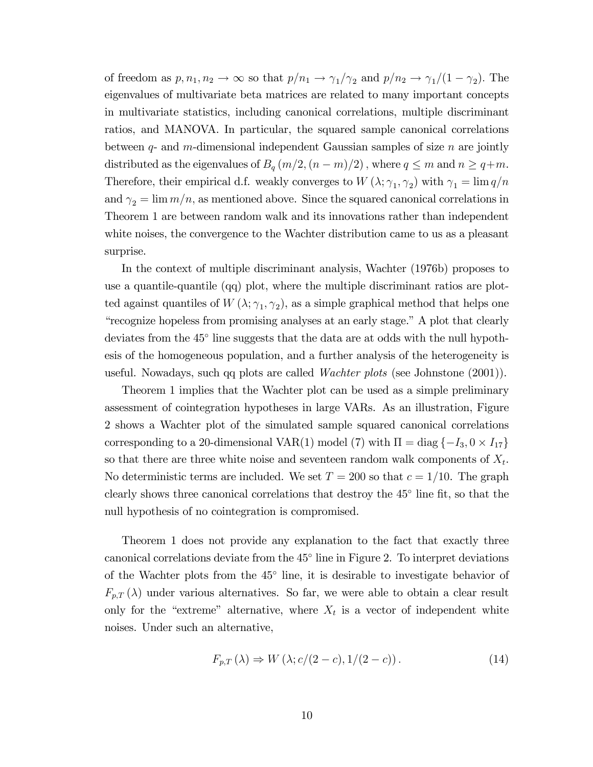of freedom as $p, n_1, n_2 \to \infty$ so that $p/n_1 \to \gamma_1/\gamma_2$ and $p/n_2 \to \gamma_1/(1-\gamma_2)$. The eigenvalues of multivariate beta matrices are related to many important concepts in multivariate statistics, including canonical correlations, multiple discriminant ratios, and MANOVA. In particular, the squared sample canonical correlations between $q$- and $m$-dimensional independent Gaussian samples of size $n$ are jointly distributed as the eigenvalues of $B_q\left(m/2, (n-m)/2\right)$, where $q \leq m$ and $n \geq q+m$. Therefore, their empirical d.f. weakly converges to $W\left(\lambda; \gamma_1, \gamma_2\right)$ with $\gamma_1 = \lim q/n$ and $\gamma_2 = \lim m/n$, as mentioned above. Since the squared canonical correlations in Theorem 1 are between random walk and its innovations rather than independent white noises, the convergence to the Wachter distribution came to us as a pleasant surprise.

In the context of multiple discriminant analysis, Wachter (1976b) proposes to use a quantile-quantile (qq) plot, where the multiple discriminant ratios are plotted against quantiles of $W\left(\lambda; \gamma_1, \gamma_2\right)$, as a simple graphical method that helps one "recognize hopeless from promising analyses at an early stage." A plot that clearly deviates from the 45° line suggests that the data are at odds with the null hypothesis of the homogeneous population, and a further analysis of the heterogeneity is useful. Nowadays, such qq plots are called *Wachter plots* (see Johnstone (2001)).

Theorem 1 implies that the Wachter plot can be used as a simple preliminary assessment of cointegration hypotheses in large VARs. As an illustration, Figure 2 shows a Wachter plot of the simulated sample squared canonical correlations corresponding to a 20-dimensional VAR(1) model (7) with $\Pi = \text{diag}\left\{-I_3, 0 \times I_{17}\right\}$ so that there are three white noise and seventeen random walk components of $X_t$. No deterministic terms are included. We set $T = 200$ so that $c = 1/10$. The graph clearly shows three canonical correlations that destroy the 45° line fit, so that the null hypothesis of no cointegration is compromised.

Theorem 1 does not provide any explanation to the fact that exactly three canonical correlations deviate from the 45° line in Figure 2. To interpret deviations of the Wachter plots from the 45° line, it is desirable to investigate behavior of $F_{p,T}\left(\lambda\right)$ under various alternatives. So far, we were able to obtain a clear result only for the "extreme" alternative, where $X_t$ is a vector of independent white noises. Under such an alternative,

$$F_{p,T}\left(\lambda\right) \Rightarrow W\left(\lambda; c/(2-c), 1/(2-c)\right). \tag{14}$$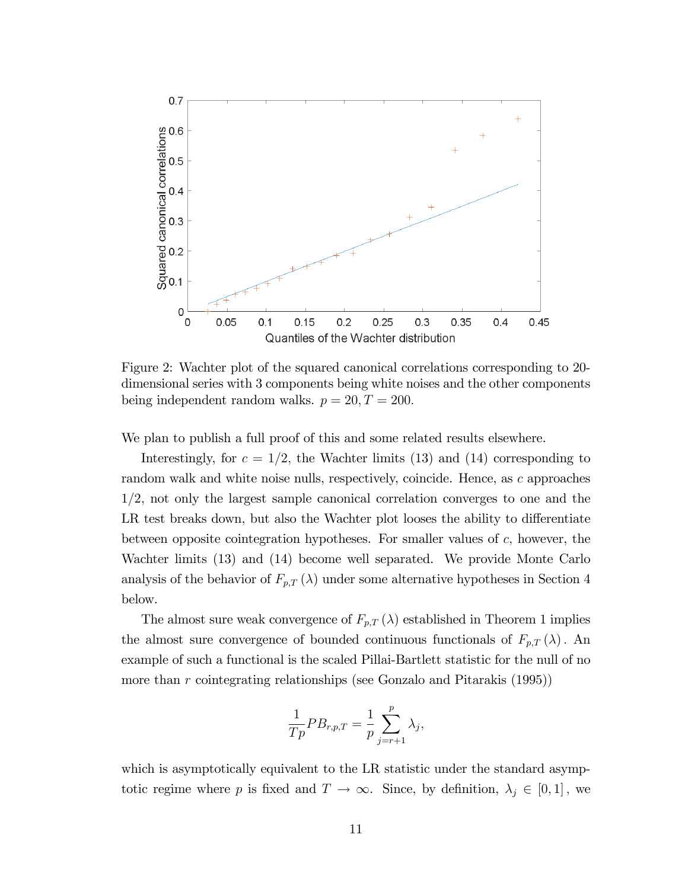0.7
0.6
0.5
0.4
0.3
0.2
0.1
0
Squared canonical correlations
0
0.05
0.1
0.15
0.2
0.25
0.3
0.35
0.4
0.45
Quantiles of the Wachter distribution

Figure 2: Wachter plot of the squared canonical correlations corresponding to 20-dimensional series with 3 components being white noises and the other components being independent random walks. $p = 20, T = 200$.

We plan to publish a full proof of this and some related results elsewhere.

Interestingly, for $c = 1/2$, the Wachter limits (13) and (14) corresponding to random walk and white noise nulls, respectively, coincide. Hence, as $c$ approaches $1/2$, not only the largest sample canonical correlation converges to one and the LR test breaks down, but also the Wachter plot looses the ability to differentiate between opposite cointegration hypotheses. For smaller values of $c$, however, the Wachter limits (13) and (14) become well separated. We provide Monte Carlo analysis of the behavior of $F_{p,T}(\lambda)$ under some alternative hypotheses in Section 4 below.

The almost sure weak convergence of $F_{p,T}(\lambda)$ established in Theorem 1 implies the almost sure convergence of bounded continuous functionals of $F_{p,T}(\lambda)$. An example of such a functional is the scaled Pillai-Bartlett statistic for the null of no more than $r$ cointegrating relationships (see Gonzalo and Pitarakis (1995))

$$\frac{1}{Tp} PB_{r,p,T} = \frac{1}{p} \sum_{j=r+1}^{p} \lambda_j,$$

which is asymptotically equivalent to the LR statistic under the standard asymptotic regime where $p$ is fixed and $T \to \infty$. Since, by definition, $\lambda_j \in [0, 1]$, we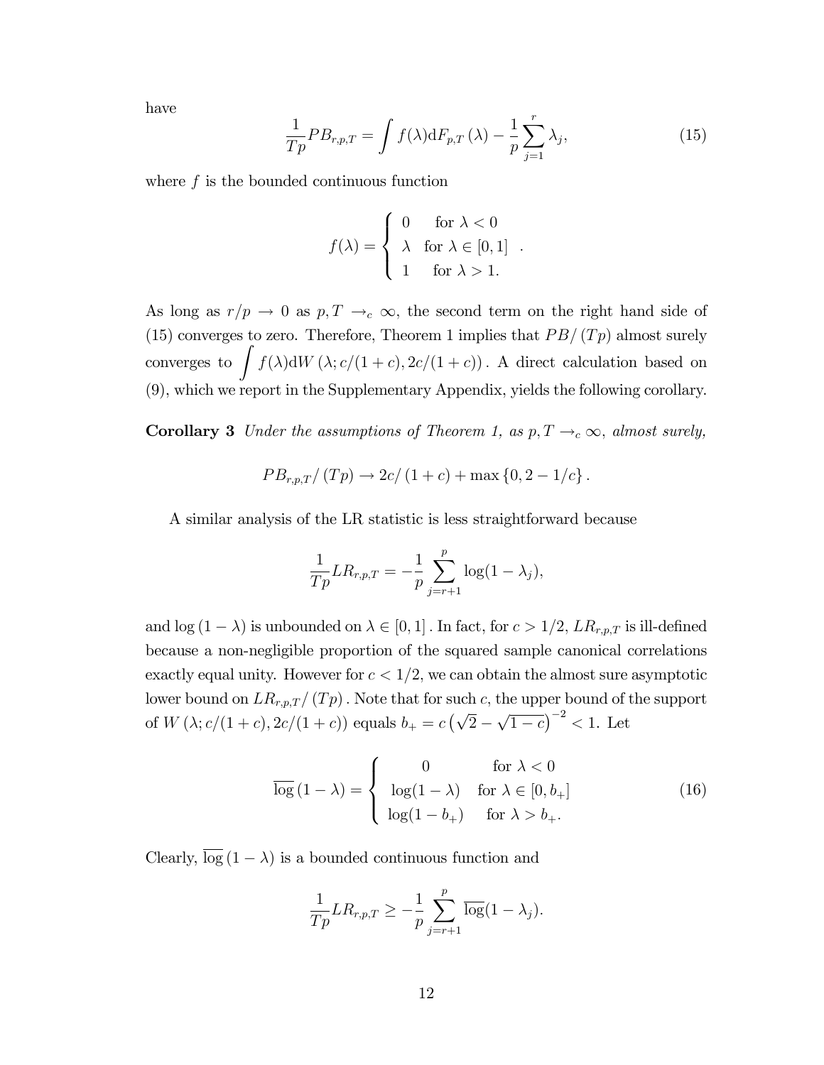have

$$\frac{1}{Tp}PB_{r,p,T} = \int f(\lambda)\mathrm{d}F_{p,T}(\lambda) - \frac{1}{p}\sum_{j=1}^{r}\lambda_j, \tag{15}$$

where $f$ is the bounded continuous function

$$f(\lambda) = \begin{cases} 0 & \text{for } \lambda < 0 \\ \lambda & \text{for } \lambda \in [0,1] \\ 1 & \text{for } \lambda > 1. \end{cases}.$$

As long as $r/p \to 0$ as $p, T \to_c \infty$, the second term on the right hand side of (15) converges to zero. Therefore, Theorem 1 implies that $PB/(Tp)$ almost surely converges to $\int f(\lambda)\mathrm{d}W(\lambda; c/(1+c), 2c/(1+c))$. A direct calculation based on (9), which we report in the Supplementary Appendix, yields the following corollary.

**Corollary 3** *Under the assumptions of Theorem 1, as $p, T \to_c \infty$, almost surely,*

$$PB_{r,p,T}/(Tp) \to 2c/(1+c) + \max\{0, 2 - 1/c\}.$$

A similar analysis of the LR statistic is less straightforward because

$$\frac{1}{Tp}LR_{r,p,T} = -\frac{1}{p}\sum_{j=r+1}^{p}\log(1-\lambda_j),$$

and $\log(1-\lambda)$ is unbounded on $\lambda \in [0,1]$. In fact, for $c > 1/2$, $LR_{r,p,T}$ is ill-defined because a non-negligible proportion of the squared sample canonical correlations exactly equal unity. However for $c < 1/2$, we can obtain the almost sure asymptotic lower bound on $LR_{r,p,T}/(Tp)$. Note that for such $c$, the upper bound of the support of $W(\lambda; c/(1+c), 2c/(1+c))$ equals $b_+ = c\left(\sqrt{2} - \sqrt{1-c}\right)^{-2} < 1$. Let

$$\overline{\log}(1-\lambda) = \begin{cases} 0 & \text{for } \lambda < 0 \\ \log(1-\lambda) & \text{for } \lambda \in [0, b_+] \\ \log(1-b_+) & \text{for } \lambda > b_+. \end{cases} \tag{16}$$

Clearly, $\overline{\log}(1-\lambda)$ is a bounded continuous function and

$$\frac{1}{Tp}LR_{r,p,T} \geq -\frac{1}{p}\sum_{j=r+1}^{p}\overline{\log}(1-\lambda_j).$$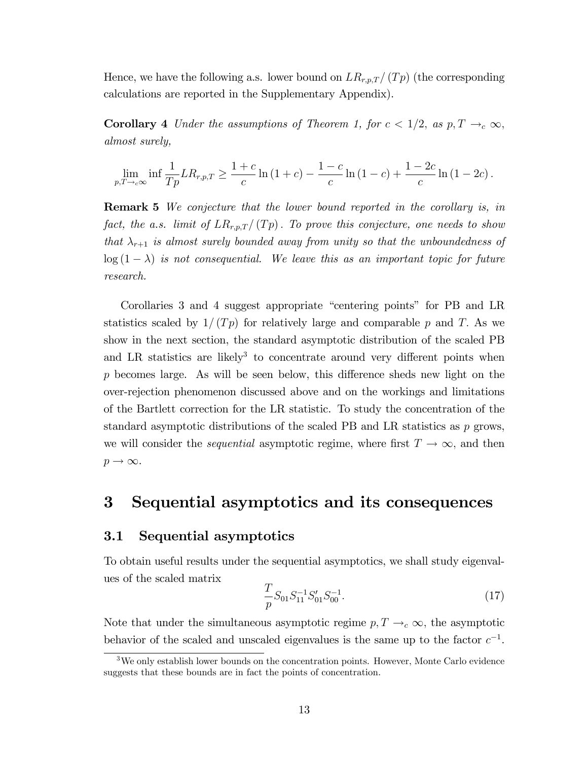Hence, we have the following a.s. lower bound on $LR_{r,p,T}/(Tp)$ (the corresponding calculations are reported in the Supplementary Appendix).

**Corollary 4** *Under the assumptions of Theorem 1, for $c < 1/2$, as $p, T \to_c \infty$, almost surely,*

$$\lim_{p,T\to_c\infty} \inf \frac{1}{Tp} LR_{r,p,T} \geq \frac{1+c}{c} \ln(1+c) - \frac{1-c}{c} \ln(1-c) + \frac{1-2c}{c} \ln(1-2c).$$

**Remark 5** *We conjecture that the lower bound reported in the corollary is, in fact, the a.s. limit of $LR_{r,p,T}/(Tp)$. To prove this conjecture, one needs to show that $\lambda_{r+1}$ is almost surely bounded away from unity so that the unboundedness of $\log(1-\lambda)$ is not consequential. We leave this as an important topic for future research.*

Corollaries 3 and 4 suggest appropriate "centering points" for PB and LR statistics scaled by $1/(Tp)$ for relatively large and comparable $p$ and $T$. As we show in the next section, the standard asymptotic distribution of the scaled PB and LR statistics are likely[3] to concentrate around very different points when $p$ becomes large. As will be seen below, this difference sheds new light on the over-rejection phenomenon discussed above and on the workings and limitations of the Bartlett correction for the LR statistic. To study the concentration of the standard asymptotic distributions of the scaled PB and LR statistics as $p$ grows, we will consider the *sequential* asymptotic regime, where first $T \to \infty$, and then $p \to \infty$.

# 3 Sequential asymptotics and its consequences

## 3.1 Sequential asymptotics

To obtain useful results under the sequential asymptotics, we shall study eigenvalues of the scaled matrix

$$\frac{T}{p} S_{01} S_{11}^{-1} S_{01}' S_{00}^{-1}. \tag{17}$$

Note that under the simultaneous asymptotic regime $p, T \to_c \infty$, the asymptotic behavior of the scaled and unscaled eigenvalues is the same up to the factor $c^{-1}$.

[3] We only establish lower bounds on the concentration points. However, Monte Carlo evidence suggests that these bounds are in fact the points of concentration.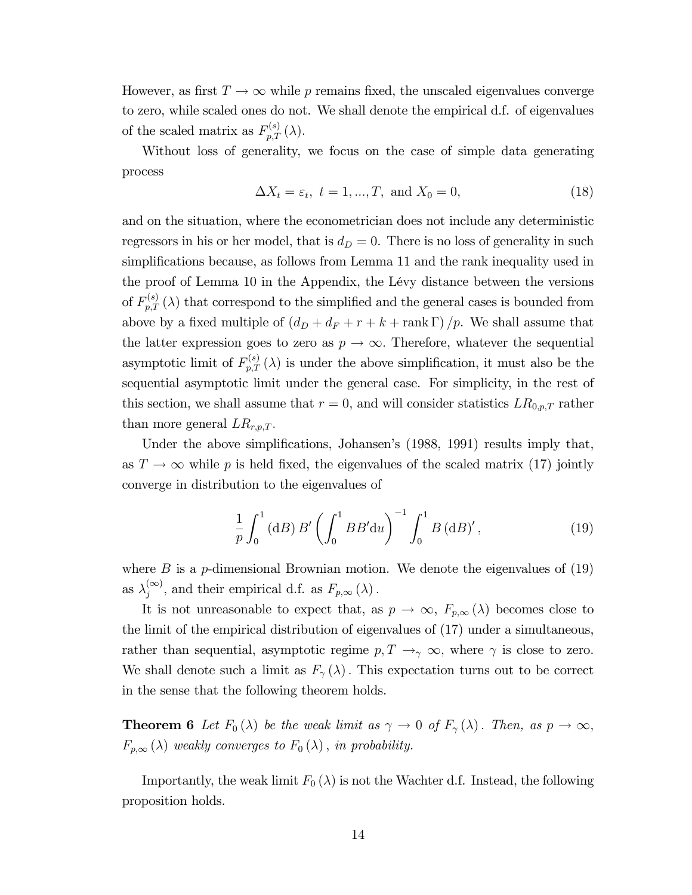However, as first $T \to \infty$ while $p$ remains fixed, the unscaled eigenvalues converge to zero, while scaled ones do not. We shall denote the empirical d.f. of eigenvalues of the scaled matrix as $F_{p,T}^{(s)}(\lambda)$.

Without loss of generality, we focus on the case of simple data generating process

$$\Delta X_t = \varepsilon_t, \ t = 1, ..., T, \text{ and } X_0 = 0, \tag{18}$$

and on the situation, where the econometrician does not include any deterministic regressors in his or her model, that is $d_D = 0$. There is no loss of generality in such simplifications because, as follows from Lemma 11 and the rank inequality used in the proof of Lemma 10 in the Appendix, the Lévy distance between the versions of $F_{p,T}^{(s)}(\lambda)$ that correspond to the simplified and the general cases is bounded from above by a fixed multiple of $(d_D + d_F + r + k + \operatorname{rank}\Gamma)/p$. We shall assume that the latter expression goes to zero as $p \to \infty$. Therefore, whatever the sequential asymptotic limit of $F_{p,T}^{(s)}(\lambda)$ is under the above simplification, it must also be the sequential asymptotic limit under the general case. For simplicity, in the rest of this section, we shall assume that $r = 0$, and will consider statistics $LR_{0,p,T}$ rather than more general $LR_{r,p,T}$.

Under the above simplifications, Johansen's (1988, 1991) results imply that, as $T \to \infty$ while $p$ is held fixed, the eigenvalues of the scaled matrix (17) jointly converge in distribution to the eigenvalues of

$$\frac{1}{p}\int_0^1 (\mathrm{d}B)\, B' \left(\int_0^1 BB'\mathrm{d}u\right)^{-1} \int_0^1 B\,(\mathrm{d}B)', \tag{19}$$

where $B$ is a $p$-dimensional Brownian motion. We denote the eigenvalues of (19) as $\lambda_j^{(\infty)}$, and their empirical d.f. as $F_{p,\infty}(\lambda)$.

It is not unreasonable to expect that, as $p \to \infty$, $F_{p,\infty}(\lambda)$ becomes close to the limit of the empirical distribution of eigenvalues of (17) under a simultaneous, rather than sequential, asymptotic regime $p, T \to_\gamma \infty$, where $\gamma$ is close to zero. We shall denote such a limit as $F_\gamma(\lambda)$. This expectation turns out to be correct in the sense that the following theorem holds.

**Theorem 6** *Let $F_0(\lambda)$ be the weak limit as $\gamma \to 0$ of $F_\gamma(\lambda)$. Then, as $p \to \infty$, $F_{p,\infty}(\lambda)$ weakly converges to $F_0(\lambda)$, in probability.*

Importantly, the weak limit $F_0(\lambda)$ is not the Wachter d.f. Instead, the following proposition holds.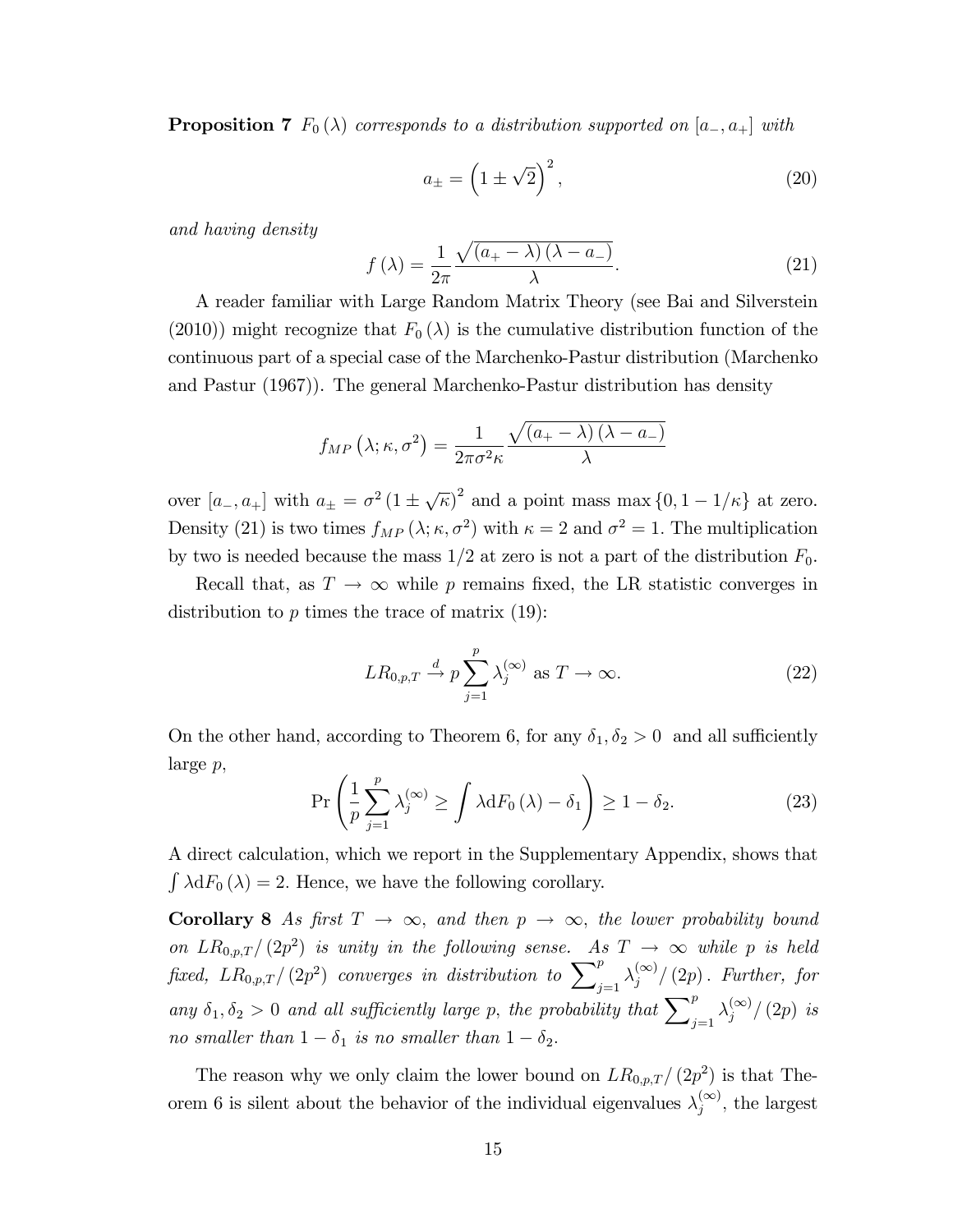**Proposition 7** *$F_0(\lambda)$ corresponds to a distribution supported on $[a_-, a_+]$ with*

$$a_{\pm} = \left(1 \pm \sqrt{2}\right)^2, \tag{20}$$

*and having density*

$$f(\lambda) = \frac{1}{2\pi} \frac{\sqrt{(a_+ - \lambda)(\lambda - a_-)}}{\lambda}. \tag{21}$$

A reader familiar with Large Random Matrix Theory (see Bai and Silverstein (2010)) might recognize that $F_0(\lambda)$ is the cumulative distribution function of the continuous part of a special case of the Marchenko-Pastur distribution (Marchenko and Pastur (1967)). The general Marchenko-Pastur distribution has density

$$f_{MP}\left(\lambda; \kappa, \sigma^2\right) = \frac{1}{2\pi\sigma^2\kappa} \frac{\sqrt{(a_+ - \lambda)(\lambda - a_-)}}{\lambda}$$

over $[a_-, a_+]$ with $a_{\pm} = \sigma^2 (1 \pm \sqrt{\kappa})^2$ and a point mass $\max\{0, 1 - 1/\kappa\}$ at zero. Density (21) is two times $f_{MP}(\lambda; \kappa, \sigma^2)$ with $\kappa = 2$ and $\sigma^2 = 1$. The multiplication by two is needed because the mass $1/2$ at zero is not a part of the distribution $F_0$.

Recall that, as $T \to \infty$ while $p$ remains fixed, the LR statistic converges in distribution to $p$ times the trace of matrix (19):

$$LR_{0,p,T} \xrightarrow{d} p \sum_{j=1}^{p} \lambda_j^{(\infty)} \text{ as } T \to \infty. \tag{22}$$

On the other hand, according to Theorem 6, for any $\delta_1, \delta_2 > 0$ and all sufficiently large $p$,

$$\Pr\left(\frac{1}{p}\sum_{j=1}^{p} \lambda_j^{(\infty)} \geq \int \lambda \mathrm{d}F_0(\lambda) - \delta_1\right) \geq 1 - \delta_2. \tag{23}$$

A direct calculation, which we report in the Supplementary Appendix, shows that $\int \lambda \mathrm{d}F_0(\lambda) = 2$. Hence, we have the following corollary.

**Corollary 8** *As first $T \to \infty$, and then $p \to \infty$, the lower probability bound on $LR_{0,p,T}/(2p^2)$ is unity in the following sense. As $T \to \infty$ while $p$ is held fixed, $LR_{0,p,T}/(2p^2)$ converges in distribution to $\sum_{j=1}^{p} \lambda_j^{(\infty)}/(2p)$. Further, for any $\delta_1, \delta_2 > 0$ and all sufficiently large $p$, the probability that $\sum_{j=1}^{p} \lambda_j^{(\infty)}/(2p)$ is no smaller than $1 - \delta_1$ is no smaller than $1 - \delta_2$.*

The reason why we only claim the lower bound on $LR_{0,p,T}/(2p^2)$ is that Theorem 6 is silent about the behavior of the individual eigenvalues $\lambda_j^{(\infty)}$, the largest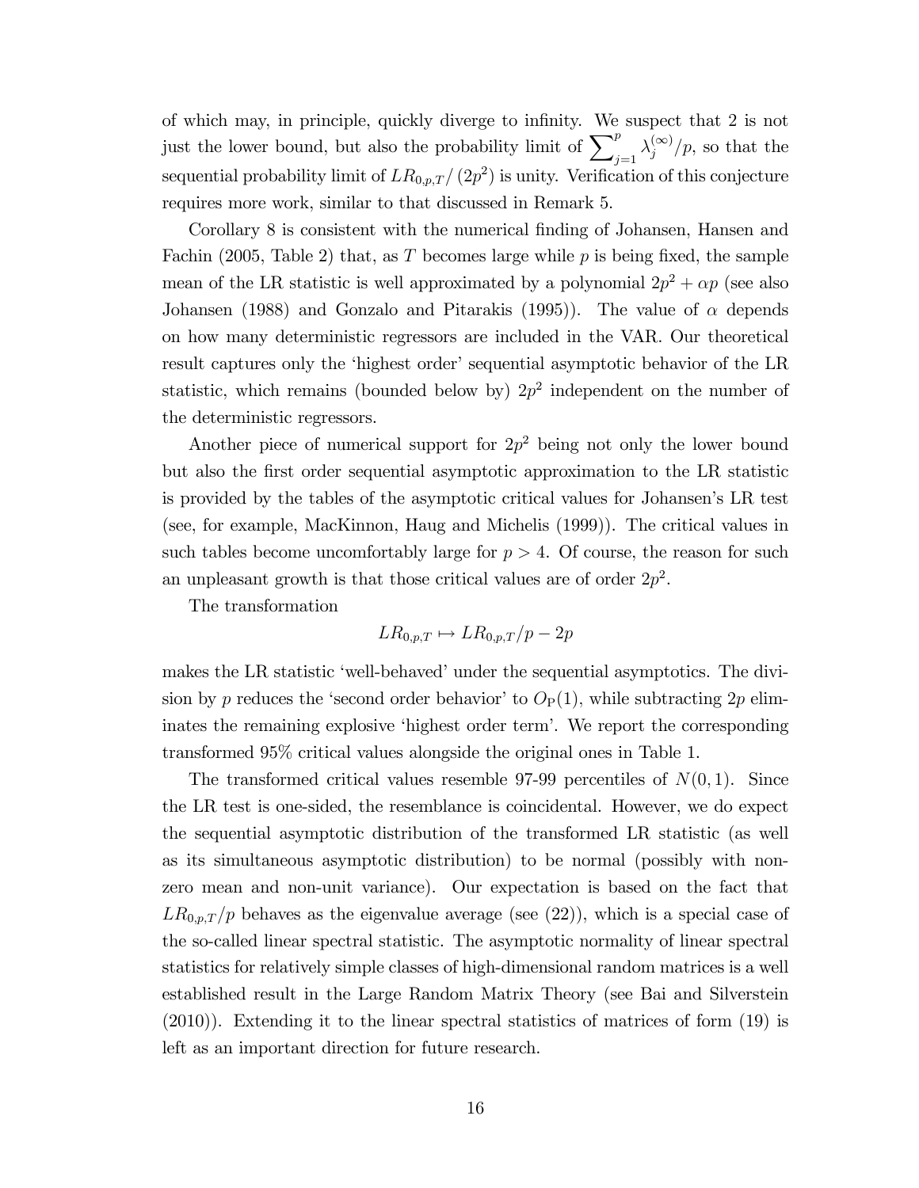of which may, in principle, quickly diverge to infinity. We suspect that 2 is not just the lower bound, but also the probability limit of $\sum_{j=1}^{p} \lambda_j^{(\infty)}/p$, so that the sequential probability limit of $LR_{0,p,T}/\left(2p^2\right)$ is unity. Verification of this conjecture requires more work, similar to that discussed in Remark 5.

Corollary 8 is consistent with the numerical finding of Johansen, Hansen and Fachin (2005, Table 2) that, as $T$ becomes large while $p$ is being fixed, the sample mean of the LR statistic is well approximated by a polynomial $2p^2 + \alpha p$ (see also Johansen (1988) and Gonzalo and Pitarakis (1995)). The value of $\alpha$ depends on how many deterministic regressors are included in the VAR. Our theoretical result captures only the 'highest order' sequential asymptotic behavior of the LR statistic, which remains (bounded below by) $2p^2$ independent on the number of the deterministic regressors.

Another piece of numerical support for $2p^2$ being not only the lower bound but also the first order sequential asymptotic approximation to the LR statistic is provided by the tables of the asymptotic critical values for Johansen's LR test (see, for example, MacKinnon, Haug and Michelis (1999)). The critical values in such tables become uncomfortably large for $p > 4$. Of course, the reason for such an unpleasant growth is that those critical values are of order $2p^2$.

The transformation

$$LR_{0,p,T} \mapsto LR_{0,p,T}/p - 2p$$

makes the LR statistic 'well-behaved' under the sequential asymptotics. The division by $p$ reduces the 'second order behavior' to $O_{\mathrm{P}}(1)$, while subtracting $2p$ eliminates the remaining explosive 'highest order term'. We report the corresponding transformed 95% critical values alongside the original ones in Table 1.

The transformed critical values resemble 97-99 percentiles of $N(0,1)$. Since the LR test is one-sided, the resemblance is coincidental. However, we do expect the sequential asymptotic distribution of the transformed LR statistic (as well as its simultaneous asymptotic distribution) to be normal (possibly with non-zero mean and non-unit variance). Our expectation is based on the fact that $LR_{0,p,T}/p$ behaves as the eigenvalue average (see (22)), which is a special case of the so-called linear spectral statistic. The asymptotic normality of linear spectral statistics for relatively simple classes of high-dimensional random matrices is a well established result in the Large Random Matrix Theory (see Bai and Silverstein (2010)). Extending it to the linear spectral statistics of matrices of form (19) is left as an important direction for future research.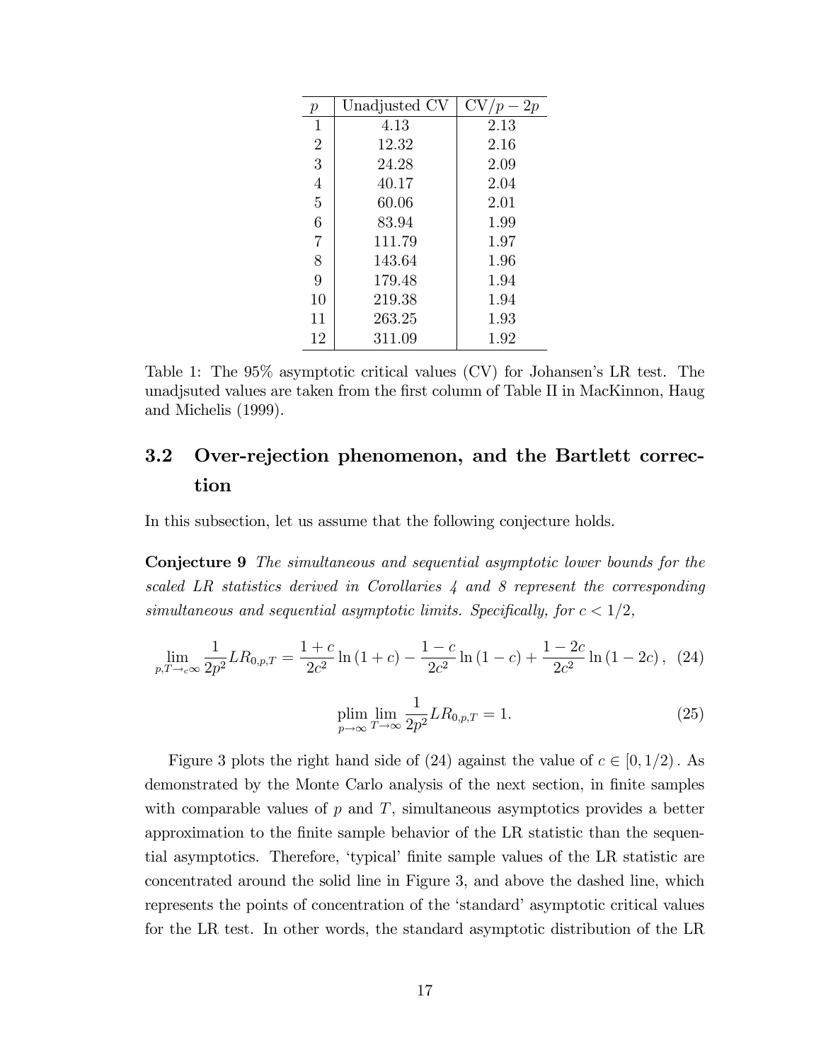| $p$ | Unadjusted CV | $\mathrm{CV}/p-2p$ |
|---|---|---|
| 1 | 4.13 | 2.13 |
| 2 | 12.32 | 2.16 |
| 3 | 24.28 | 2.09 |
| 4 | 40.17 | 2.04 |
| 5 | 60.06 | 2.01 |
| 6 | 83.94 | 1.99 |
| 7 | 111.79 | 1.97 |
| 8 | 143.64 | 1.96 |
| 9 | 179.48 | 1.94 |
| 10 | 219.38 | 1.94 |
| 11 | 263.25 | 1.93 |
| 12 | 311.09 | 1.92 |

Table 1: The 95% asymptotic critical values (CV) for Johansen's LR test. The unadjsuted values are taken from the first column of Table II in MacKinnon, Haug and Michelis (1999).

## 3.2 Over-rejection phenomenon, and the Bartlett correction

In this subsection, let us assume that the following conjecture holds.

**Conjecture 9** *The simultaneous and sequential asymptotic lower bounds for the scaled LR statistics derived in Corollaries 4 and 8 represent the corresponding simultaneous and sequential asymptotic limits. Specifically, for $c < 1/2$,*

$$\lim_{p,T \to_c \infty} \frac{1}{2p^2} LR_{0,p,T} = \frac{1+c}{2c^2} \ln(1+c) - \frac{1-c}{2c^2} \ln(1-c) + \frac{1-2c}{2c^2} \ln(1-2c), \quad (24)$$

$$\operatorname*{plim}_{p \to \infty} \lim_{T \to \infty} \frac{1}{2p^2} LR_{0,p,T} = 1. \quad (25)$$

Figure 3 plots the right hand side of (24) against the value of $c \in [0, 1/2)$. As demonstrated by the Monte Carlo analysis of the next section, in finite samples with comparable values of $p$ and $T$, simultaneous asymptotics provides a better approximation to the finite sample behavior of the LR statistic than the sequential asymptotics. Therefore, 'typical' finite sample values of the LR statistic are concentrated around the solid line in Figure 3, and above the dashed line, which represents the points of concentration of the 'standard' asymptotic critical values for the LR test. In other words, the standard asymptotic distribution of the LR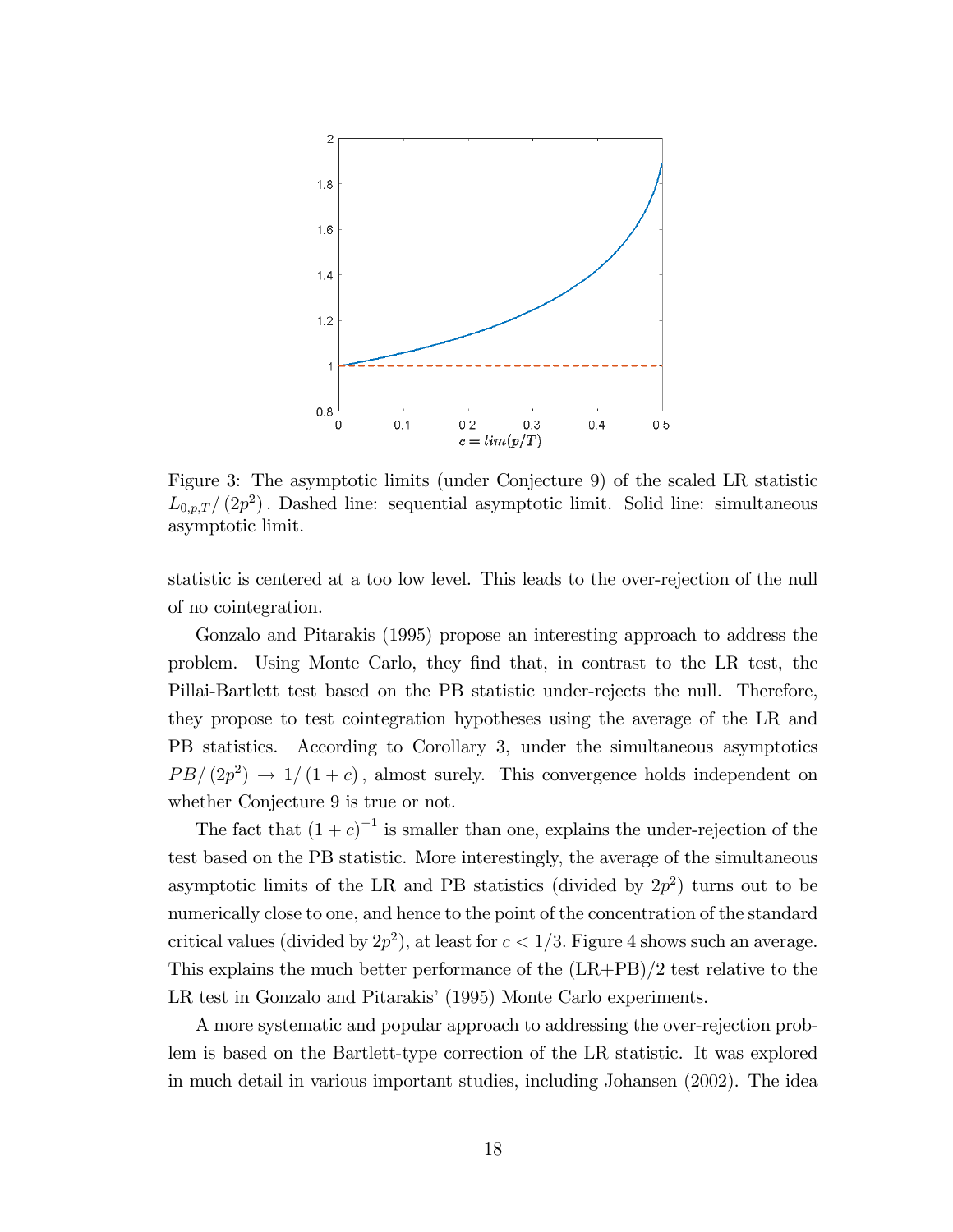2

1.8

1.6

1.4

1.2

1

0.8

0 0.1 0.2 0.3 0.4 0.5

$c = lim(p/T)$

Figure 3: The asymptotic limits (under Conjecture 9) of the scaled LR statistic $L_{0,p,T}/(2p^2)$. Dashed line: sequential asymptotic limit. Solid line: simultaneous asymptotic limit.

statistic is centered at a too low level. This leads to the over-rejection of the null of no cointegration.

Gonzalo and Pitarakis (1995) propose an interesting approach to address the problem. Using Monte Carlo, they find that, in contrast to the LR test, the Pillai-Bartlett test based on the PB statistic under-rejects the null. Therefore, they propose to test cointegration hypotheses using the average of the LR and PB statistics. According to Corollary 3, under the simultaneous asymptotics $PB/(2p^2) \to 1/(1+c)$, almost surely. This convergence holds independent on whether Conjecture 9 is true or not.

The fact that $(1+c)^{-1}$ is smaller than one, explains the under-rejection of the test based on the PB statistic. More interestingly, the average of the simultaneous asymptotic limits of the LR and PB statistics (divided by $2p^2$) turns out to be numerically close to one, and hence to the point of the concentration of the standard critical values (divided by $2p^2$), at least for $c < 1/3$. Figure 4 shows such an average. This explains the much better performance of the (LR+PB)/2 test relative to the LR test in Gonzalo and Pitarakis' (1995) Monte Carlo experiments.

A more systematic and popular approach to addressing the over-rejection problem is based on the Bartlett-type correction of the LR statistic. It was explored in much detail in various important studies, including Johansen (2002). The idea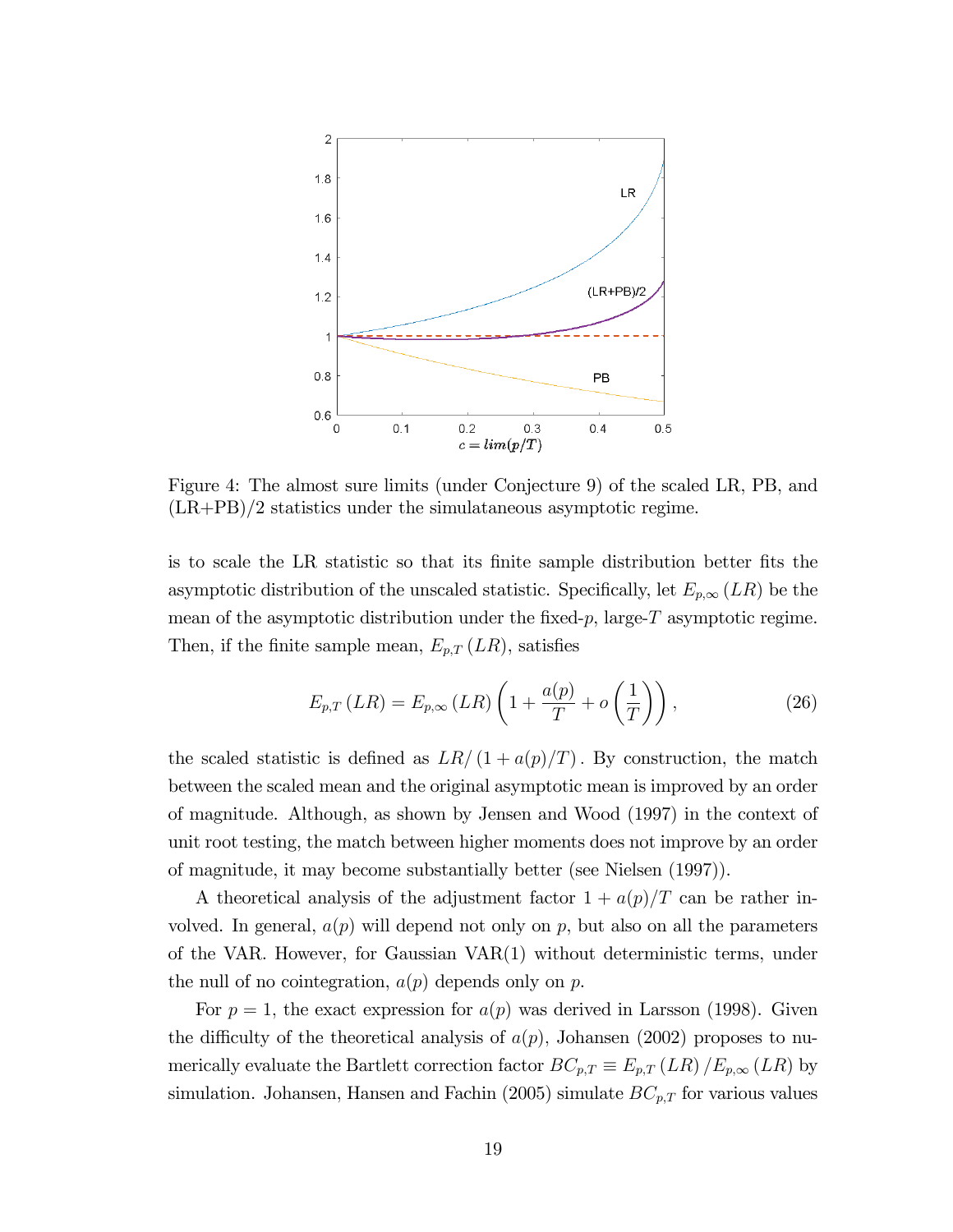2
1.8
1.6
1.4
1.2
1
0.8
0.6
0
0.1
0.2
0.3
0.4
0.5
LR
(LR+PB)/2
PB
$c = lim(p/T)$

Figure 4: The almost sure limits (under Conjecture 9) of the scaled LR, PB, and (LR+PB)/2 statistics under the simulataneous asymptotic regime.

is to scale the LR statistic so that its finite sample distribution better fits the asymptotic distribution of the unscaled statistic. Specifically, let $E_{p,\infty}(LR)$ be the mean of the asymptotic distribution under the fixed-$p$, large-$T$ asymptotic regime. Then, if the finite sample mean, $E_{p,T}(LR)$, satisfies

$$E_{p,T}(LR) = E_{p,\infty}(LR)\left(1 + \frac{a(p)}{T} + o\left(\frac{1}{T}\right)\right), \tag{26}$$

the scaled statistic is defined as $LR/(1 + a(p)/T)$. By construction, the match between the scaled mean and the original asymptotic mean is improved by an order of magnitude. Although, as shown by Jensen and Wood (1997) in the context of unit root testing, the match between higher moments does not improve by an order of magnitude, it may become substantially better (see Nielsen (1997)).

A theoretical analysis of the adjustment factor $1 + a(p)/T$ can be rather involved. In general, $a(p)$ will depend not only on $p$, but also on all the parameters of the VAR. However, for Gaussian VAR(1) without deterministic terms, under the null of no cointegration, $a(p)$ depends only on $p$.

For $p = 1$, the exact expression for $a(p)$ was derived in Larsson (1998). Given the difficulty of the theoretical analysis of $a(p)$, Johansen (2002) proposes to numerically evaluate the Bartlett correction factor $BC_{p,T} \equiv E_{p,T}(LR)/E_{p,\infty}(LR)$ by simulation. Johansen, Hansen and Fachin (2005) simulate $BC_{p,T}$ for various values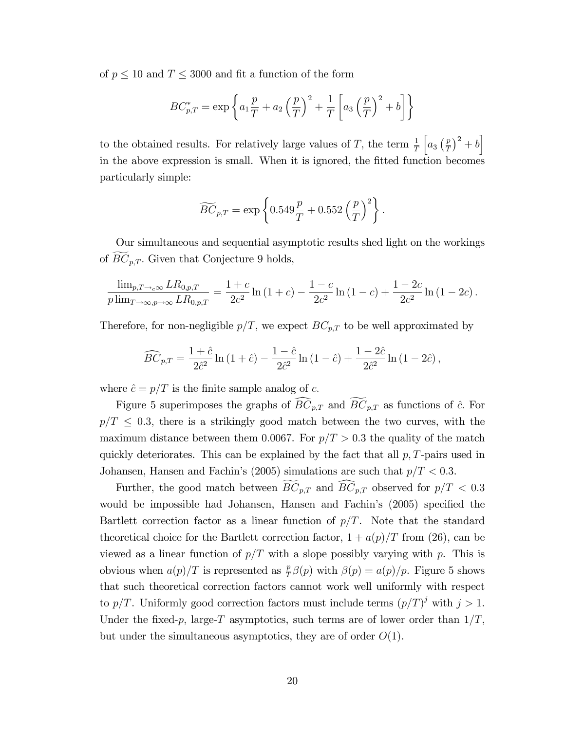of $p \leq 10$ and $T \leq 3000$ and fit a function of the form

$$BC^*_{p,T} = \exp\left\{a_1 \frac{p}{T} + a_2 \left(\frac{p}{T}\right)^2 + \frac{1}{T}\left[a_3 \left(\frac{p}{T}\right)^2 + b\right]\right\}$$

to the obtained results. For relatively large values of $T$, the term $\frac{1}{T}\left[a_3 \left(\frac{p}{T}\right)^2 + b\right]$ in the above expression is small. When it is ignored, the fitted function becomes particularly simple:

$$\widetilde{BC}_{p,T} = \exp\left\{0.549 \frac{p}{T} + 0.552 \left(\frac{p}{T}\right)^2\right\}.$$

Our simultaneous and sequential asymptotic results shed light on the workings of $\widetilde{BC}_{p,T}$. Given that Conjecture 9 holds,

$$\frac{\lim_{p,T \to_c \infty} LR_{0,p,T}}{p \lim_{T \to \infty, p \to \infty} LR_{0,p,T}} = \frac{1+c}{2c^2} \ln(1+c) - \frac{1-c}{2c^2} \ln(1-c) + \frac{1-2c}{2c^2} \ln(1-2c).$$

Therefore, for non-negligible $p/T$, we expect $BC_{p,T}$ to be well approximated by

$$\widehat{BC}_{p,T} = \frac{1+\hat{c}}{2\hat{c}^2} \ln(1+\hat{c}) - \frac{1-\hat{c}}{2\hat{c}^2} \ln(1-\hat{c}) + \frac{1-2\hat{c}}{2\hat{c}^2} \ln(1-2\hat{c}),$$

where $\hat{c} = p/T$ is the finite sample analog of $c$.

Figure 5 superimposes the graphs of $\widehat{BC}_{p,T}$ and $\widetilde{BC}_{p,T}$ as functions of $\hat{c}$. For $p/T \leq 0.3$, there is a strikingly good match between the two curves, with the maximum distance between them 0.0067. For $p/T > 0.3$ the quality of the match quickly deteriorates. This can be explained by the fact that all $p, T$-pairs used in Johansen, Hansen and Fachin's (2005) simulations are such that $p/T < 0.3$.

Further, the good match between $\widetilde{BC}_{p,T}$ and $\widehat{BC}_{p,T}$ observed for $p/T < 0.3$ would be impossible had Johansen, Hansen and Fachin's (2005) specified the Bartlett correction factor as a linear function of $p/T$. Note that the standard theoretical choice for the Bartlett correction factor, $1 + a(p)/T$ from (26), can be viewed as a linear function of $p/T$ with a slope possibly varying with $p$. This is obvious when $a(p)/T$ is represented as $\frac{p}{T}\beta(p)$ with $\beta(p) = a(p)/p$. Figure 5 shows that such theoretical correction factors cannot work well uniformly with respect to $p/T$. Uniformly good correction factors must include terms $(p/T)^j$ with $j > 1$. Under the fixed-$p$, large-$T$ asymptotics, such terms are of lower order than $1/T$, but under the simultaneous asymptotics, they are of order $O(1)$.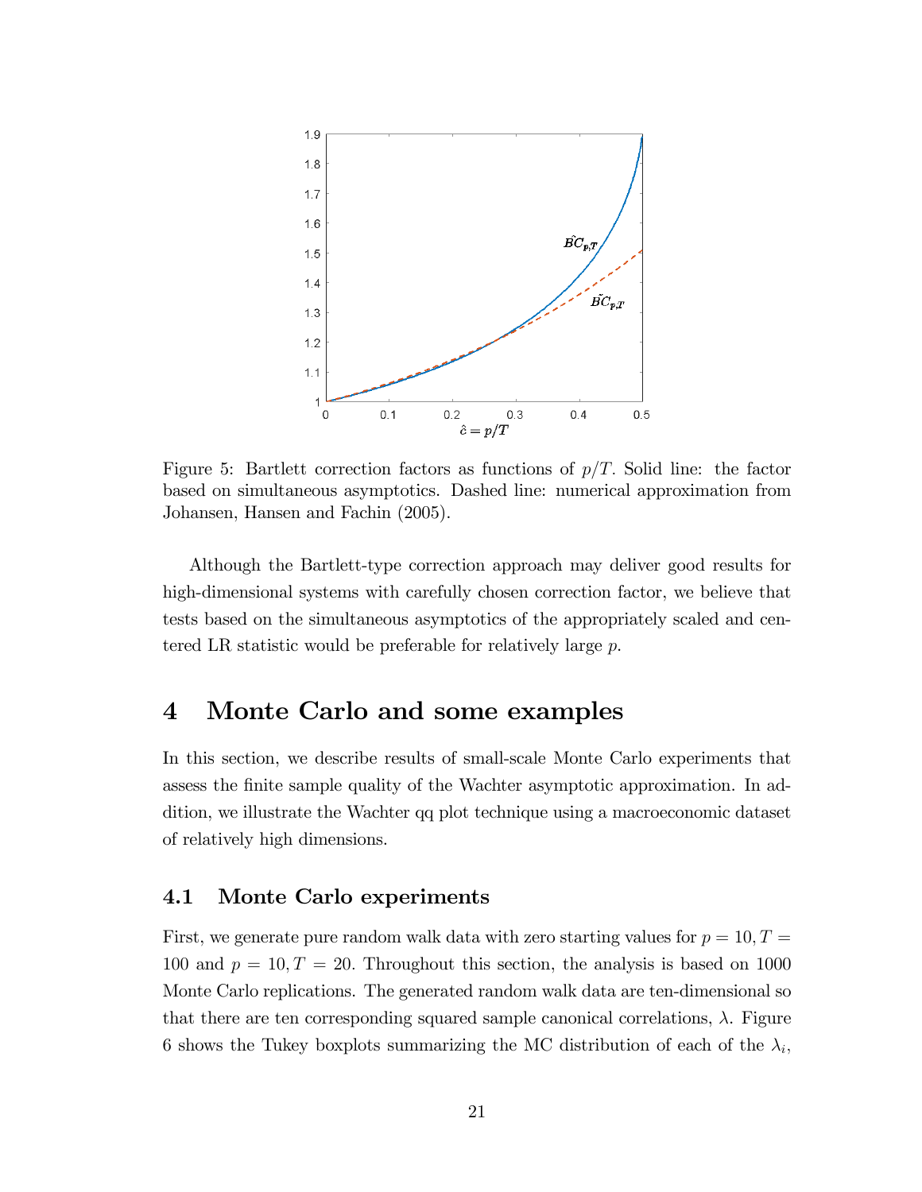1.9
1.8
1.7
1.6
1.5
1.4
1.3
1.2
1.1
1
0
0.1
0.2
0.3
0.4
0.5
$\hat{BC}_{p,T}$
$\check{BC}_{p,T}$
$\hat{c} = p/T$

Figure 5: Bartlett correction factors as functions of $p/T$. Solid line: the factor based on simultaneous asymptotics. Dashed line: numerical approximation from Johansen, Hansen and Fachin (2005).

Although the Bartlett-type correction approach may deliver good results for high-dimensional systems with carefully chosen correction factor, we believe that tests based on the simultaneous asymptotics of the appropriately scaled and centered LR statistic would be preferable for relatively large $p$.

# 4 Monte Carlo and some examples

In this section, we describe results of small-scale Monte Carlo experiments that assess the finite sample quality of the Wachter asymptotic approximation. In addition, we illustrate the Wachter qq plot technique using a macroeconomic dataset of relatively high dimensions.

## 4.1 Monte Carlo experiments

First, we generate pure random walk data with zero starting values for $p = 10, T = 100$ and $p = 10, T = 20$. Throughout this section, the analysis is based on 1000 Monte Carlo replications. The generated random walk data are ten-dimensional so that there are ten corresponding squared sample canonical correlations, $\lambda$. Figure 6 shows the Tukey boxplots summarizing the MC distribution of each of the $\lambda_i$,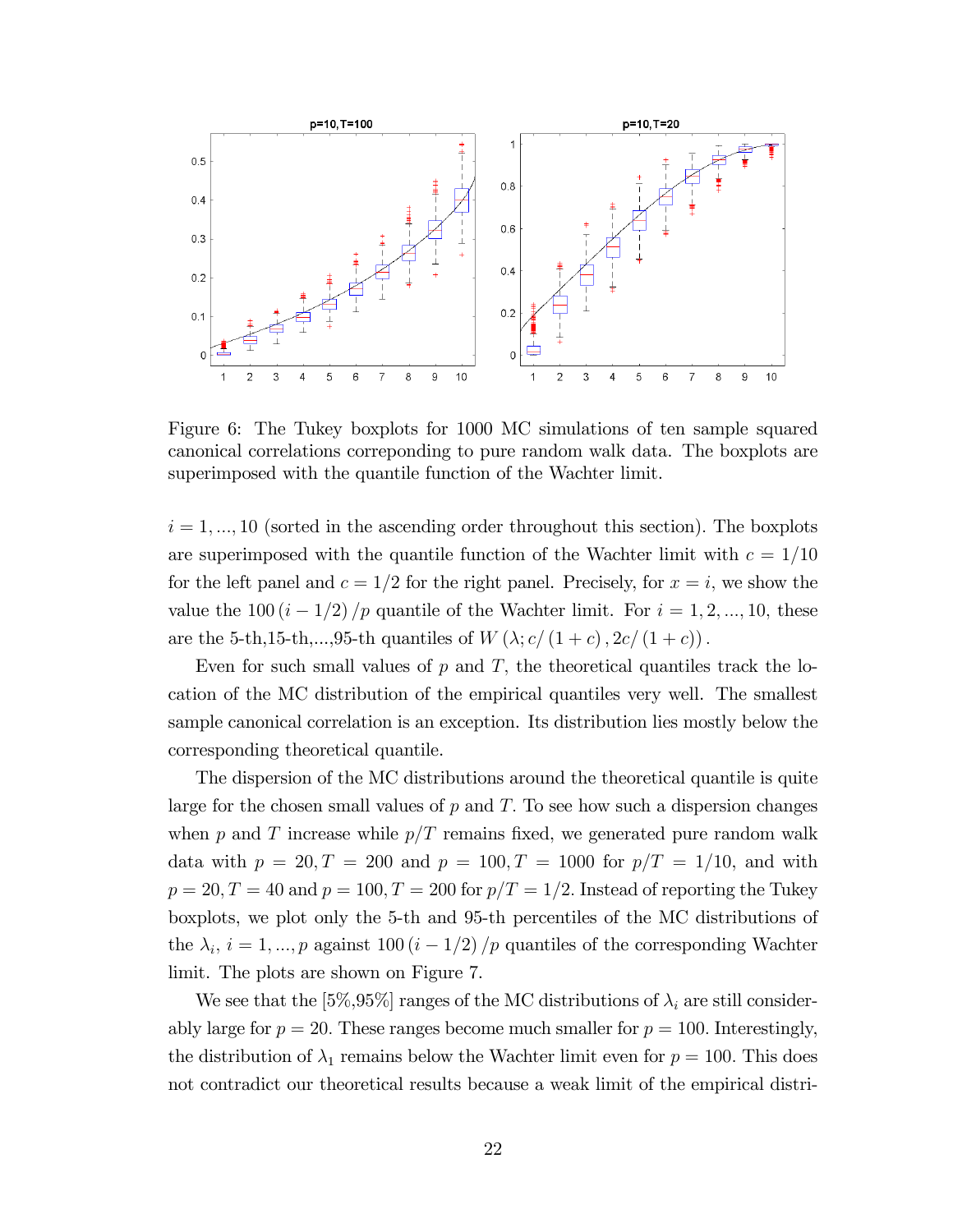Figure 6: The Tukey boxplots for 1000 MC simulations of ten sample squared canonical correlations correponding to pure random walk data. The boxplots are superimposed with the quantile function of the Wachter limit.

$i = 1, ..., 10$ (sorted in the ascending order throughout this section). The boxplots are superimposed with the quantile function of the Wachter limit with $c = 1/10$ for the left panel and $c = 1/2$ for the right panel. Precisely, for $x = i$, we show the value the $100\,(i - 1/2)\,/p$ quantile of the Wachter limit. For $i = 1, 2, ..., 10$, these are the 5-th,15-th,...,95-th quantiles of $W\left(\lambda; c/\left(1 + c\right), 2c/\left(1 + c\right)\right)$.

Even for such small values of $p$ and $T$, the theoretical quantiles track the location of the MC distribution of the empirical quantiles very well. The smallest sample canonical correlation is an exception. Its distribution lies mostly below the corresponding theoretical quantile.

The dispersion of the MC distributions around the theoretical quantile is quite large for the chosen small values of $p$ and $T$. To see how such a dispersion changes when $p$ and $T$ increase while $p/T$ remains fixed, we generated pure random walk data with $p = 20, T = 200$ and $p = 100, T = 1000$ for $p/T = 1/10$, and with $p = 20, T = 40$ and $p = 100, T = 200$ for $p/T = 1/2$. Instead of reporting the Tukey boxplots, we plot only the 5-th and 95-th percentiles of the MC distributions of the $\lambda_i$, $i = 1, ..., p$ against $100\,(i - 1/2)\,/p$ quantiles of the corresponding Wachter limit. The plots are shown on Figure 7.

We see that the [5%,95%] ranges of the MC distributions of $\lambda_i$ are still considerably large for $p = 20$. These ranges become much smaller for $p = 100$. Interestingly, the distribution of $\lambda_1$ remains below the Wachter limit even for $p = 100$. This does not contradict our theoretical results because a weak limit of the empirical distri-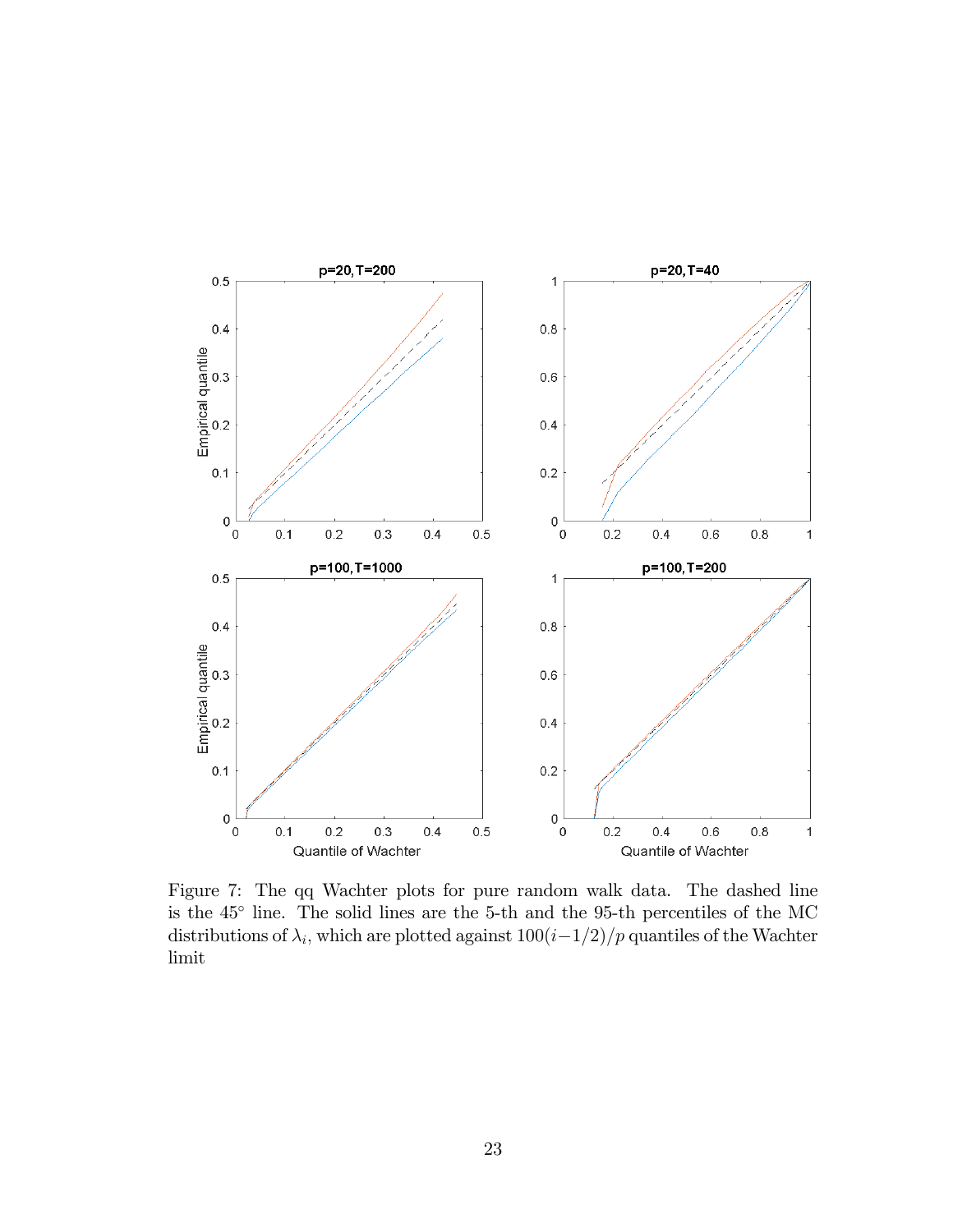p=20,T=200

Empirical quantile

0.5
0.4
0.3
0.2
0.1
0

0 0.1 0.2 0.3 0.4 0.5

p=20,T=40

1
0.8
0.6
0.4
0.2
0

0 0.2 0.4 0.6 0.8 1

p=100,T=1000

Empirical quantile

0.5
0.4
0.3
0.2
0.1
0

0 0.1 0.2 0.3 0.4 0.5

Quantile of Wachter

p=100,T=200

1
0.8
0.6
0.4
0.2
0

0 0.2 0.4 0.6 0.8 1

Quantile of Wachter

Figure 7: The qq Wachter plots for pure random walk data. The dashed line is the 45° line. The solid lines are the 5-th and the 95-th percentiles of the MC distributions of $\lambda_i$, which are plotted against $100(i-1/2)/p$ quantiles of the Wachter limit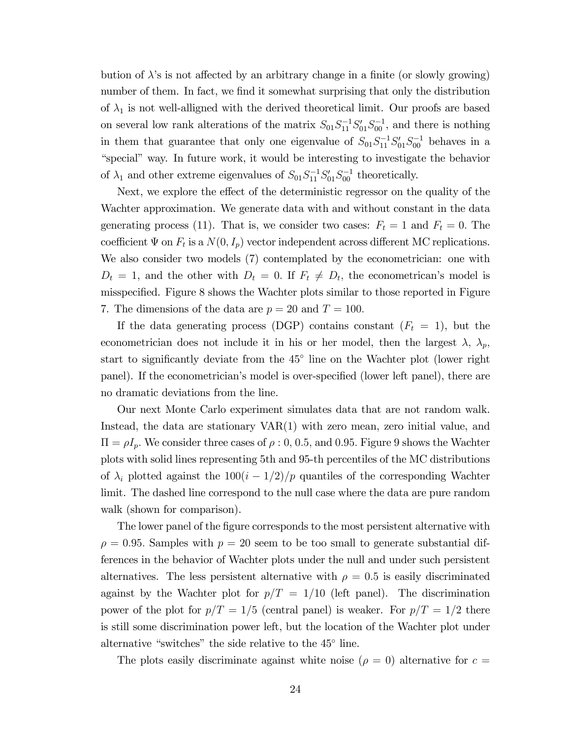bution of $\lambda$'s is not affected by an arbitrary change in a finite (or slowly growing) number of them. In fact, we find it somewhat surprising that only the distribution of $\lambda_1$ is not well-alligned with the derived theoretical limit. Our proofs are based on several low rank alterations of the matrix $S_{01}S_{11}^{-1}S_{01}'S_{00}^{-1}$, and there is nothing in them that guarantee that only one eigenvalue of $S_{01}S_{11}^{-1}S_{01}'S_{00}^{-1}$ behaves in a "special" way. In future work, it would be interesting to investigate the behavior of $\lambda_1$ and other extreme eigenvalues of $S_{01}S_{11}^{-1}S_{01}'S_{00}^{-1}$ theoretically.

Next, we explore the effect of the deterministic regressor on the quality of the Wachter approximation. We generate data with and without constant in the data generating process (11). That is, we consider two cases: $F_t = 1$ and $F_t = 0$. The coefficient $\Psi$ on $F_t$ is a $N(0, I_p)$ vector independent across different MC replications. We also consider two models (7) contemplated by the econometrician: one with $D_t = 1$, and the other with $D_t = 0$. If $F_t \neq D_t$, the econometrican's model is misspecified. Figure 8 shows the Wachter plots similar to those reported in Figure 7. The dimensions of the data are $p = 20$ and $T = 100$.

If the data generating process (DGP) contains constant ($F_t = 1$), but the econometrician does not include it in his or her model, then the largest $\lambda$, $\lambda_p$, start to significantly deviate from the $45^{\circ}$ line on the Wachter plot (lower right panel). If the econometrician's model is over-specified (lower left panel), there are no dramatic deviations from the line.

Our next Monte Carlo experiment simulates data that are not random walk. Instead, the data are stationary VAR(1) with zero mean, zero initial value, and $\Pi = \rho I_p$. We consider three cases of $\rho$ : 0, 0.5, and 0.95. Figure 9 shows the Wachter plots with solid lines representing 5th and 95-th percentiles of the MC distributions of $\lambda_i$ plotted against the $100(i - 1/2)/p$ quantiles of the corresponding Wachter limit. The dashed line correspond to the null case where the data are pure random walk (shown for comparison).

The lower panel of the figure corresponds to the most persistent alternative with $\rho = 0.95$. Samples with $p = 20$ seem to be too small to generate substantial differences in the behavior of Wachter plots under the null and under such persistent alternatives. The less persistent alternative with $\rho = 0.5$ is easily discriminated against by the Wachter plot for $p/T = 1/10$ (left panel). The discrimination power of the plot for $p/T = 1/5$ (central panel) is weaker. For $p/T = 1/2$ there is still some discrimination power left, but the location of the Wachter plot under alternative "switches" the side relative to the $45^{\circ}$ line.

The plots easily discriminate against white noise ($\rho = 0$) alternative for $c =$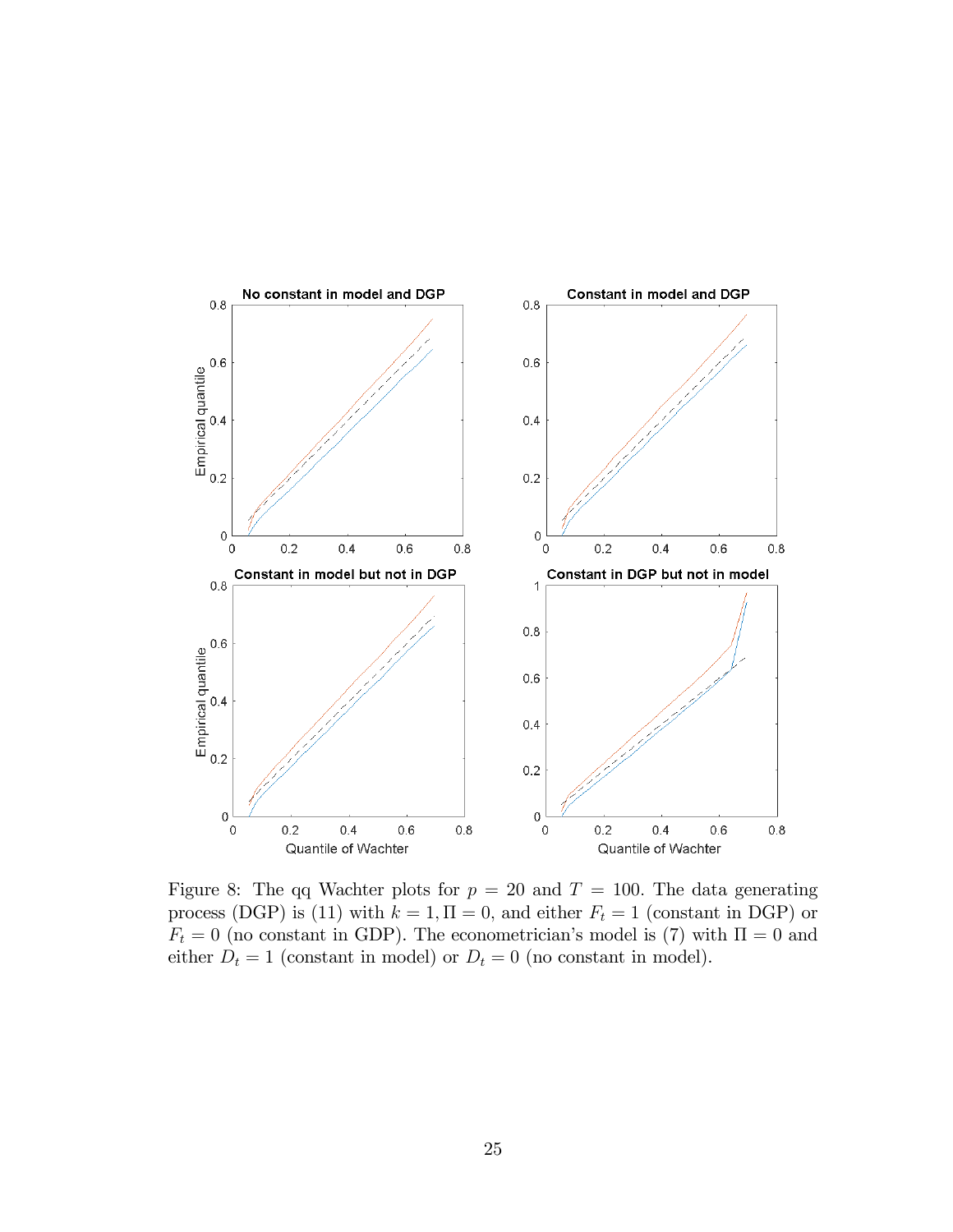No constant in model and DGP

0.8
0.6
0.4
0.2
0

Empirical quantile

0 0.2 0.4 0.6 0.8

Constant in model and DGP

0.8
0.6
0.4
0.2
0

0 0.2 0.4 0.6 0.8

Constant in model but not in DGP

0.8
0.6
0.4
0.2
0

Empirical quantile

0 0.2 0.4 0.6 0.8

Quantile of Wachter

Constant in DGP but not in model

1
0.8
0.6
0.4
0.2
0

0 0.2 0.4 0.6 0.8

Quantile of Wachter

Figure 8: The qq Wachter plots for $p = 20$ and $T = 100$. The data generating process (DGP) is (11) with $k = 1, \Pi = 0$, and either $F_t = 1$ (constant in DGP) or $F_t = 0$ (no constant in GDP). The econometrician's model is (7) with $\Pi = 0$ and either $D_t = 1$ (constant in model) or $D_t = 0$ (no constant in model).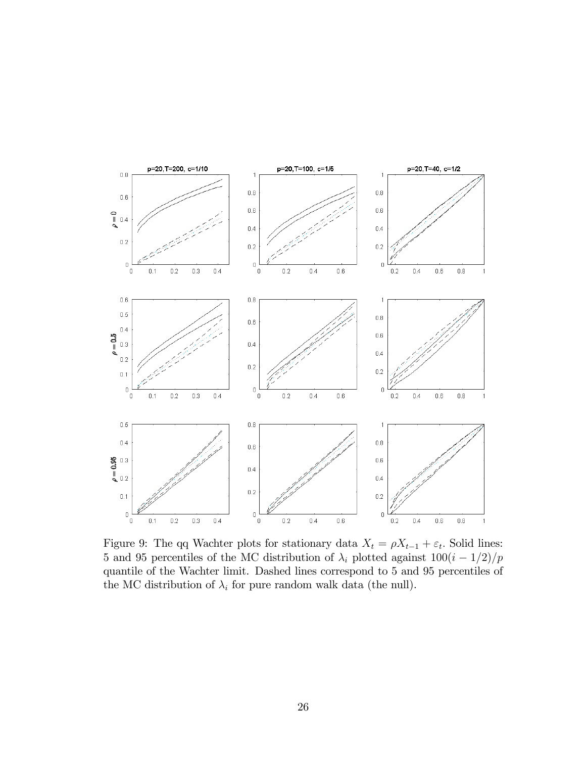Figure 9: The qq Wachter plots for stationary data $X_t = \rho X_{t-1} + \varepsilon_t$. Solid lines: 5 and 95 percentiles of the MC distribution of $\lambda_i$ plotted against $100(i - 1/2)/p$ quantile of the Wachter limit. Dashed lines correspond to 5 and 95 percentiles of the MC distribution of $\lambda_i$ for pure random walk data (the null).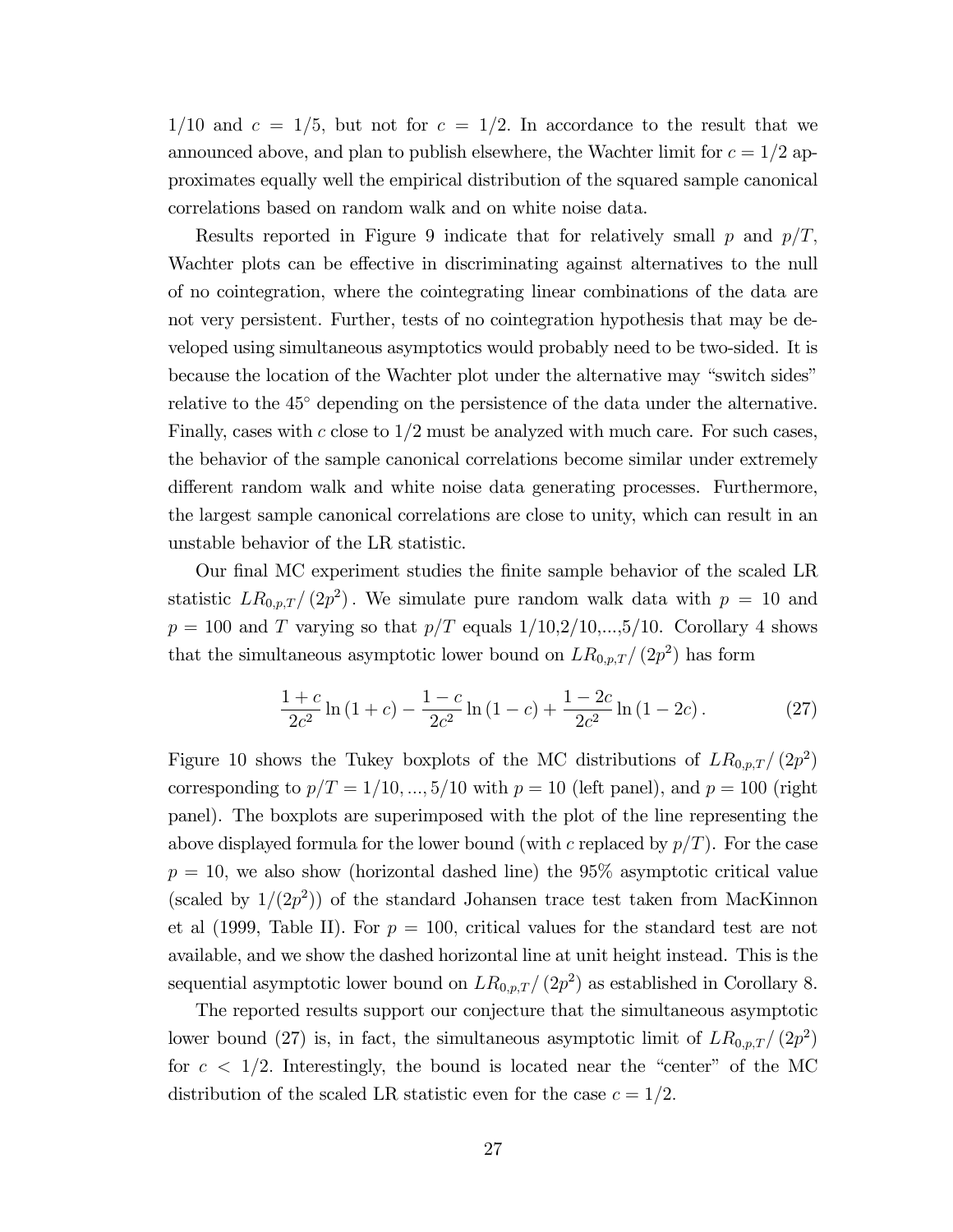1/10 and $c = 1/5$, but not for $c = 1/2$. In accordance to the result that we announced above, and plan to publish elsewhere, the Wachter limit for $c = 1/2$ approximates equally well the empirical distribution of the squared sample canonical correlations based on random walk and on white noise data.

Results reported in Figure 9 indicate that for relatively small $p$ and $p/T$, Wachter plots can be effective in discriminating against alternatives to the null of no cointegration, where the cointegrating linear combinations of the data are not very persistent. Further, tests of no cointegration hypothesis that may be developed using simultaneous asymptotics would probably need to be two-sided. It is because the location of the Wachter plot under the alternative may "switch sides" relative to the 45° depending on the persistence of the data under the alternative. Finally, cases with $c$ close to 1/2 must be analyzed with much care. For such cases, the behavior of the sample canonical correlations become similar under extremely different random walk and white noise data generating processes. Furthermore, the largest sample canonical correlations are close to unity, which can result in an unstable behavior of the LR statistic.

Our final MC experiment studies the finite sample behavior of the scaled LR statistic $LR_{0,p,T}/\left(2p^2\right)$. We simulate pure random walk data with $p = 10$ and $p = 100$ and $T$ varying so that $p/T$ equals 1/10,2/10,...,5/10. Corollary 4 shows that the simultaneous asymptotic lower bound on $LR_{0,p,T}/\left(2p^2\right)$ has form

$$\frac{1+c}{2c^2}\ln(1+c) - \frac{1-c}{2c^2}\ln(1-c) + \frac{1-2c}{2c^2}\ln(1-2c). \tag{27}$$

Figure 10 shows the Tukey boxplots of the MC distributions of $LR_{0,p,T}/\left(2p^2\right)$ corresponding to $p/T = 1/10, ..., 5/10$ with $p = 10$ (left panel), and $p = 100$ (right panel). The boxplots are superimposed with the plot of the line representing the above displayed formula for the lower bound (with $c$ replaced by $p/T$). For the case $p = 10$, we also show (horizontal dashed line) the 95% asymptotic critical value (scaled by $1/(2p^2)$) of the standard Johansen trace test taken from MacKinnon et al (1999, Table II). For $p = 100$, critical values for the standard test are not available, and we show the dashed horizontal line at unit height instead. This is the sequential asymptotic lower bound on $LR_{0,p,T}/\left(2p^2\right)$ as established in Corollary 8.

The reported results support our conjecture that the simultaneous asymptotic lower bound (27) is, in fact, the simultaneous asymptotic limit of $LR_{0,p,T}/\left(2p^2\right)$ for $c < 1/2$. Interestingly, the bound is located near the "center" of the MC distribution of the scaled LR statistic even for the case $c = 1/2$.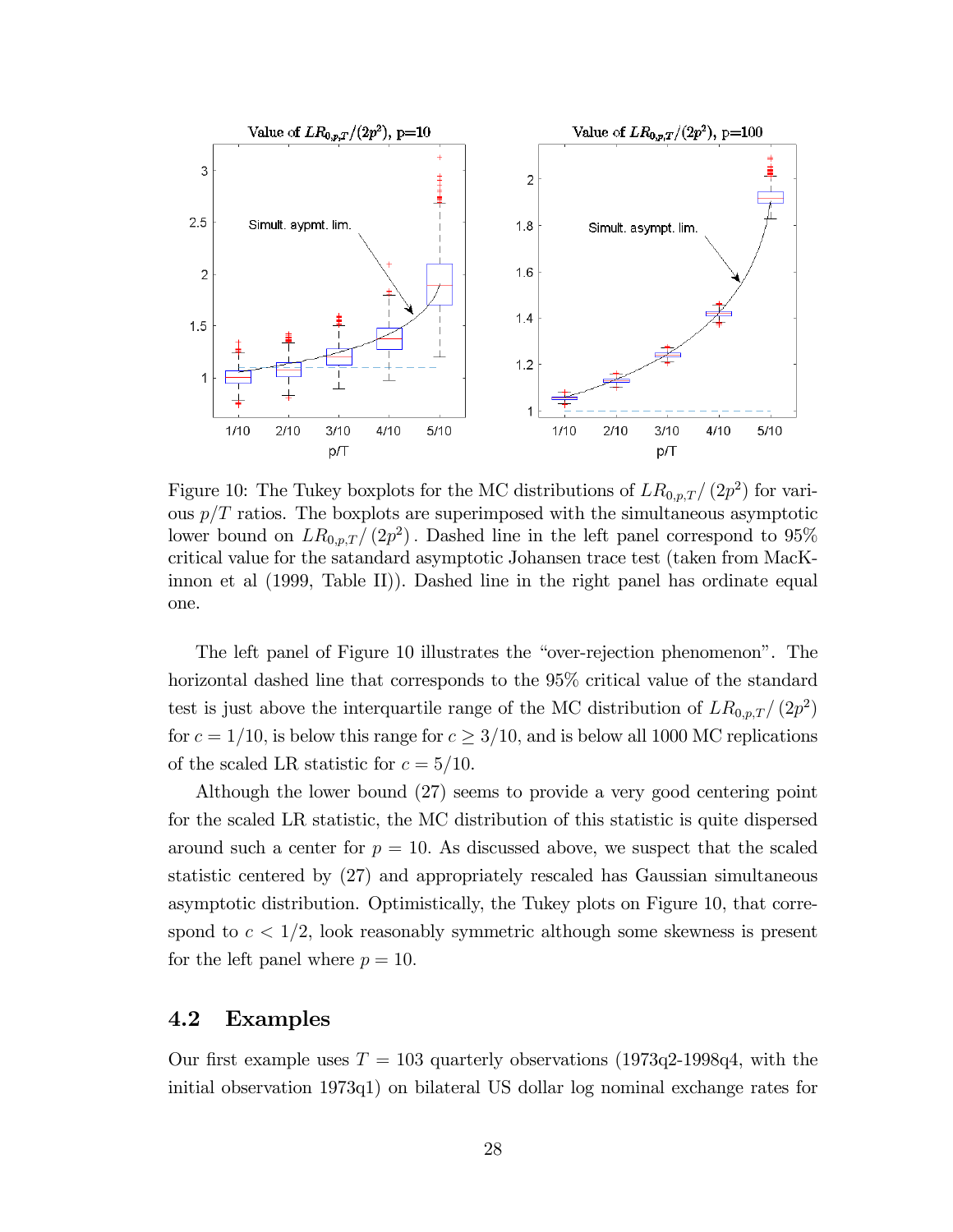Figure 10: The Tukey boxplots for the MC distributions of $LR_{0,p,T}/\left(2p^2\right)$ for various $p/T$ ratios. The boxplots are superimposed with the simultaneous asymptotic lower bound on $LR_{0,p,T}/\left(2p^2\right)$. Dashed line in the left panel correspond to 95% critical value for the satandard asymptotic Johansen trace test (taken from MacKinnon et al (1999, Table II)). Dashed line in the right panel has ordinate equal one.

The left panel of Figure 10 illustrates the "over-rejection phenomenon". The horizontal dashed line that corresponds to the 95% critical value of the standard test is just above the interquartile range of the MC distribution of $LR_{0,p,T}/\left(2p^2\right)$ for $c = 1/10$, is below this range for $c \geq 3/10$, and is below all 1000 MC replications of the scaled LR statistic for $c = 5/10$.

Although the lower bound (27) seems to provide a very good centering point for the scaled LR statistic, the MC distribution of this statistic is quite dispersed around such a center for $p = 10$. As discussed above, we suspect that the scaled statistic centered by (27) and appropriately rescaled has Gaussian simultaneous asymptotic distribution. Optimistically, the Tukey plots on Figure 10, that correspond to $c < 1/2$, look reasonably symmetric although some skewness is present for the left panel where $p = 10$.

## 4.2 Examples

Our first example uses $T = 103$ quarterly observations (1973q2-1998q4, with the initial observation 1973q1) on bilateral US dollar log nominal exchange rates for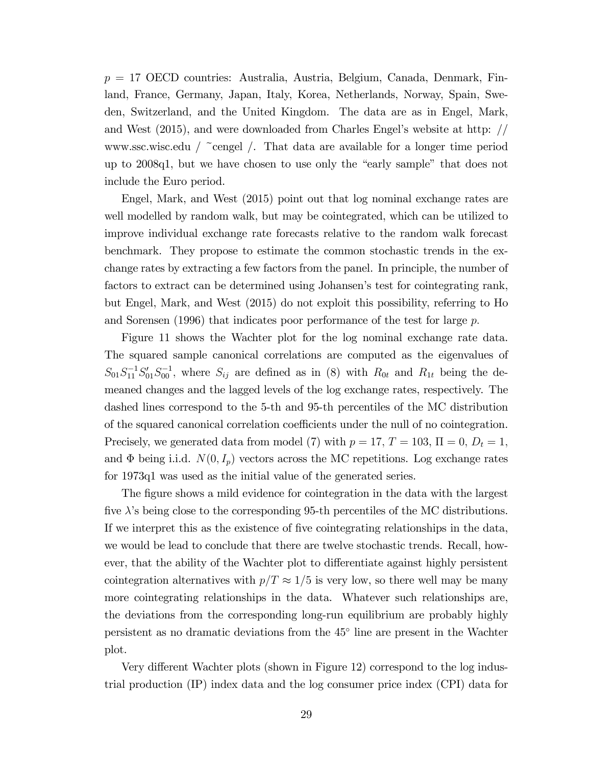$p = 17$ OECD countries: Australia, Austria, Belgium, Canada, Denmark, Finland, France, Germany, Japan, Italy, Korea, Netherlands, Norway, Spain, Sweden, Switzerland, and the United Kingdom. The data are as in Engel, Mark, and West (2015), and were downloaded from Charles Engel's website at http: // www.ssc.wisc.edu / ~cengel /. That data are available for a longer time period up to 2008q1, but we have chosen to use only the "early sample" that does not include the Euro period.

Engel, Mark, and West (2015) point out that log nominal exchange rates are well modelled by random walk, but may be cointegrated, which can be utilized to improve individual exchange rate forecasts relative to the random walk forecast benchmark. They propose to estimate the common stochastic trends in the exchange rates by extracting a few factors from the panel. In principle, the number of factors to extract can be determined using Johansen's test for cointegrating rank, but Engel, Mark, and West (2015) do not exploit this possibility, referring to Ho and Sorensen (1996) that indicates poor performance of the test for large $p$.

Figure 11 shows the Wachter plot for the log nominal exchange rate data. The squared sample canonical correlations are computed as the eigenvalues of $S_{01}S_{11}^{-1}S_{01}'S_{00}^{-1}$, where $S_{ij}$ are defined as in (8) with $R_{0t}$ and $R_{1t}$ being the demeaned changes and the lagged levels of the log exchange rates, respectively. The dashed lines correspond to the 5-th and 95-th percentiles of the MC distribution of the squared canonical correlation coefficients under the null of no cointegration. Precisely, we generated data from model (7) with $p = 17$, $T = 103$, $\Pi = 0$, $D_t = 1$, and $\Phi$ being i.i.d. $N(0, I_p)$ vectors across the MC repetitions. Log exchange rates for 1973q1 was used as the initial value of the generated series.

The figure shows a mild evidence for cointegration in the data with the largest five $\lambda$'s being close to the corresponding 95-th percentiles of the MC distributions. If we interpret this as the existence of five cointegrating relationships in the data, we would be lead to conclude that there are twelve stochastic trends. Recall, however, that the ability of the Wachter plot to differentiate against highly persistent cointegration alternatives with $p/T \approx 1/5$ is very low, so there well may be many more cointegrating relationships in the data. Whatever such relationships are, the deviations from the corresponding long-run equilibrium are probably highly persistent as no dramatic deviations from the $45^{\circ}$ line are present in the Wachter plot.

Very different Wachter plots (shown in Figure 12) correspond to the log industrial production (IP) index data and the log consumer price index (CPI) data for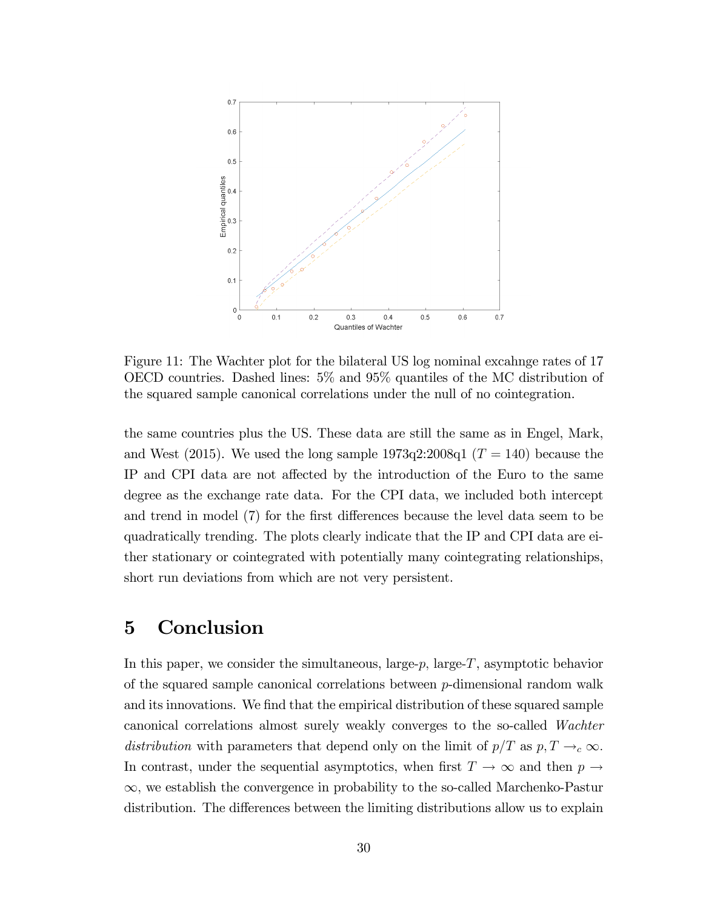0.7
0.6
0.5
0.4
0.3
0.2
0.1
0
Empirical quantiles
0
0.1
0.2
0.3
0.4
0.5
0.6
0.7
Quantiles of Wachter

Figure 11: The Wachter plot for the bilateral US log nominal excahnge rates of 17 OECD countries. Dashed lines: 5% and 95% quantiles of the MC distribution of the squared sample canonical correlations under the null of no cointegration.

the same countries plus the US. These data are still the same as in Engel, Mark, and West (2015). We used the long sample 1973q2:2008q1 ($T = 140$) because the IP and CPI data are not affected by the introduction of the Euro to the same degree as the exchange rate data. For the CPI data, we included both intercept and trend in model (7) for the first differences because the level data seem to be quadratically trending. The plots clearly indicate that the IP and CPI data are either stationary or cointegrated with potentially many cointegrating relationships, short run deviations from which are not very persistent.

# 5 Conclusion

In this paper, we consider the simultaneous, large-$p$, large-$T$, asymptotic behavior of the squared sample canonical correlations between $p$-dimensional random walk and its innovations. We find that the empirical distribution of these squared sample canonical correlations almost surely weakly converges to the so-called *Wachter distribution* with parameters that depend only on the limit of $p/T$ as $p, T \to_c \infty$. In contrast, under the sequential asymptotics, when first $T \to \infty$ and then $p \to \infty$, we establish the convergence in probability to the so-called Marchenko-Pastur distribution. The differences between the limiting distributions allow us to explain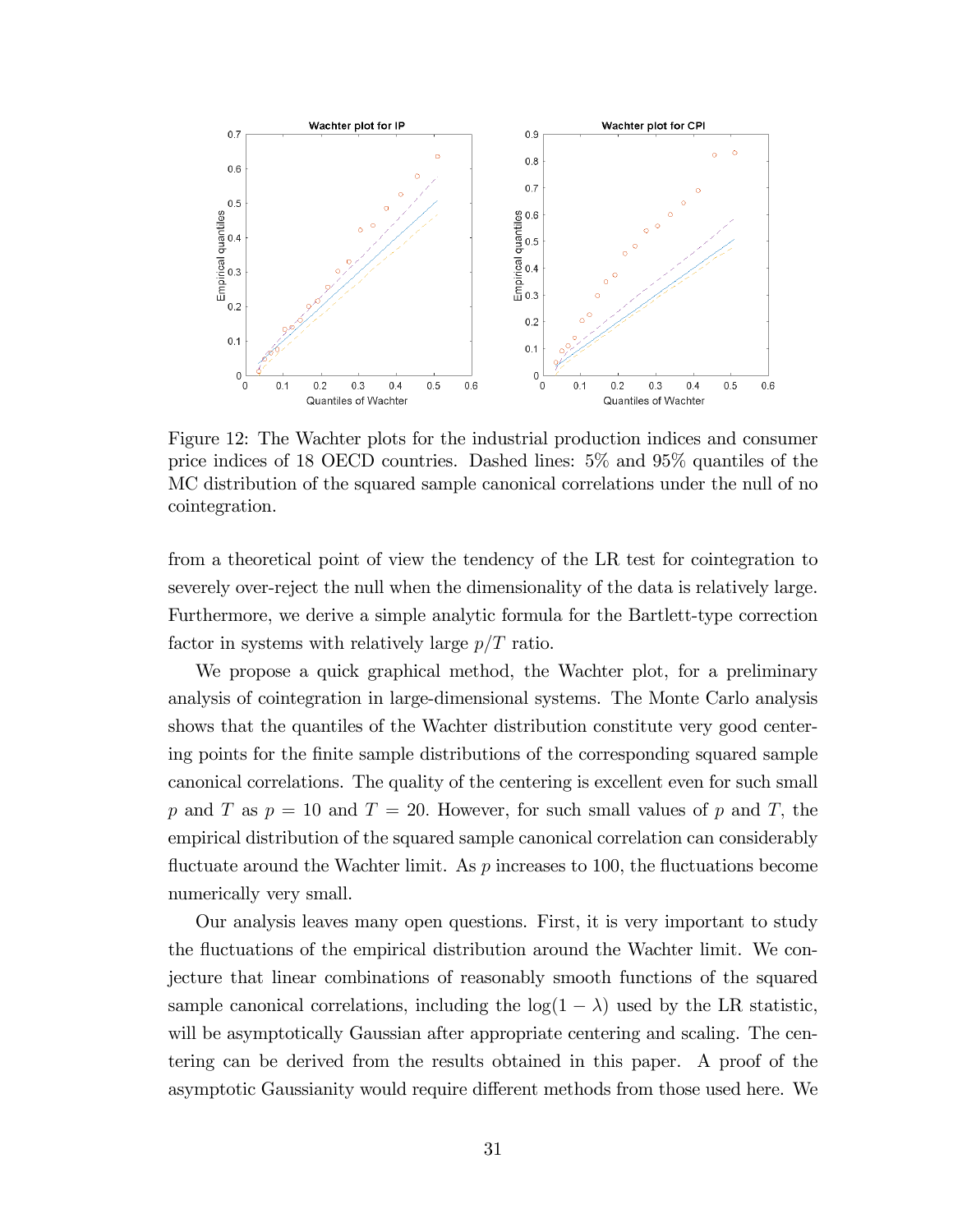Wachter plot for IP

0.7
0.6
0.5
0.4
0.3
0.2
0.1
0

Empirical quantiles

0 0.1 0.2 0.3 0.4 0.5 0.6

Quantiles of Wachter

Wachter plot for CPI

0.9
0.8
0.7
0.6
0.5
0.4
0.3
0.2
0.1
0

Empirical quantiles

0 0.1 0.2 0.3 0.4 0.5 0.6

Quantiles of Wachter

Figure 12: The Wachter plots for the industrial production indices and consumer price indices of 18 OECD countries. Dashed lines: 5% and 95% quantiles of the MC distribution of the squared sample canonical correlations under the null of no cointegration.

from a theoretical point of view the tendency of the LR test for cointegration to severely over-reject the null when the dimensionality of the data is relatively large. Furthermore, we derive a simple analytic formula for the Bartlett-type correction factor in systems with relatively large $p/T$ ratio.

We propose a quick graphical method, the Wachter plot, for a preliminary analysis of cointegration in large-dimensional systems. The Monte Carlo analysis shows that the quantiles of the Wachter distribution constitute very good centering points for the finite sample distributions of the corresponding squared sample canonical correlations. The quality of the centering is excellent even for such small $p$ and $T$ as $p = 10$ and $T = 20$. However, for such small values of $p$ and $T$, the empirical distribution of the squared sample canonical correlation can considerably fluctuate around the Wachter limit. As $p$ increases to 100, the fluctuations become numerically very small.

Our analysis leaves many open questions. First, it is very important to study the fluctuations of the empirical distribution around the Wachter limit. We conjecture that linear combinations of reasonably smooth functions of the squared sample canonical correlations, including the $\log(1 - \lambda)$ used by the LR statistic, will be asymptotically Gaussian after appropriate centering and scaling. The centering can be derived from the results obtained in this paper. A proof of the asymptotic Gaussianity would require different methods from those used here. We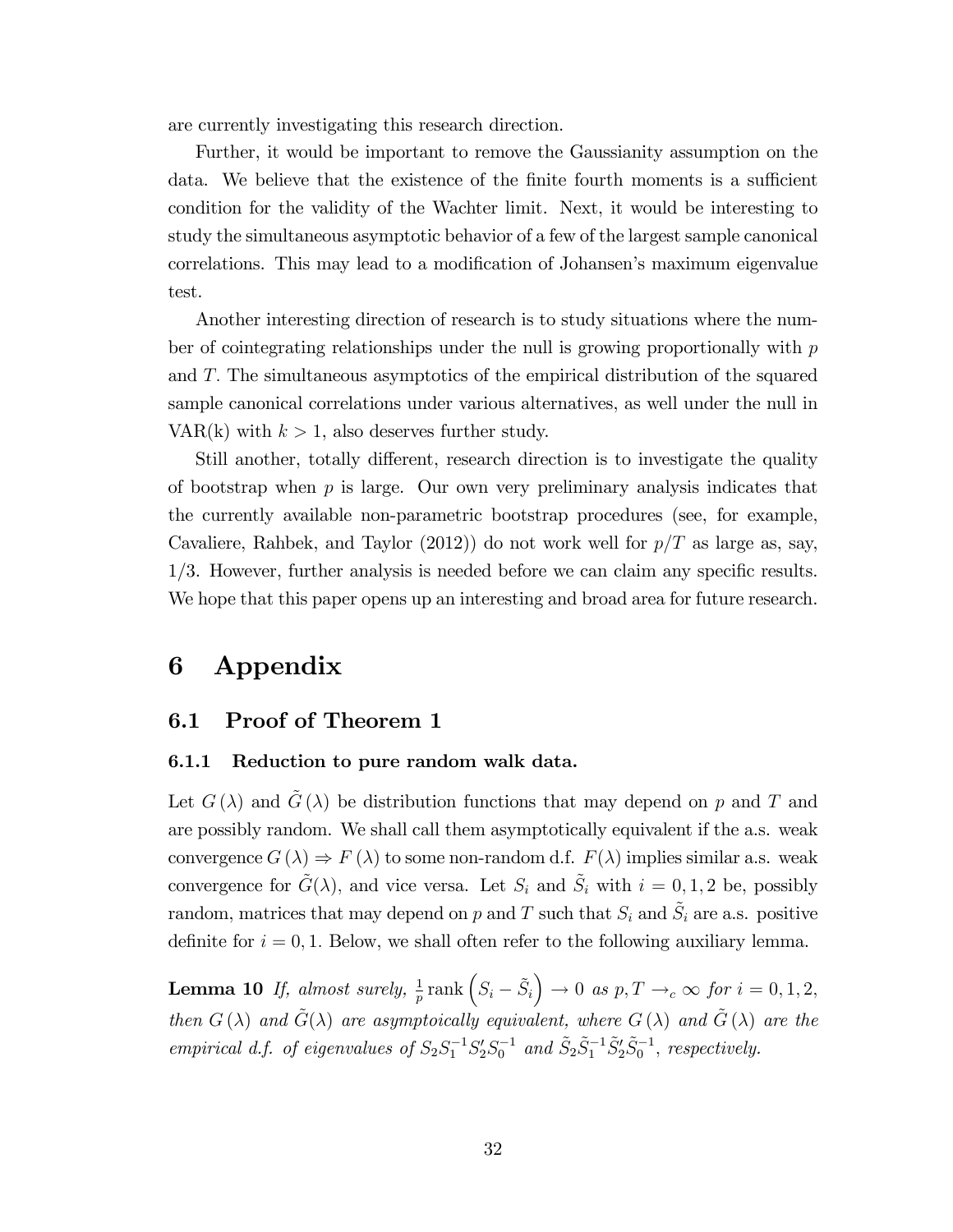are currently investigating this research direction.

Further, it would be important to remove the Gaussianity assumption on the data. We believe that the existence of the finite fourth moments is a sufficient condition for the validity of the Wachter limit. Next, it would be interesting to study the simultaneous asymptotic behavior of a few of the largest sample canonical correlations. This may lead to a modification of Johansen's maximum eigenvalue test.

Another interesting direction of research is to study situations where the number of cointegrating relationships under the null is growing proportionally with $p$ and $T$. The simultaneous asymptotics of the empirical distribution of the squared sample canonical correlations under various alternatives, as well under the null in VAR(k) with $k > 1$, also deserves further study.

Still another, totally different, research direction is to investigate the quality of bootstrap when $p$ is large. Our own very preliminary analysis indicates that the currently available non-parametric bootstrap procedures (see, for example, Cavaliere, Rahbek, and Taylor (2012)) do not work well for $p/T$ as large as, say, 1/3. However, further analysis is needed before we can claim any specific results. We hope that this paper opens up an interesting and broad area for future research.

# 6 Appendix

## 6.1 Proof of Theorem 1

### 6.1.1 Reduction to pure random walk data.

Let $G(\lambda)$ and $\tilde{G}(\lambda)$ be distribution functions that may depend on $p$ and $T$ and are possibly random. We shall call them asymptotically equivalent if the a.s. weak convergence $G(\lambda) \Rightarrow F(\lambda)$ to some non-random d.f. $F(\lambda)$ implies similar a.s. weak convergence for $\tilde{G}(\lambda)$, and vice versa. Let $S_i$ and $\tilde{S}_i$ with $i = 0, 1, 2$ be, possibly random, matrices that may depend on $p$ and $T$ such that $S_i$ and $\tilde{S}_i$ are a.s. positive definite for $i = 0, 1$. Below, we shall often refer to the following auxiliary lemma.

**Lemma 10** *If, almost surely,* $\frac{1}{p}\operatorname{rank}\left(S_i - \tilde{S}_i\right) \to 0$ *as* $p, T \to_c \infty$ *for* $i = 0, 1, 2$, *then* $G(\lambda)$ *and* $\tilde{G}(\lambda)$ *are asymptoically equivalent, where* $G(\lambda)$ *and* $\tilde{G}(\lambda)$ *are the empirical d.f. of eigenvalues of* $S_2 S_1^{-1} S_2' S_0^{-1}$ *and* $\tilde{S}_2 \tilde{S}_1^{-1} \tilde{S}_2' \tilde{S}_0^{-1}$, *respectively.*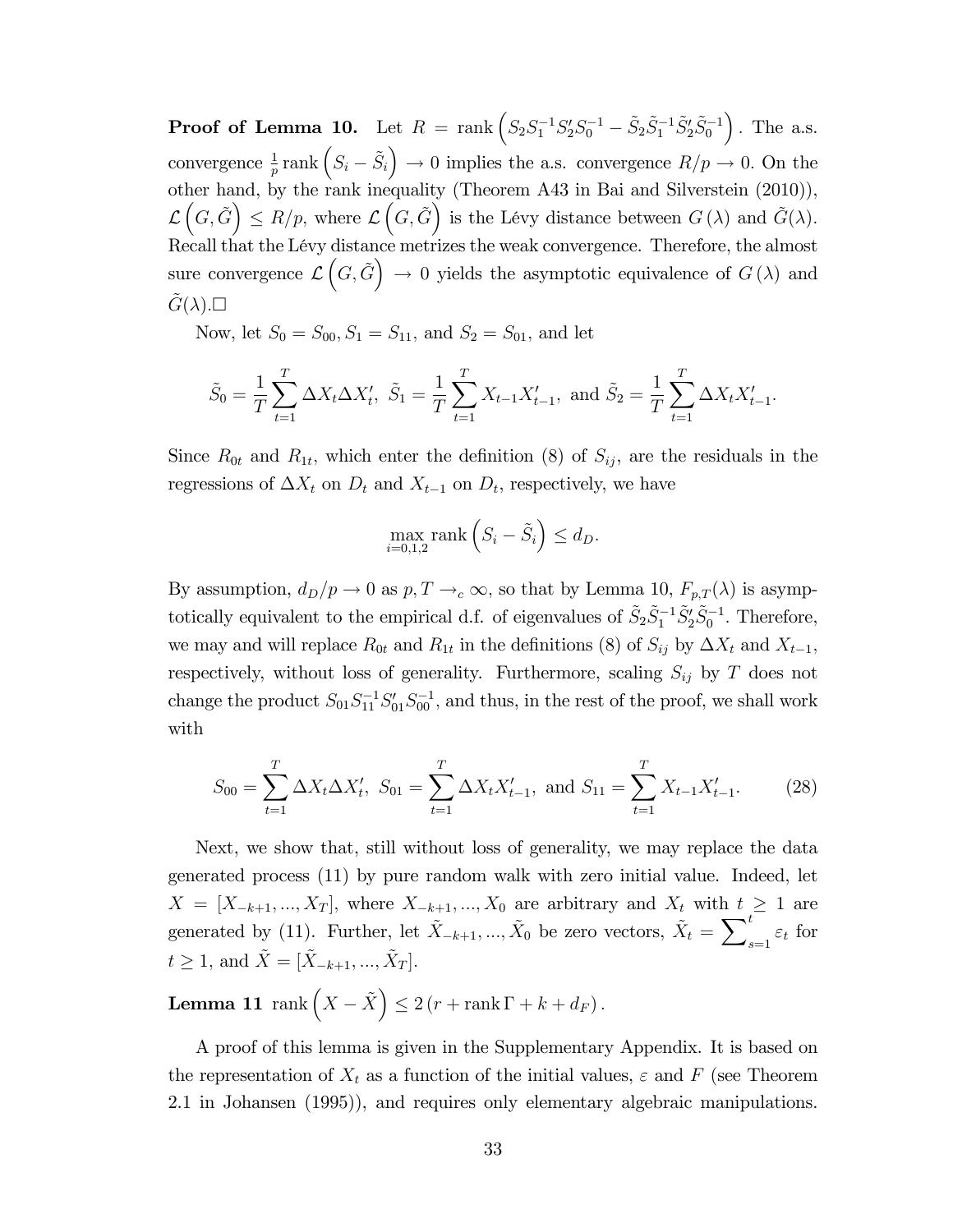**Proof of Lemma 10.** Let $R = \operatorname{rank}\left(S_2 S_1^{-1} S_2' S_0^{-1} - \tilde{S}_2 \tilde{S}_1^{-1} \tilde{S}_2' \tilde{S}_0^{-1}\right)$. The a.s. convergence $\frac{1}{p}\operatorname{rank}\left(S_i - \tilde{S}_i\right) \to 0$ implies the a.s. convergence $R/p \to 0$. On the other hand, by the rank inequality (Theorem A43 in Bai and Silverstein (2010)), $\mathcal{L}\left(G, \tilde{G}\right) \leq R/p$, where $\mathcal{L}\left(G, \tilde{G}\right)$ is the Lévy distance between $G(\lambda)$ and $\tilde{G}(\lambda)$. Recall that the Lévy distance metrizes the weak convergence. Therefore, the almost sure convergence $\mathcal{L}\left(G, \tilde{G}\right) \to 0$ yields the asymptotic equivalence of $G(\lambda)$ and $\tilde{G}(\lambda)$.$\square$

Now, let $S_0 = S_{00}, S_1 = S_{11}$, and $S_2 = S_{01}$, and let

$$\tilde{S}_0 = \frac{1}{T}\sum_{t=1}^{T} \Delta X_t \Delta X_t',\ \tilde{S}_1 = \frac{1}{T}\sum_{t=1}^{T} X_{t-1} X_{t-1}',\ \text{and } \tilde{S}_2 = \frac{1}{T}\sum_{t=1}^{T} \Delta X_t X_{t-1}'.$$

Since $R_{0t}$ and $R_{1t}$, which enter the definition (8) of $S_{ij}$, are the residuals in the regressions of $\Delta X_t$ on $D_t$ and $X_{t-1}$ on $D_t$, respectively, we have

$$\max_{i=0,1,2} \operatorname{rank}\left(S_i - \tilde{S}_i\right) \leq d_D.$$

By assumption, $d_D/p \to 0$ as $p, T \to_c \infty$, so that by Lemma 10, $F_{p,T}(\lambda)$ is asymptotically equivalent to the empirical d.f. of eigenvalues of $\tilde{S}_2 \tilde{S}_1^{-1} \tilde{S}_2' \tilde{S}_0^{-1}$. Therefore, we may and will replace $R_{0t}$ and $R_{1t}$ in the definitions (8) of $S_{ij}$ by $\Delta X_t$ and $X_{t-1}$, respectively, without loss of generality. Furthermore, scaling $S_{ij}$ by $T$ does not change the product $S_{01} S_{11}^{-1} S_{01}' S_{00}^{-1}$, and thus, in the rest of the proof, we shall work with

$$S_{00} = \sum_{t=1}^{T} \Delta X_t \Delta X_t',\ S_{01} = \sum_{t=1}^{T} \Delta X_t X_{t-1}',\ \text{and } S_{11} = \sum_{t=1}^{T} X_{t-1} X_{t-1}'. \tag{28}$$

Next, we show that, still without loss of generality, we may replace the data generated process (11) by pure random walk with zero initial value. Indeed, let $X = [X_{-k+1}, ..., X_T]$, where $X_{-k+1}, ..., X_0$ are arbitrary and $X_t$ with $t \geq 1$ are generated by (11). Further, let $\tilde{X}_{-k+1}, ..., \tilde{X}_0$ be zero vectors, $\tilde{X}_t = \sum_{s=1}^{t} \varepsilon_t$ for $t \geq 1$, and $\tilde{X} = [\tilde{X}_{-k+1}, ..., \tilde{X}_T]$.

**Lemma 11** $\operatorname{rank}\left(X - \tilde{X}\right) \leq 2\left(r + \operatorname{rank}\Gamma + k + d_F\right)$.

A proof of this lemma is given in the Supplementary Appendix. It is based on the representation of $X_t$ as a function of the initial values, $\varepsilon$ and $F$ (see Theorem 2.1 in Johansen (1995)), and requires only elementary algebraic manipulations.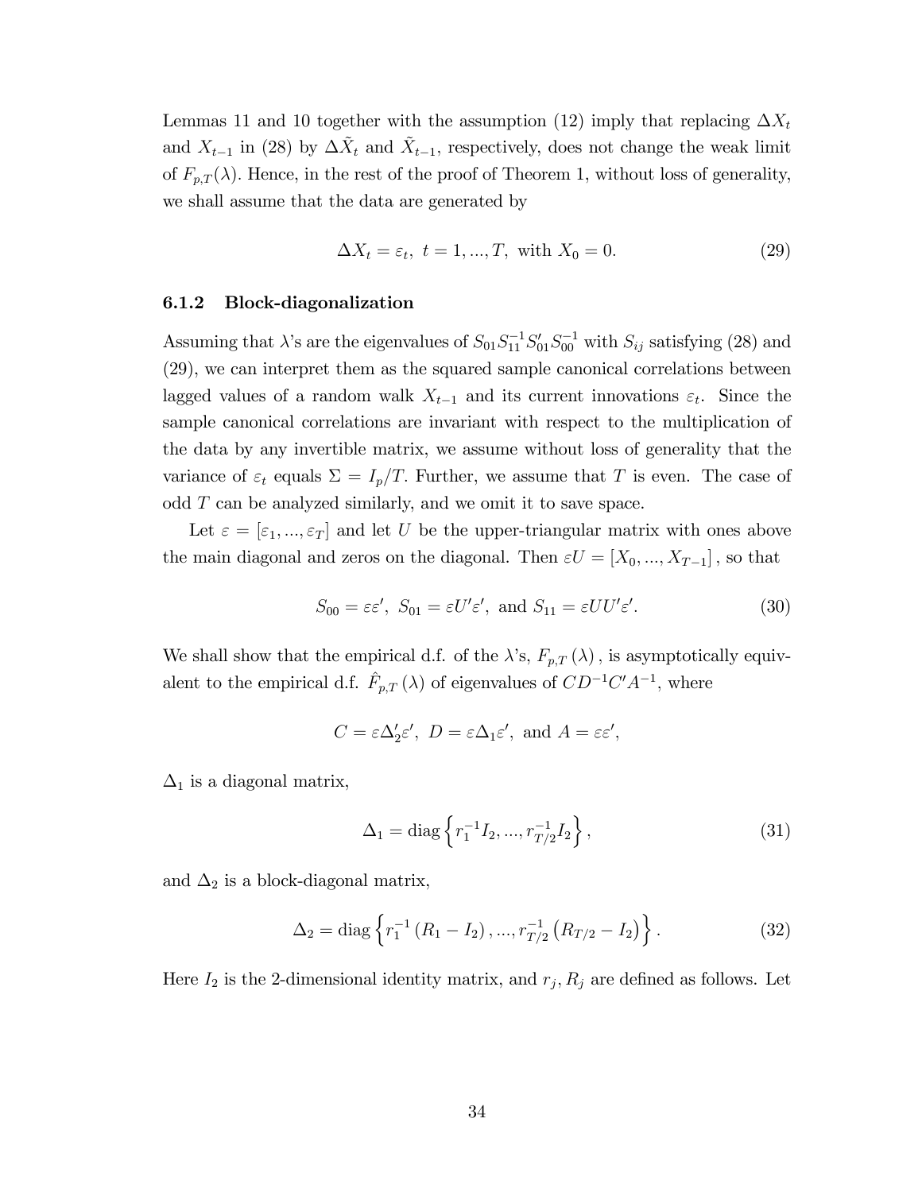Lemmas 11 and 10 together with the assumption (12) imply that replacing $\Delta X_t$ and $X_{t-1}$ in (28) by $\Delta \tilde{X}_t$ and $\tilde{X}_{t-1}$, respectively, does not change the weak limit of $F_{p,T}(\lambda)$. Hence, in the rest of the proof of Theorem 1, without loss of generality, we shall assume that the data are generated by

$$\Delta X_t = \varepsilon_t, \; t = 1, ..., T, \text{ with } X_0 = 0. \tag{29}$$

### 6.1.2 Block-diagonalization

Assuming that $\lambda$'s are the eigenvalues of $S_{01}S_{11}^{-1}S_{01}'S_{00}^{-1}$ with $S_{ij}$ satisfying (28) and (29), we can interpret them as the squared sample canonical correlations between lagged values of a random walk $X_{t-1}$ and its current innovations $\varepsilon_t$. Since the sample canonical correlations are invariant with respect to the multiplication of the data by any invertible matrix, we assume without loss of generality that the variance of $\varepsilon_t$ equals $\Sigma = I_p/T$. Further, we assume that $T$ is even. The case of odd $T$ can be analyzed similarly, and we omit it to save space.

Let $\varepsilon = [\varepsilon_1, ..., \varepsilon_T]$ and let $U$ be the upper-triangular matrix with ones above the main diagonal and zeros on the diagonal. Then $\varepsilon U = [X_0, ..., X_{T-1}]$, so that

$$S_{00} = \varepsilon\varepsilon', \; S_{01} = \varepsilon U'\varepsilon', \text{ and } S_{11} = \varepsilon UU'\varepsilon'. \tag{30}$$

We shall show that the empirical d.f. of the $\lambda$'s, $F_{p,T}(\lambda)$, is asymptotically equivalent to the empirical d.f. $\hat{F}_{p,T}(\lambda)$ of eigenvalues of $CD^{-1}C'A^{-1}$, where

$$C = \varepsilon\Delta_2'\varepsilon', \; D = \varepsilon\Delta_1\varepsilon', \text{ and } A = \varepsilon\varepsilon',$$

$\Delta_1$ is a diagonal matrix,

$$\Delta_1 = \operatorname{diag}\left\{r_1^{-1}I_2, ..., r_{T/2}^{-1}I_2\right\}, \tag{31}$$

and $\Delta_2$ is a block-diagonal matrix,

$$\Delta_2 = \operatorname{diag}\left\{r_1^{-1}(R_1 - I_2), ..., r_{T/2}^{-1}\left(R_{T/2} - I_2\right)\right\}. \tag{32}$$

Here $I_2$ is the 2-dimensional identity matrix, and $r_j, R_j$ are defined as follows. Let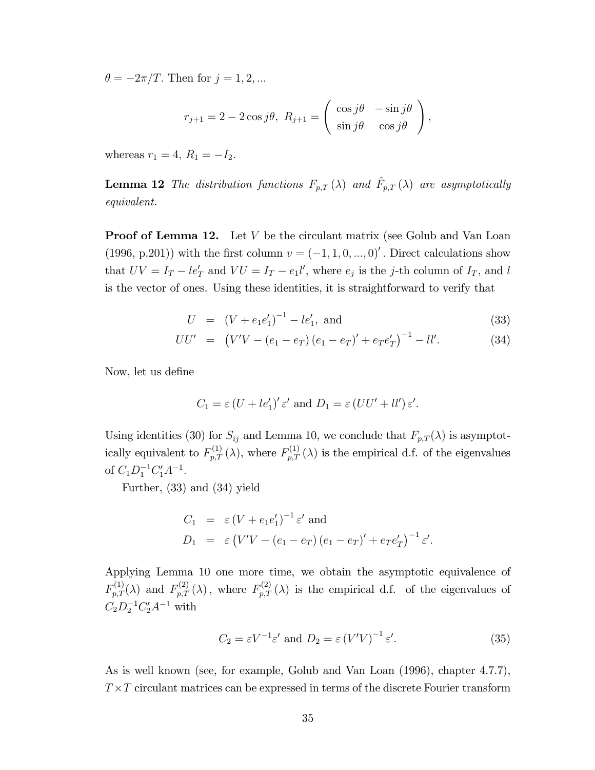$\theta = -2\pi/T$. Then for $j = 1, 2, ...$

$$r_{j+1} = 2 - 2\cos j\theta,\ R_{j+1} = \begin{pmatrix} \cos j\theta & -\sin j\theta \\ \sin j\theta & \cos j\theta \end{pmatrix},$$

whereas $r_1 = 4,\ R_1 = -I_2$.

**Lemma 12** *The distribution functions $F_{p,T}(\lambda)$ and $\hat{F}_{p,T}(\lambda)$ are asymptotically equivalent.*

**Proof of Lemma 12.** Let $V$ be the circulant matrix (see Golub and Van Loan (1996, p.201)) with the first column $v = (-1, 1, 0, ..., 0)'$. Direct calculations show that $UV = I_T - le_T'$ and $VU = I_T - e_1 l'$, where $e_j$ is the $j$-th column of $I_T$, and $l$ is the vector of ones. Using these identities, it is straightforward to verify that

$$\begin{aligned} U &= (V + e_1 e_1')^{-1} - le_1', \text{ and} && (33)\\ UU' &= \left(V'V - (e_1 - e_T)(e_1 - e_T)' + e_T e_T'\right)^{-1} - ll'. && (34) \end{aligned}$$

Now, let us define

$$C_1 = \varepsilon (U + le_1')' \varepsilon' \text{ and } D_1 = \varepsilon (UU' + ll') \varepsilon'.$$

Using identities (30) for $S_{ij}$ and Lemma 10, we conclude that $F_{p,T}(\lambda)$ is asymptotically equivalent to $F_{p,T}^{(1)}(\lambda)$, where $F_{p,T}^{(1)}(\lambda)$ is the empirical d.f. of the eigenvalues of $C_1 D_1^{-1} C_1' A^{-1}$.

Further, (33) and (34) yield

$$\begin{aligned} C_1 &= \varepsilon (V + e_1 e_1')^{-1} \varepsilon' \text{ and} \\ D_1 &= \varepsilon \left(V'V - (e_1 - e_T)(e_1 - e_T)' + e_T e_T'\right)^{-1} \varepsilon'. \end{aligned}$$

Applying Lemma 10 one more time, we obtain the asymptotic equivalence of $F_{p,T}^{(1)}(\lambda)$ and $F_{p,T}^{(2)}(\lambda)$, where $F_{p,T}^{(2)}(\lambda)$ is the empirical d.f. of the eigenvalues of $C_2 D_2^{-1} C_2' A^{-1}$ with

$$C_2 = \varepsilon V^{-1} \varepsilon' \text{ and } D_2 = \varepsilon (V'V)^{-1} \varepsilon'. \quad (35)$$

As is well known (see, for example, Golub and Van Loan (1996), chapter 4.7.7), $T \times T$ circulant matrices can be expressed in terms of the discrete Fourier transform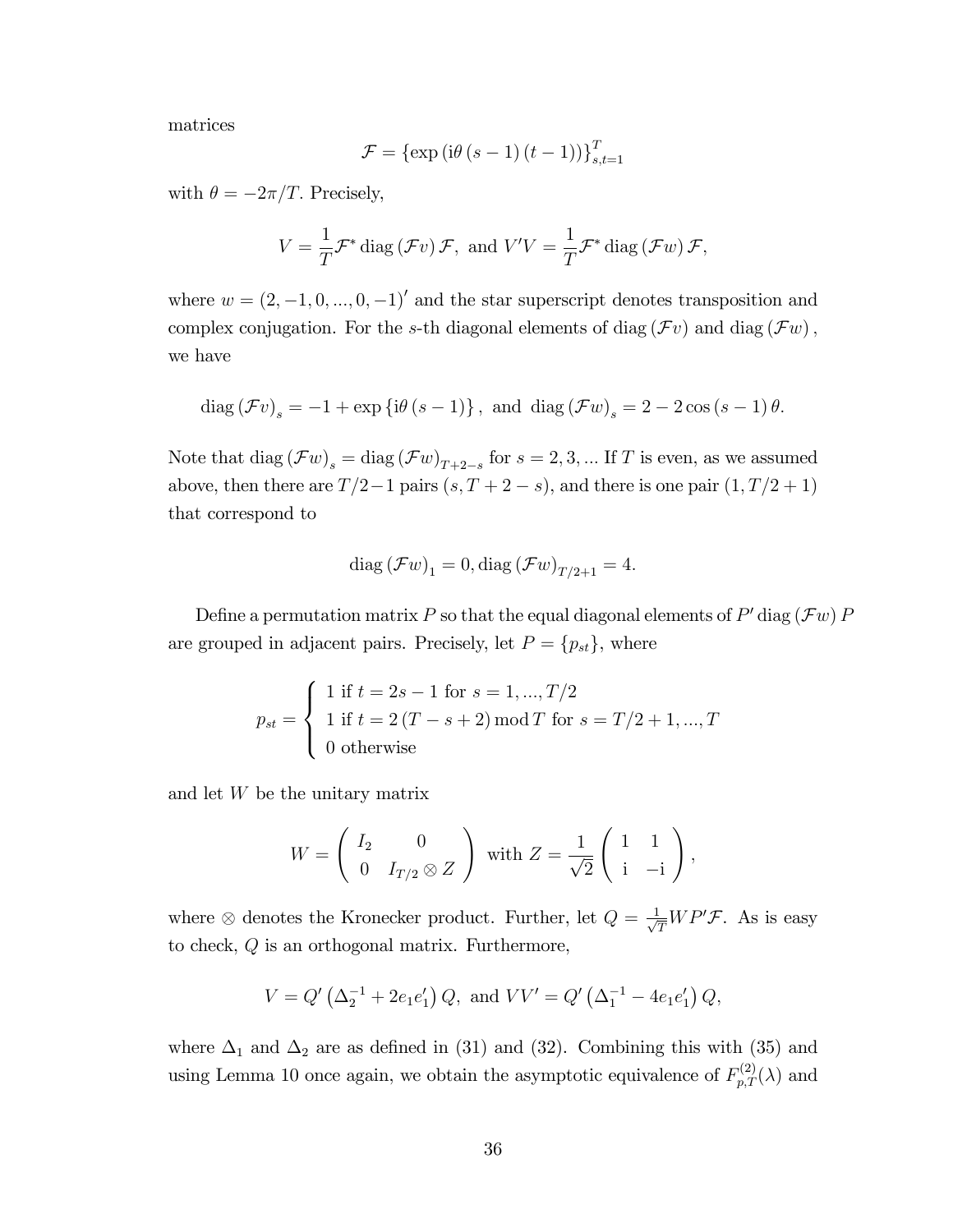matrices

$$\mathcal{F} = \{\exp(\mathrm{i}\theta(s-1)(t-1))\}_{s,t=1}^{T}$$

with $\theta = -2\pi/T$. Precisely,

$$V = \frac{1}{T}\mathcal{F}^* \operatorname{diag}(\mathcal{F}v)\mathcal{F}, \text{ and } V'V = \frac{1}{T}\mathcal{F}^* \operatorname{diag}(\mathcal{F}w)\mathcal{F},$$

where $w = (2, -1, 0, ..., 0, -1)'$ and the star superscript denotes transposition and complex conjugation. For the $s$-th diagonal elements of $\operatorname{diag}(\mathcal{F}v)$ and $\operatorname{diag}(\mathcal{F}w)$, we have

$$\operatorname{diag}(\mathcal{F}v)_s = -1 + \exp\{\mathrm{i}\theta(s-1)\}, \text{ and } \operatorname{diag}(\mathcal{F}w)_s = 2 - 2\cos(s-1)\theta.$$

Note that $\operatorname{diag}(\mathcal{F}w)_s = \operatorname{diag}(\mathcal{F}w)_{T+2-s}$ for $s = 2, 3, ...$ If $T$ is even, as we assumed above, then there are $T/2-1$ pairs $(s, T+2-s)$, and there is one pair $(1, T/2+1)$ that correspond to

$$\operatorname{diag}(\mathcal{F}w)_1 = 0, \operatorname{diag}(\mathcal{F}w)_{T/2+1} = 4.$$

Define a permutation matrix $P$ so that the equal diagonal elements of $P' \operatorname{diag}(\mathcal{F}w) P$ are grouped in adjacent pairs. Precisely, let $P = \{p_{st}\}$, where

$$p_{st} = \begin{cases} 1 \text{ if } t = 2s-1 \text{ for } s = 1, ..., T/2 \\ 1 \text{ if } t = 2(T-s+2) \bmod T \text{ for } s = T/2+1, ..., T \\ 0 \text{ otherwise} \end{cases}$$

and let $W$ be the unitary matrix

$$W = \begin{pmatrix} I_2 & 0 \\ 0 & I_{T/2} \otimes Z \end{pmatrix} \text{ with } Z = \frac{1}{\sqrt{2}}\begin{pmatrix} 1 & 1 \\ \mathrm{i} & -\mathrm{i} \end{pmatrix},$$

where $\otimes$ denotes the Kronecker product. Further, let $Q = \frac{1}{\sqrt{T}} W P' \mathcal{F}$. As is easy to check, $Q$ is an orthogonal matrix. Furthermore,

$$V = Q'\left(\Delta_2^{-1} + 2e_1 e_1'\right)Q, \text{ and } VV' = Q'\left(\Delta_1^{-1} - 4e_1 e_1'\right)Q,$$

where $\Delta_1$ and $\Delta_2$ are as defined in (31) and (32). Combining this with (35) and using Lemma 10 once again, we obtain the asymptotic equivalence of $F_{p,T}^{(2)}(\lambda)$ and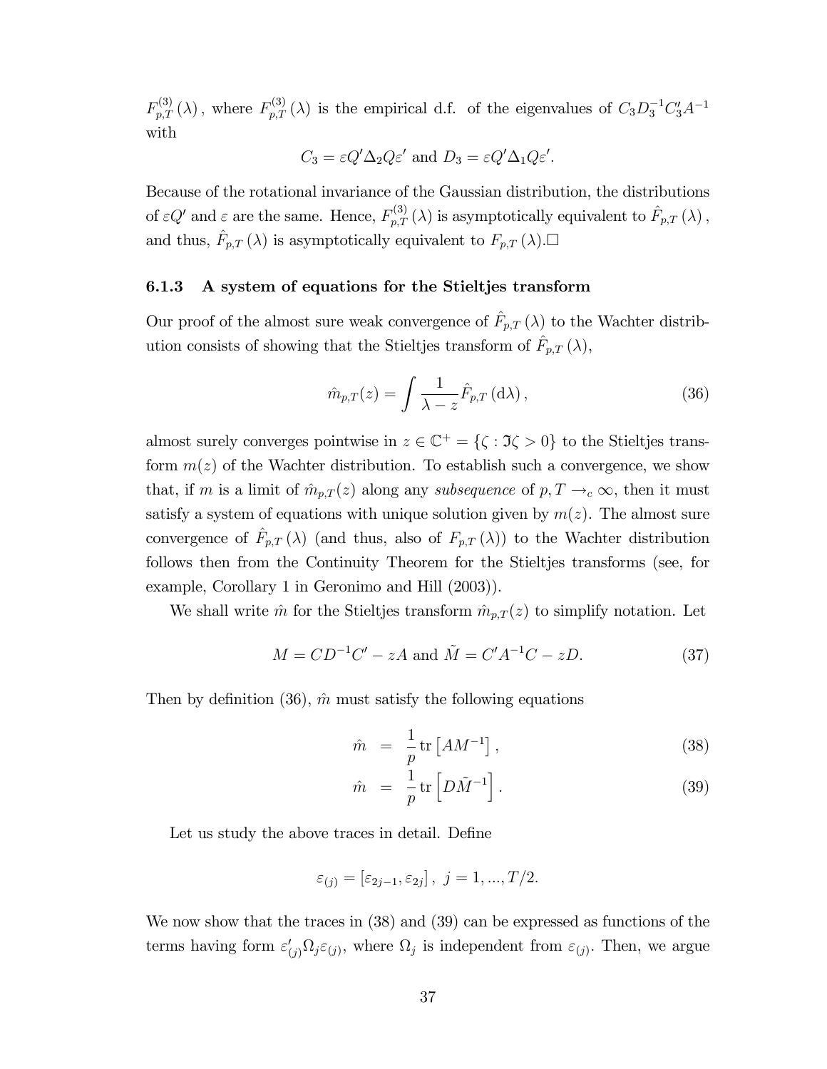$F_{p,T}^{(3)}(\lambda)$, where $F_{p,T}^{(3)}(\lambda)$ is the empirical d.f. of the eigenvalues of $C_3 D_3^{-1} C_3' A^{-1}$ with

$$C_3 = \varepsilon Q' \Delta_2 Q \varepsilon' \text{ and } D_3 = \varepsilon Q' \Delta_1 Q \varepsilon'.$$

Because of the rotational invariance of the Gaussian distribution, the distributions of $\varepsilon Q'$ and $\varepsilon$ are the same. Hence, $F_{p,T}^{(3)}(\lambda)$ is asymptotically equivalent to $\hat{F}_{p,T}(\lambda)$, and thus, $\hat{F}_{p,T}(\lambda)$ is asymptotically equivalent to $F_{p,T}(\lambda)$.□

### 6.1.3 A system of equations for the Stieltjes transform

Our proof of the almost sure weak convergence of $\hat{F}_{p,T}(\lambda)$ to the Wachter distribution consists of showing that the Stieltjes transform of $\hat{F}_{p,T}(\lambda)$,

$$\hat{m}_{p,T}(z) = \int \frac{1}{\lambda - z} \hat{F}_{p,T}(\mathrm{d}\lambda), \tag{36}$$

almost surely converges pointwise in $z \in \mathbb{C}^+ = \{\zeta : \Im\zeta > 0\}$ to the Stieltjes transform $m(z)$ of the Wachter distribution. To establish such a convergence, we show that, if $m$ is a limit of $\hat{m}_{p,T}(z)$ along any *subsequence* of $p, T \to_c \infty$, then it must satisfy a system of equations with unique solution given by $m(z)$. The almost sure convergence of $\hat{F}_{p,T}(\lambda)$ (and thus, also of $F_{p,T}(\lambda)$) to the Wachter distribution follows then from the Continuity Theorem for the Stieltjes transforms (see, for example, Corollary 1 in Geronimo and Hill (2003)).

We shall write $\hat{m}$ for the Stieltjes transform $\hat{m}_{p,T}(z)$ to simplify notation. Let

$$M = CD^{-1}C' - zA \text{ and } \tilde{M} = C'A^{-1}C - zD. \tag{37}$$

Then by definition (36), $\hat{m}$ must satisfy the following equations

$$\hat{m} = \frac{1}{p} \operatorname{tr}\left[AM^{-1}\right], \tag{38}$$

$$\hat{m} = \frac{1}{p} \operatorname{tr}\left[D\tilde{M}^{-1}\right]. \tag{39}$$

Let us study the above traces in detail. Define

$$\varepsilon_{(j)} = [\varepsilon_{2j-1}, \varepsilon_{2j}], \ j = 1, ..., T/2.$$

We now show that the traces in (38) and (39) can be expressed as functions of the terms having form $\varepsilon_{(j)}' \Omega_j \varepsilon_{(j)}$, where $\Omega_j$ is independent from $\varepsilon_{(j)}$. Then, we argue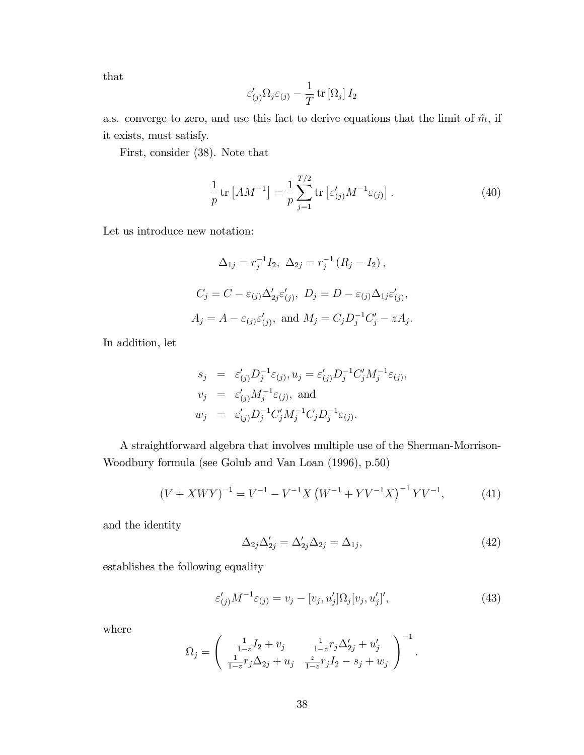that

$$\varepsilon_{(j)}'\Omega_j\varepsilon_{(j)} - \frac{1}{T}\operatorname{tr}\left[\Omega_j\right] I_2$$

a.s. converge to zero, and use this fact to derive equations that the limit of $\hat{m}$, if it exists, must satisfy.

First, consider (38). Note that

$$\frac{1}{p}\operatorname{tr}\left[AM^{-1}\right] = \frac{1}{p}\sum_{j=1}^{T/2}\operatorname{tr}\left[\varepsilon_{(j)}'M^{-1}\varepsilon_{(j)}\right]. \tag{40}$$

Let us introduce new notation:

$$\Delta_{1j} = r_j^{-1}I_2,\ \Delta_{2j} = r_j^{-1}\left(R_j - I_2\right),$$

$$C_j = C - \varepsilon_{(j)}\Delta_{2j}'\varepsilon_{(j)}',\ D_j = D - \varepsilon_{(j)}\Delta_{1j}\varepsilon_{(j)}',$$

$$A_j = A - \varepsilon_{(j)}\varepsilon_{(j)}',\ \text{and}\ M_j = C_jD_j^{-1}C_j' - zA_j.$$

In addition, let

$$\begin{aligned}
s_j &= \varepsilon_{(j)}'D_j^{-1}\varepsilon_{(j)}, u_j = \varepsilon_{(j)}'D_j^{-1}C_j'M_j^{-1}\varepsilon_{(j)},\\
v_j &= \varepsilon_{(j)}'M_j^{-1}\varepsilon_{(j)},\ \text{and}\\
w_j &= \varepsilon_{(j)}'D_j^{-1}C_j'M_j^{-1}C_jD_j^{-1}\varepsilon_{(j)}.
\end{aligned}$$

A straightforward algebra that involves multiple use of the Sherman-Morrison-Woodbury formula (see Golub and Van Loan (1996), p.50)

$$\left(V + XWY\right)^{-1} = V^{-1} - V^{-1}X\left(W^{-1} + YV^{-1}X\right)^{-1}YV^{-1}, \tag{41}$$

and the identity

$$\Delta_{2j}\Delta_{2j}' = \Delta_{2j}'\Delta_{2j} = \Delta_{1j}, \tag{42}$$

establishes the following equality

$$\varepsilon_{(j)}'M^{-1}\varepsilon_{(j)} = v_j - [v_j, u_j']\Omega_j[v_j, u_j']', \tag{43}$$

where

$$\Omega_j = \begin{pmatrix} \frac{1}{1-z}I_2 + v_j & \frac{1}{1-z}r_j\Delta_{2j}' + u_j' \\ \frac{1}{1-z}r_j\Delta_{2j} + u_j & \frac{z}{1-z}r_jI_2 - s_j + w_j \end{pmatrix}^{-1}.$$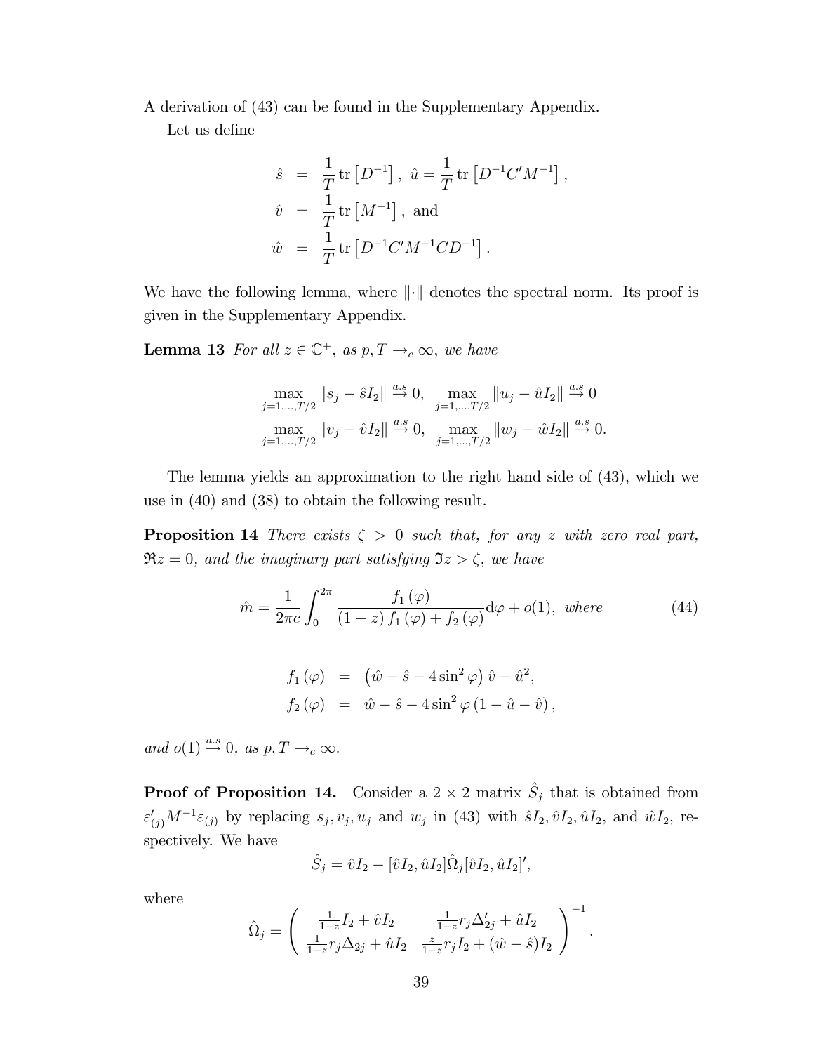A derivation of (43) can be found in the Supplementary Appendix.

Let us define

$$
\begin{aligned}
\hat{s} &= \frac{1}{T}\operatorname{tr}\left[D^{-1}\right],\ \hat{u} = \frac{1}{T}\operatorname{tr}\left[D^{-1}C'M^{-1}\right], \\
\hat{v} &= \frac{1}{T}\operatorname{tr}\left[M^{-1}\right],\ \text{and} \\
\hat{w} &= \frac{1}{T}\operatorname{tr}\left[D^{-1}C'M^{-1}CD^{-1}\right].
\end{aligned}
$$

We have the following lemma, where $\|\cdot\|$ denotes the spectral norm. Its proof is given in the Supplementary Appendix.

**Lemma 13** *For all $z \in \mathbb{C}^+$, as $p, T \to_c \infty$, we have*

$$
\max_{j=1,\ldots,T/2} \|s_j - \hat{s}I_2\| \overset{a.s}{\to} 0,\quad \max_{j=1,\ldots,T/2} \|u_j - \hat{u}I_2\| \overset{a.s}{\to} 0
$$

$$
\max_{j=1,\ldots,T/2} \|v_j - \hat{v}I_2\| \overset{a.s}{\to} 0,\quad \max_{j=1,\ldots,T/2} \|w_j - \hat{w}I_2\| \overset{a.s}{\to} 0.
$$

The lemma yields an approximation to the right hand side of (43), which we use in (40) and (38) to obtain the following result.

**Proposition 14** *There exists $\zeta > 0$ such that, for any $z$ with zero real part, $\Re z = 0$, and the imaginary part satisfying $\Im z > \zeta$, we have*

$$
\hat{m} = \frac{1}{2\pi c}\int_0^{2\pi} \frac{f_1(\varphi)}{(1-z) f_1(\varphi) + f_2(\varphi)} \mathrm{d}\varphi + o(1),\ \text{where} \tag{44}
$$

$$
\begin{aligned}
f_1(\varphi) &= \left(\hat{w} - \hat{s} - 4\sin^2\varphi\right)\hat{v} - \hat{u}^2, \\
f_2(\varphi) &= \hat{w} - \hat{s} - 4\sin^2\varphi\left(1 - \hat{u} - \hat{v}\right),
\end{aligned}
$$

*and $o(1) \overset{a.s}{\to} 0$, as $p, T \to_c \infty$.*

**Proof of Proposition 14.** Consider a $2 \times 2$ matrix $\hat{S}_j$ that is obtained from $\varepsilon'_{(j)}M^{-1}\varepsilon_{(j)}$ by replacing $s_j, v_j, u_j$ and $w_j$ in (43) with $\hat{s}I_2, \hat{v}I_2, \hat{u}I_2$, and $\hat{w}I_2$, respectively. We have

$$
\hat{S}_j = \hat{v}I_2 - [\hat{v}I_2, \hat{u}I_2]\hat{\Omega}_j[\hat{v}I_2, \hat{u}I_2]',
$$

where

$$
\hat{\Omega}_j = \begin{pmatrix} \frac{1}{1-z}I_2 + \hat{v}I_2 & \frac{1}{1-z}r_j\Delta'_{2j} + \hat{u}I_2 \\ \frac{1}{1-z}r_j\Delta_{2j} + \hat{u}I_2 & \frac{z}{1-z}r_jI_2 + (\hat{w} - \hat{s})I_2 \end{pmatrix}^{-1}.
$$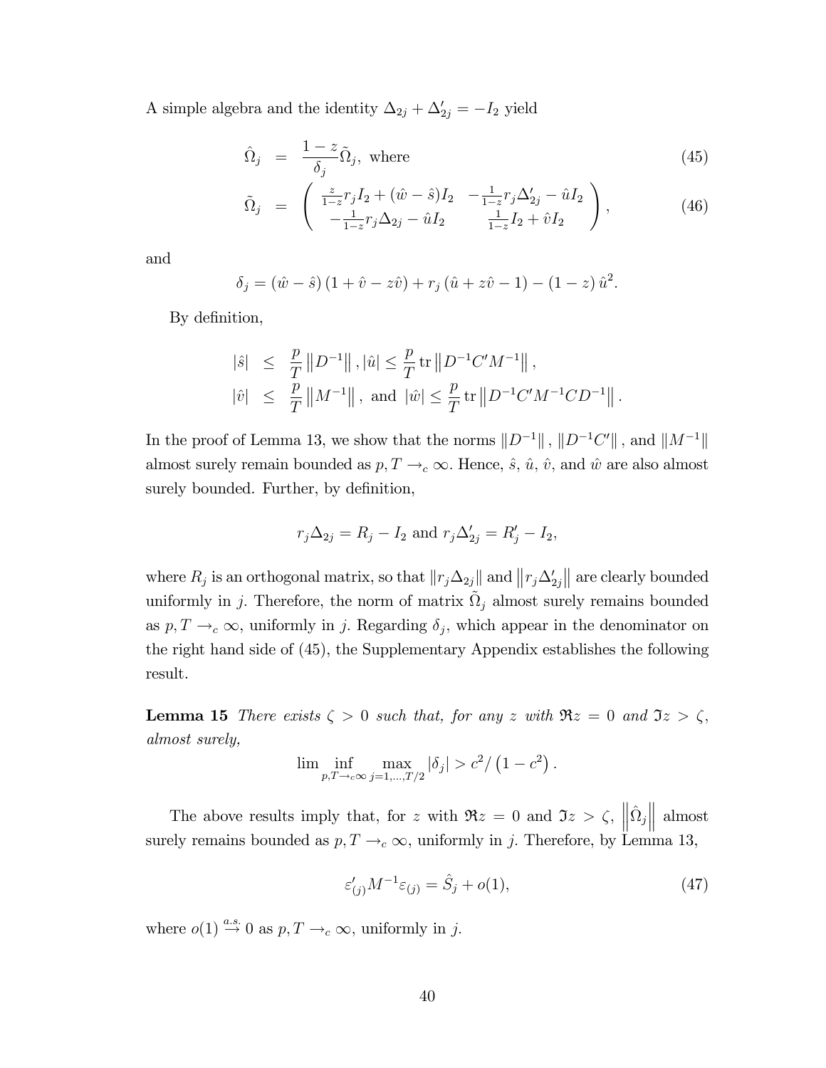A simple algebra and the identity $\Delta_{2j} + \Delta'_{2j} = -I_2$ yield

$$\hat{\Omega}_j = \frac{1-z}{\delta_j}\tilde{\Omega}_j, \text{ where} \tag{45}$$

$$\tilde{\Omega}_j = \begin{pmatrix} \frac{z}{1-z} r_j I_2 + (\hat{w} - \hat{s}) I_2 & -\frac{1}{1-z} r_j \Delta'_{2j} - \hat{u} I_2 \\ -\frac{1}{1-z} r_j \Delta_{2j} - \hat{u} I_2 & \frac{1}{1-z} I_2 + \hat{v} I_2 \end{pmatrix}, \tag{46}$$

and

$$\delta_j = (\hat{w} - \hat{s})(1 + \hat{v} - z\hat{v}) + r_j(\hat{u} + z\hat{v} - 1) - (1-z)\hat{u}^2.$$

By definition,

$$\begin{aligned} |\hat{s}| &\leq \frac{p}{T}\left\|D^{-1}\right\|, |\hat{u}| \leq \frac{p}{T}\operatorname{tr}\left\|D^{-1}C'M^{-1}\right\|, \\ |\hat{v}| &\leq \frac{p}{T}\left\|M^{-1}\right\|, \text{ and } |\hat{w}| \leq \frac{p}{T}\operatorname{tr}\left\|D^{-1}C'M^{-1}CD^{-1}\right\|. \end{aligned}$$

In the proof of Lemma 13, we show that the norms $\|D^{-1}\|$, $\|D^{-1}C'\|$, and $\|M^{-1}\|$ almost surely remain bounded as $p, T \to_c \infty$. Hence, $\hat{s}$, $\hat{u}$, $\hat{v}$, and $\hat{w}$ are also almost surely bounded. Further, by definition,

$$r_j \Delta_{2j} = R_j - I_2 \text{ and } r_j \Delta'_{2j} = R'_j - I_2,$$

where $R_j$ is an orthogonal matrix, so that $\|r_j \Delta_{2j}\|$ and $\|r_j \Delta'_{2j}\|$ are clearly bounded uniformly in $j$. Therefore, the norm of matrix $\tilde{\Omega}_j$ almost surely remains bounded as $p, T \to_c \infty$, uniformly in $j$. Regarding $\delta_j$, which appear in the denominator on the right hand side of (45), the Supplementary Appendix establishes the following result.

**Lemma 15** *There exists $\zeta > 0$ such that, for any $z$ with $\Re z = 0$ and $\Im z > \zeta$, almost surely,*

$$\lim \inf_{p,T \to_c \infty} \max_{j=1,\ldots,T/2} |\delta_j| > c^2/\left(1-c^2\right).$$

The above results imply that, for $z$ with $\Re z = 0$ and $\Im z > \zeta$, $\left\|\hat{\Omega}_j\right\|$ almost surely remains bounded as $p, T \to_c \infty$, uniformly in $j$. Therefore, by Lemma 13,

$$\varepsilon'_{(j)} M^{-1} \varepsilon_{(j)} = \hat{S}_j + o(1), \tag{47}$$

where $o(1) \stackrel{a.s.}{\to} 0$ as $p, T \to_c \infty$, uniformly in $j$.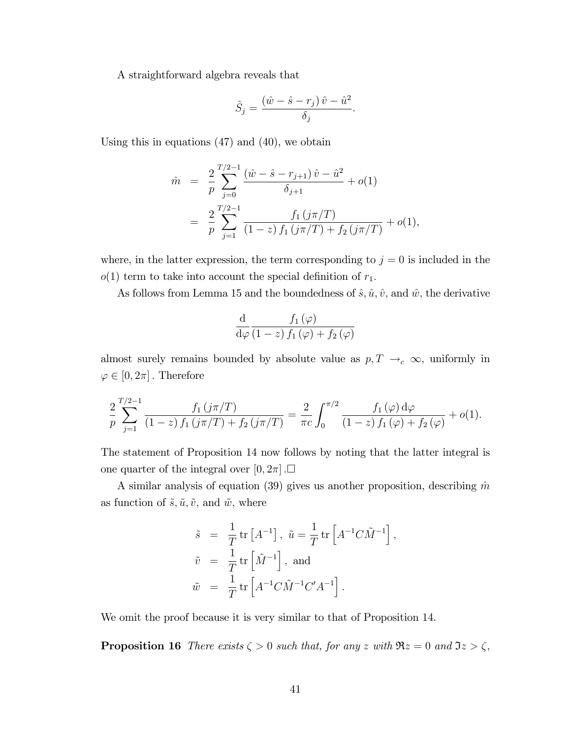A straightforward algebra reveals that

$$\hat{S}_j = \frac{(\hat{w} - \hat{s} - r_j)\,\hat{v} - \hat{u}^2}{\delta_j}.$$

Using this in equations (47) and (40), we obtain

$$\begin{aligned}
\hat{m} &= \frac{2}{p}\sum_{j=0}^{T/2-1} \frac{(\hat{w} - \hat{s} - r_{j+1})\,\hat{v} - \hat{u}^2}{\delta_{j+1}} + o(1) \\
&= \frac{2}{p}\sum_{j=1}^{T/2-1} \frac{f_1(j\pi/T)}{(1-z)\,f_1(j\pi/T) + f_2(j\pi/T)} + o(1),
\end{aligned}$$

where, in the latter expression, the term corresponding to $j = 0$ is included in the $o(1)$ term to take into account the special definition of $r_1$.

As follows from Lemma 15 and the boundedness of $\hat{s}, \hat{u}, \hat{v}$, and $\hat{w}$, the derivative

$$\frac{\mathrm{d}}{\mathrm{d}\varphi}\frac{f_1(\varphi)}{(1-z)\,f_1(\varphi) + f_2(\varphi)}$$

almost surely remains bounded by absolute value as $p, T \to_c \infty$, uniformly in $\varphi \in [0, 2\pi]$. Therefore

$$\frac{2}{p}\sum_{j=1}^{T/2-1} \frac{f_1(j\pi/T)}{(1-z)\,f_1(j\pi/T) + f_2(j\pi/T)} = \frac{2}{\pi c}\int_0^{\pi/2} \frac{f_1(\varphi)\,\mathrm{d}\varphi}{(1-z)\,f_1(\varphi) + f_2(\varphi)} + o(1).$$

The statement of Proposition 14 now follows by noting that the latter integral is one quarter of the integral over $[0, 2\pi]$. $\square$

A similar analysis of equation (39) gives us another proposition, describing $\hat{m}$ as function of $\tilde{s}, \tilde{u}, \tilde{v}$, and $\tilde{w}$, where

$$\begin{aligned}
\tilde{s} &= \frac{1}{T}\operatorname{tr}\left[A^{-1}\right],\ \tilde{u} = \frac{1}{T}\operatorname{tr}\left[A^{-1}C\tilde{M}^{-1}\right], \\
\tilde{v} &= \frac{1}{T}\operatorname{tr}\left[\tilde{M}^{-1}\right],\ \text{and} \\
\tilde{w} &= \frac{1}{T}\operatorname{tr}\left[A^{-1}C\tilde{M}^{-1}C'A^{-1}\right].
\end{aligned}$$

We omit the proof because it is very similar to that of Proposition 14.

**Proposition 16** *There exists $\zeta > 0$ such that, for any $z$ with $\Re z = 0$ and $\Im z > \zeta$,*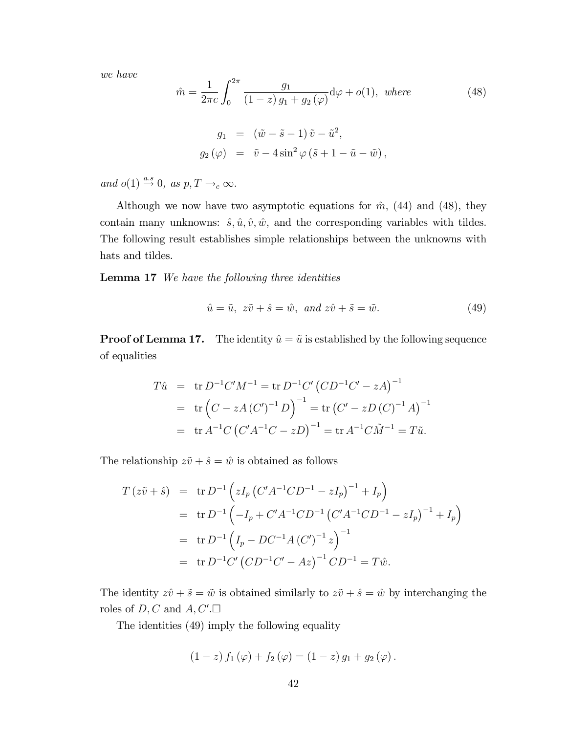*we have*

$$\hat{m} = \frac{1}{2\pi c}\int_0^{2\pi} \frac{g_1}{(1-z)\,g_1 + g_2(\varphi)}\mathrm{d}\varphi + o(1), \text{ where} \tag{48}$$

$$\begin{aligned} g_1 &= (\tilde{w} - \tilde{s} - 1)\,\tilde{v} - \tilde{u}^2, \\ g_2(\varphi) &= \tilde{v} - 4\sin^2\varphi\,(\tilde{s} + 1 - \tilde{u} - \tilde{w}), \end{aligned}$$

*and* $o(1) \overset{a.s}{\to} 0$*, as* $p, T \to_c \infty$.

Although we now have two asymptotic equations for $\hat{m}$, (44) and (48), they contain many unknowns: $\hat{s}, \hat{u}, \hat{v}, \hat{w}$, and the corresponding variables with tildes. The following result establishes simple relationships between the unknowns with hats and tildes.

**Lemma 17** *We have the following three identities*

$$\hat{u} = \tilde{u}, \;\; z\tilde{v} + \hat{s} = \hat{w}, \;\; \text{and } z\hat{v} + \tilde{s} = \tilde{w}. \tag{49}$$

**Proof of Lemma 17.** The identity $\hat{u} = \tilde{u}$ is established by the following sequence of equalities

$$\begin{aligned} T\hat{u} &= \operatorname{tr} D^{-1}C'M^{-1} = \operatorname{tr} D^{-1}C'\left(CD^{-1}C' - zA\right)^{-1} \\ &= \operatorname{tr}\left(C - zA\left(C'\right)^{-1}D\right)^{-1} = \operatorname{tr}\left(C' - zD\left(C\right)^{-1}A\right)^{-1} \\ &= \operatorname{tr} A^{-1}C\left(C'A^{-1}C - zD\right)^{-1} = \operatorname{tr} A^{-1}C\tilde{M}^{-1} = T\tilde{u}. \end{aligned}$$

The relationship $z\tilde{v} + \hat{s} = \hat{w}$ is obtained as follows

$$\begin{aligned} T\left(z\tilde{v} + \hat{s}\right) &= \operatorname{tr} D^{-1}\left(zI_p\left(C'A^{-1}CD^{-1} - zI_p\right)^{-1} + I_p\right) \\ &= \operatorname{tr} D^{-1}\left(-I_p + C'A^{-1}CD^{-1}\left(C'A^{-1}CD^{-1} - zI_p\right)^{-1} + I_p\right) \\ &= \operatorname{tr} D^{-1}\left(I_p - DC^{-1}A\left(C'\right)^{-1}z\right)^{-1} \\ &= \operatorname{tr} D^{-1}C'\left(CD^{-1}C' - Az\right)^{-1}CD^{-1} = T\hat{w}. \end{aligned}$$

The identity $z\hat{v} + \tilde{s} = \tilde{w}$ is obtained similarly to $z\tilde{v} + \hat{s} = \hat{w}$ by interchanging the roles of $D, C$ and $A, C'$.□

The identities (49) imply the following equality

$$(1-z)\,f_1(\varphi) + f_2(\varphi) = (1-z)\,g_1 + g_2(\varphi).$$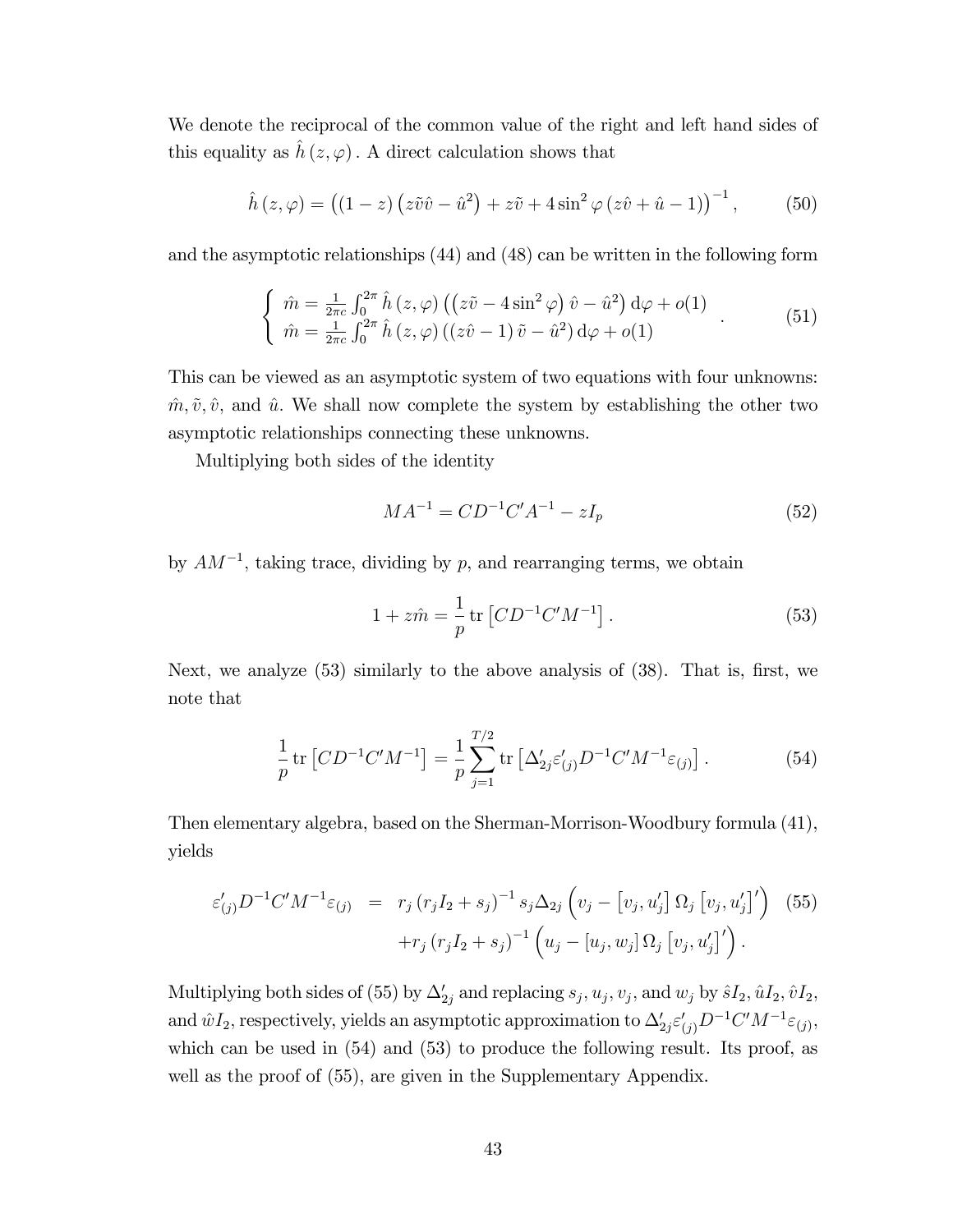We denote the reciprocal of the common value of the right and left hand sides of this equality as $\hat{h}(z,\varphi)$. A direct calculation shows that

$$\hat{h}(z,\varphi) = \left((1-z)\left(z\tilde{v}\hat{v} - \hat{u}^2\right) + z\tilde{v} + 4\sin^2\varphi\left(z\hat{v} + \hat{u} - 1\right)\right)^{-1}, \tag{50}$$

and the asymptotic relationships (44) and (48) can be written in the following form

$$\begin{cases} \hat{m} = \frac{1}{2\pi c}\int_0^{2\pi}\hat{h}(z,\varphi)\left(\left(z\tilde{v} - 4\sin^2\varphi\right)\hat{v} - \hat{u}^2\right)\mathrm{d}\varphi + o(1) \\ \hat{m} = \frac{1}{2\pi c}\int_0^{2\pi}\hat{h}(z,\varphi)\left((z\hat{v} - 1)\tilde{v} - \hat{u}^2\right)\mathrm{d}\varphi + o(1) \end{cases}. \tag{51}$$

This can be viewed as an asymptotic system of two equations with four unknowns: $\hat{m}, \tilde{v}, \hat{v}$, and $\hat{u}$. We shall now complete the system by establishing the other two asymptotic relationships connecting these unknowns.

Multiplying both sides of the identity

$$MA^{-1} = CD^{-1}C'A^{-1} - zI_p \tag{52}$$

by $AM^{-1}$, taking trace, dividing by $p$, and rearranging terms, we obtain

$$1 + z\hat{m} = \frac{1}{p}\operatorname{tr}\left[CD^{-1}C'M^{-1}\right]. \tag{53}$$

Next, we analyze (53) similarly to the above analysis of (38). That is, first, we note that

$$\frac{1}{p}\operatorname{tr}\left[CD^{-1}C'M^{-1}\right] = \frac{1}{p}\sum_{j=1}^{T/2}\operatorname{tr}\left[\Delta_{2j}'\varepsilon_{(j)}'D^{-1}C'M^{-1}\varepsilon_{(j)}\right]. \tag{54}$$

Then elementary algebra, based on the Sherman-Morrison-Woodbury formula (41), yields

$$\begin{aligned} \varepsilon_{(j)}'D^{-1}C'M^{-1}\varepsilon_{(j)} &= r_j\left(r_jI_2 + s_j\right)^{-1}s_j\Delta_{2j}\left(v_j - \left[v_j, u_j'\right]\Omega_j\left[v_j, u_j'\right]'\right) \quad (55) \\ &\quad + r_j\left(r_jI_2 + s_j\right)^{-1}\left(u_j - \left[u_j, w_j\right]\Omega_j\left[v_j, u_j'\right]'\right). \end{aligned}$$

Multiplying both sides of (55) by $\Delta_{2j}'$ and replacing $s_j, u_j, v_j$, and $w_j$ by $\hat{s}I_2, \hat{u}I_2, \hat{v}I_2$, and $\hat{w}I_2$, respectively, yields an asymptotic approximation to $\Delta_{2j}'\varepsilon_{(j)}'D^{-1}C'M^{-1}\varepsilon_{(j)}$, which can be used in (54) and (53) to produce the following result. Its proof, as well as the proof of (55), are given in the Supplementary Appendix.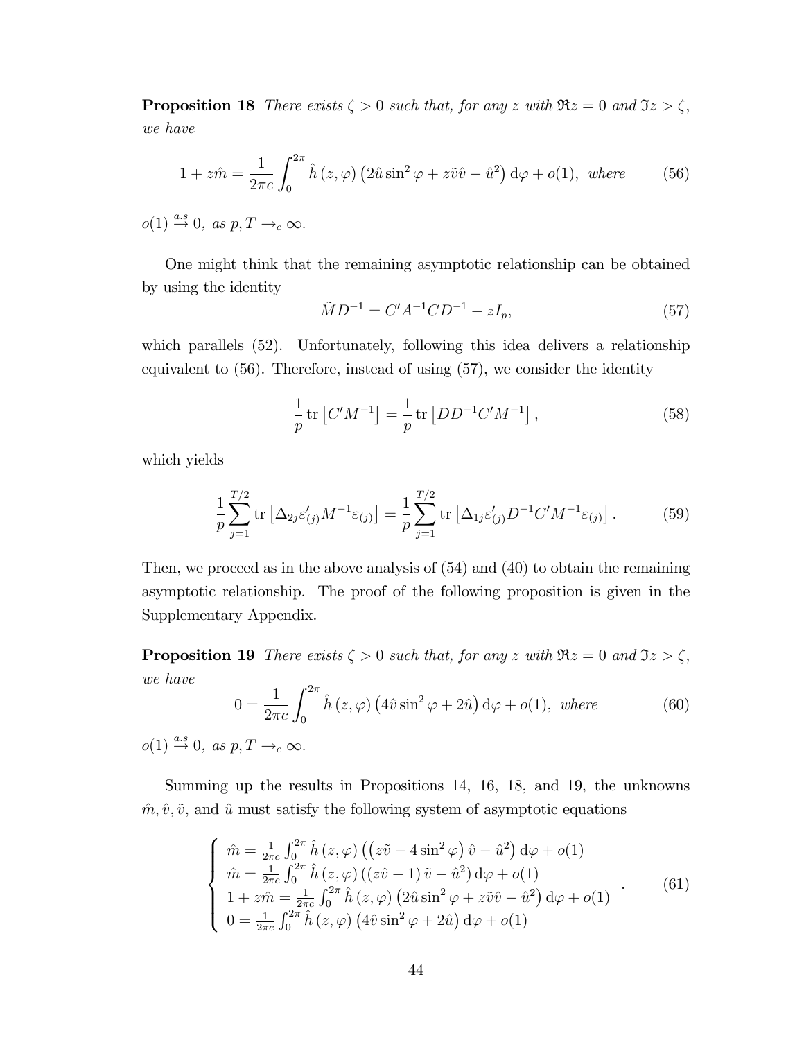**Proposition 18** *There exists $\zeta > 0$ such that, for any $z$ with $\Re z = 0$ and $\Im z > \zeta$, we have*

$$1 + z\hat{m} = \frac{1}{2\pi c}\int_0^{2\pi} \hat{h}\left(z,\varphi\right)\left(2\hat{u}\sin^2\varphi + z\tilde{v}\hat{v} - \hat{u}^2\right)\mathrm{d}\varphi + o(1), \text{ where} \tag{56}$$

*$o(1) \overset{a.s}{\to} 0$, as $p, T \to_c \infty$.*

One might think that the remaining asymptotic relationship can be obtained by using the identity

$$\tilde{M}D^{-1} = C'A^{-1}CD^{-1} - zI_p, \tag{57}$$

which parallels (52). Unfortunately, following this idea delivers a relationship equivalent to (56). Therefore, instead of using (57), we consider the identity

$$\frac{1}{p}\operatorname{tr}\left[C'M^{-1}\right] = \frac{1}{p}\operatorname{tr}\left[DD^{-1}C'M^{-1}\right], \tag{58}$$

which yields

$$\frac{1}{p}\sum_{j=1}^{T/2}\operatorname{tr}\left[\Delta_{2j}\varepsilon_{(j)}'M^{-1}\varepsilon_{(j)}\right] = \frac{1}{p}\sum_{j=1}^{T/2}\operatorname{tr}\left[\Delta_{1j}\varepsilon_{(j)}'D^{-1}C'M^{-1}\varepsilon_{(j)}\right]. \tag{59}$$

Then, we proceed as in the above analysis of (54) and (40) to obtain the remaining asymptotic relationship. The proof of the following proposition is given in the Supplementary Appendix.

**Proposition 19** *There exists $\zeta > 0$ such that, for any $z$ with $\Re z = 0$ and $\Im z > \zeta$, we have*

$$0 = \frac{1}{2\pi c}\int_0^{2\pi} \hat{h}\left(z,\varphi\right)\left(4\hat{v}\sin^2\varphi + 2\hat{u}\right)\mathrm{d}\varphi + o(1), \text{ where} \tag{60}$$

*$o(1) \overset{a.s}{\to} 0$, as $p, T \to_c \infty$.*

Summing up the results in Propositions 14, 16, 18, and 19, the unknowns $\hat{m}, \hat{v}, \tilde{v}$, and $\hat{u}$ must satisfy the following system of asymptotic equations

$$\begin{cases} \hat{m} = \frac{1}{2\pi c}\int_0^{2\pi} \hat{h}\left(z,\varphi\right)\left(\left(z\tilde{v} - 4\sin^2\varphi\right)\hat{v} - \hat{u}^2\right)\mathrm{d}\varphi + o(1) \\ \hat{m} = \frac{1}{2\pi c}\int_0^{2\pi} \hat{h}\left(z,\varphi\right)\left(\left(z\hat{v} - 1\right)\tilde{v} - \hat{u}^2\right)\mathrm{d}\varphi + o(1) \\ 1 + z\hat{m} = \frac{1}{2\pi c}\int_0^{2\pi} \hat{h}\left(z,\varphi\right)\left(2\hat{u}\sin^2\varphi + z\tilde{v}\hat{v} - \hat{u}^2\right)\mathrm{d}\varphi + o(1) \\ 0 = \frac{1}{2\pi c}\int_0^{2\pi} \hat{h}\left(z,\varphi\right)\left(4\hat{v}\sin^2\varphi + 2\hat{u}\right)\mathrm{d}\varphi + o(1) \end{cases}. \tag{61}$$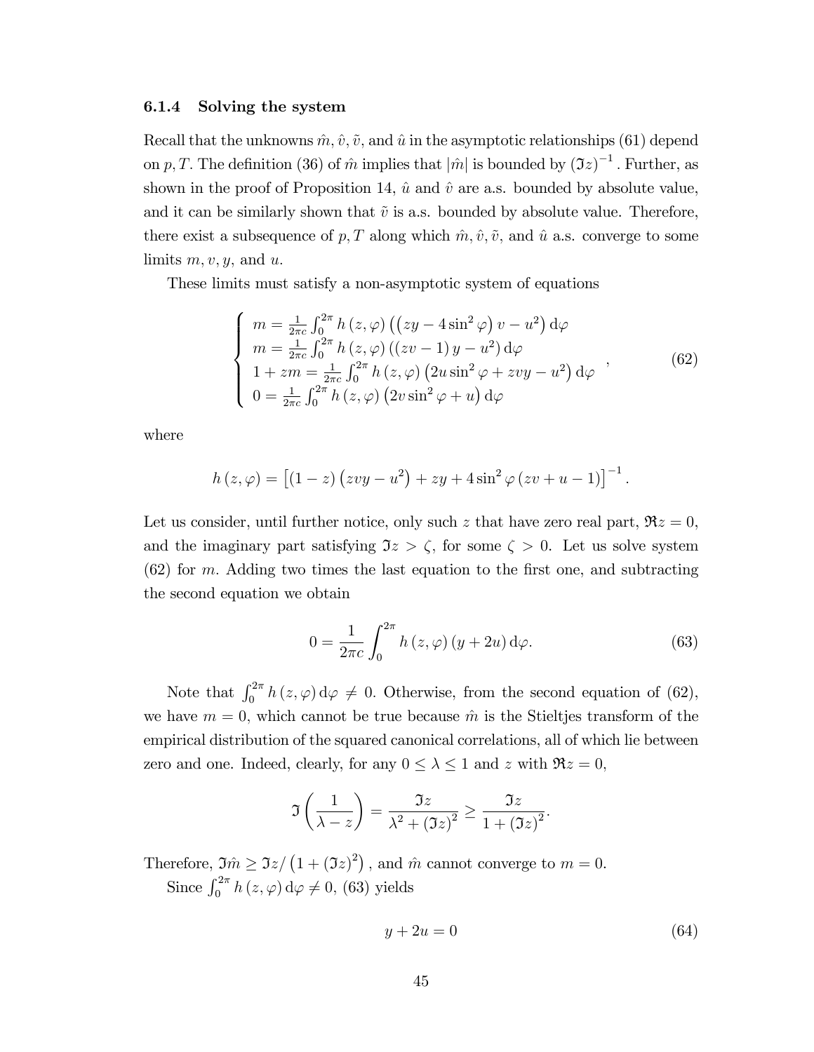#### 6.1.4 Solving the system

Recall that the unknowns $\hat{m}, \hat{v}, \tilde{v}$, and $\hat{u}$ in the asymptotic relationships (61) depend on $p, T$. The definition (36) of $\hat{m}$ implies that $|\hat{m}|$ is bounded by $(\Im z)^{-1}$. Further, as shown in the proof of Proposition 14, $\hat{u}$ and $\hat{v}$ are a.s. bounded by absolute value, and it can be similarly shown that $\tilde{v}$ is a.s. bounded by absolute value. Therefore, there exist a subsequence of $p, T$ along which $\hat{m}, \hat{v}, \tilde{v}$, and $\hat{u}$ a.s. converge to some limits $m, v, y$, and $u$.

These limits must satisfy a non-asymptotic system of equations

$$
\begin{cases}
m = \frac{1}{2\pi c}\int_0^{2\pi} h(z,\varphi)\left(\left(zy - 4\sin^2\varphi\right)v - u^2\right)\mathrm{d}\varphi \\
m = \frac{1}{2\pi c}\int_0^{2\pi} h(z,\varphi)\left((zv-1)y - u^2\right)\mathrm{d}\varphi \\
1 + zm = \frac{1}{2\pi c}\int_0^{2\pi} h(z,\varphi)\left(2u\sin^2\varphi + zvy - u^2\right)\mathrm{d}\varphi \\
0 = \frac{1}{2\pi c}\int_0^{2\pi} h(z,\varphi)\left(2v\sin^2\varphi + u\right)\mathrm{d}\varphi
\end{cases}, \tag{62}
$$

where

$$
h(z,\varphi) = \left[(1-z)\left(zvy - u^2\right) + zy + 4\sin^2\varphi\,(zv + u - 1)\right]^{-1}.
$$

Let us consider, until further notice, only such $z$ that have zero real part, $\Re z = 0$, and the imaginary part satisfying $\Im z > \zeta$, for some $\zeta > 0$. Let us solve system (62) for $m$. Adding two times the last equation to the first one, and subtracting the second equation we obtain

$$
0 = \frac{1}{2\pi c}\int_0^{2\pi} h(z,\varphi)(y + 2u)\,\mathrm{d}\varphi. \tag{63}
$$

Note that $\int_0^{2\pi} h(z,\varphi)\,\mathrm{d}\varphi \neq 0$. Otherwise, from the second equation of (62), we have $m = 0$, which cannot be true because $\hat{m}$ is the Stieltjes transform of the empirical distribution of the squared canonical correlations, all of which lie between zero and one. Indeed, clearly, for any $0 \leq \lambda \leq 1$ and $z$ with $\Re z = 0$,

$$
\Im\left(\frac{1}{\lambda - z}\right) = \frac{\Im z}{\lambda^2 + (\Im z)^2} \geq \frac{\Im z}{1 + (\Im z)^2}.
$$

Therefore, $\Im \hat{m} \geq \Im z / \left(1 + (\Im z)^2\right)$, and $\hat{m}$ cannot converge to $m = 0$.

Since $\int_0^{2\pi} h(z,\varphi)\,\mathrm{d}\varphi \neq 0$, (63) yields

$$
y + 2u = 0 \tag{64}
$$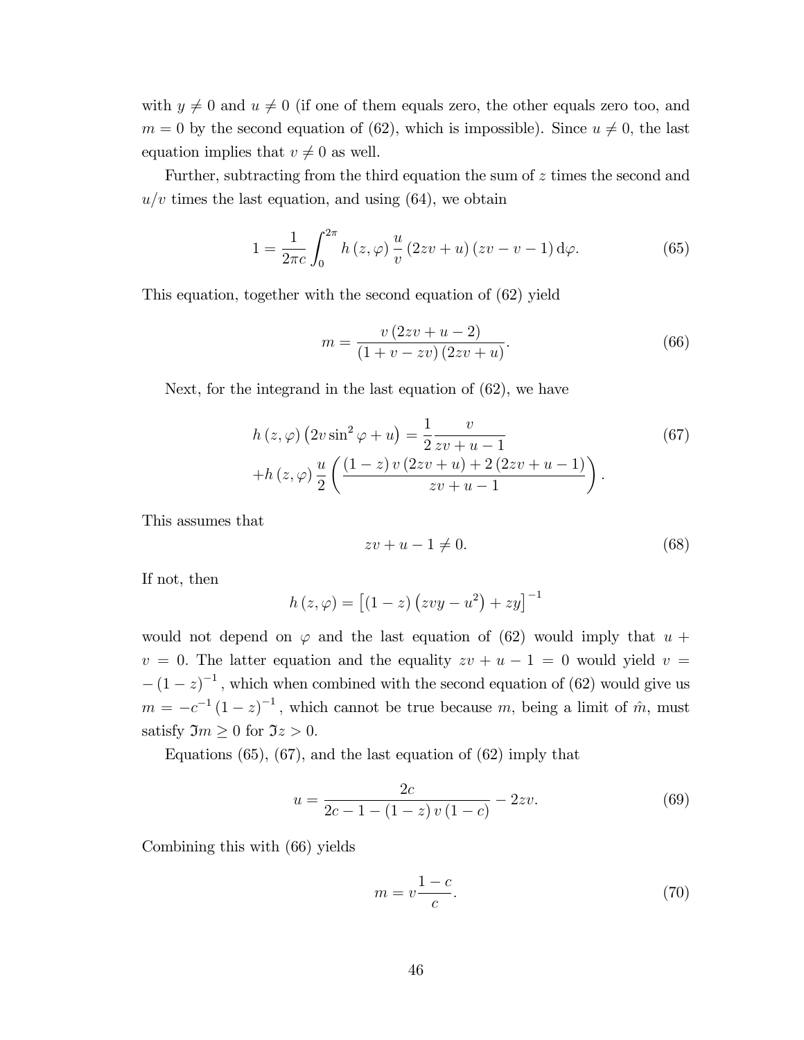with $y \neq 0$ and $u \neq 0$ (if one of them equals zero, the other equals zero too, and $m = 0$ by the second equation of (62), which is impossible). Since $u \neq 0$, the last equation implies that $v \neq 0$ as well.

Further, subtracting from the third equation the sum of $z$ times the second and $u/v$ times the last equation, and using (64), we obtain

$$1 = \frac{1}{2\pi c} \int_0^{2\pi} h(z, \varphi) \frac{u}{v} (2zv + u)(zv - v - 1) \, \mathrm{d}\varphi. \tag{65}$$

This equation, together with the second equation of (62) yield

$$m = \frac{v(2zv + u - 2)}{(1 + v - zv)(2zv + u)}. \tag{66}$$

Next, for the integrand in the last equation of (62), we have

$$\begin{aligned} h(z, \varphi)\left(2v \sin^2 \varphi + u\right) &= \frac{1}{2} \frac{v}{zv + u - 1} \\ + h(z, \varphi) \frac{u}{2} &\left( \frac{(1 - z) v (2zv + u) + 2(2zv + u - 1)}{zv + u - 1} \right). \end{aligned} \tag{67}$$

This assumes that

$$zv + u - 1 \neq 0. \tag{68}$$

If not, then

$$h(z, \varphi) = \left[(1 - z)\left(zvy - u^2\right) + zy\right]^{-1}$$

would not depend on $\varphi$ and the last equation of (62) would imply that $u + v = 0$. The latter equation and the equality $zv + u - 1 = 0$ would yield $v = -(1 - z)^{-1}$, which when combined with the second equation of (62) would give us $m = -c^{-1}(1 - z)^{-1}$, which cannot be true because $m$, being a limit of $\hat{m}$, must satisfy $\Im m \geq 0$ for $\Im z > 0$.

Equations (65), (67), and the last equation of (62) imply that

$$u = \frac{2c}{2c - 1 - (1 - z) v (1 - c)} - 2zv. \tag{69}$$

Combining this with (66) yields

$$m = v \frac{1 - c}{c}. \tag{70}$$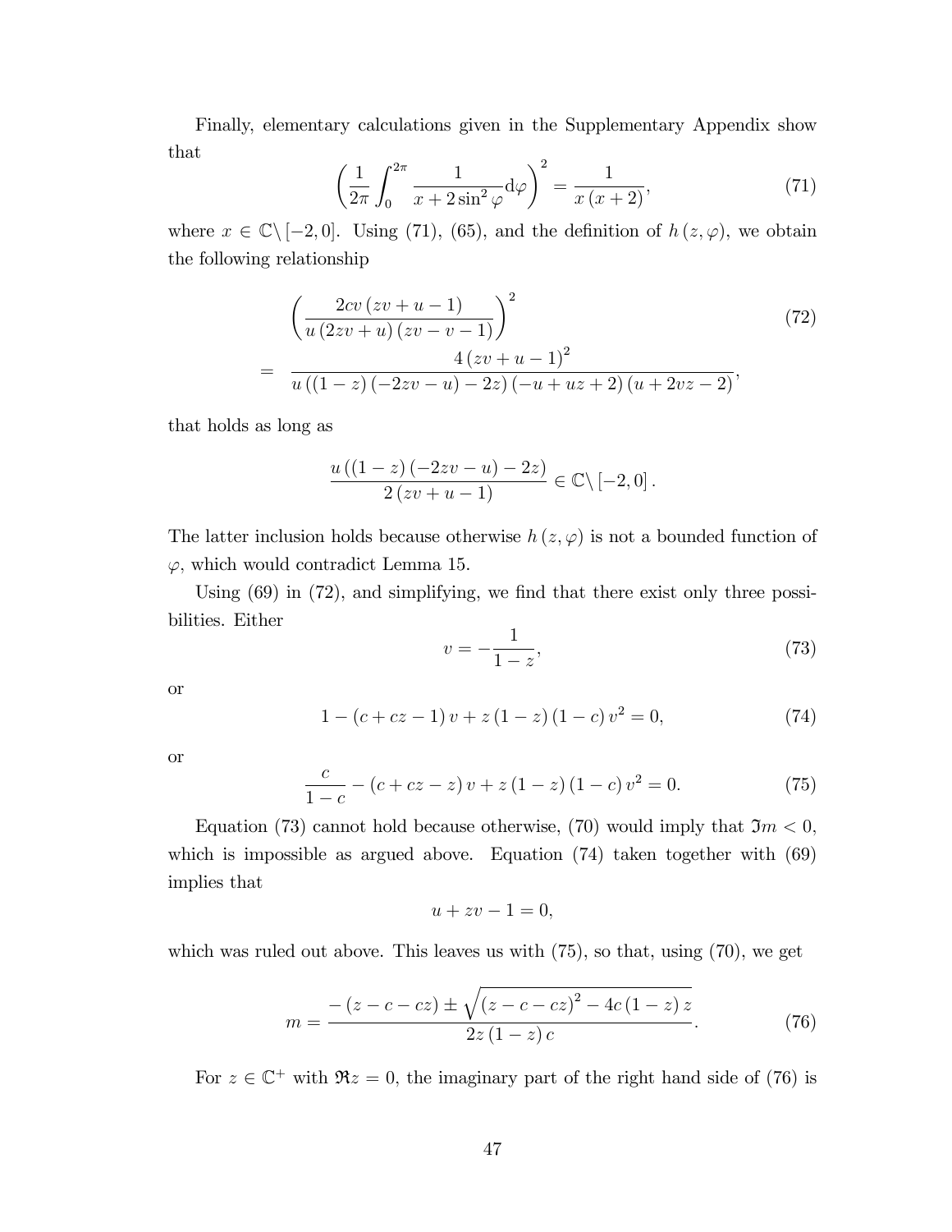Finally, elementary calculations given in the Supplementary Appendix show that

$$\left(\frac{1}{2\pi}\int_0^{2\pi}\frac{1}{x+2\sin^2\varphi}\mathrm{d}\varphi\right)^2=\frac{1}{x\left(x+2\right)}, \tag{71}$$

where $x\in\mathbb{C}\backslash\left[-2,0\right]$. Using (71), (65), and the definition of $h\left(z,\varphi\right)$, we obtain the following relationship

$$\begin{aligned}
&\left(\frac{2cv\left(zv+u-1\right)}{u\left(2zv+u\right)\left(zv-v-1\right)}\right)^2 \\
=\ &\frac{4\left(zv+u-1\right)^2}{u\left(\left(1-z\right)\left(-2zv-u\right)-2z\right)\left(-u+uz+2\right)\left(u+2vz-2\right)},
\end{aligned} \tag{72}$$

that holds as long as

$$\frac{u\left(\left(1-z\right)\left(-2zv-u\right)-2z\right)}{2\left(zv+u-1\right)}\in\mathbb{C}\backslash\left[-2,0\right].$$

The latter inclusion holds because otherwise $h\left(z,\varphi\right)$ is not a bounded function of $\varphi$, which would contradict Lemma 15.

Using (69) in (72), and simplifying, we find that there exist only three possibilities. Either

$$v=-\frac{1}{1-z}, \tag{73}$$

or

$$1-\left(c+cz-1\right)v+z\left(1-z\right)\left(1-c\right)v^2=0, \tag{74}$$

or

$$\frac{c}{1-c}-\left(c+cz-z\right)v+z\left(1-z\right)\left(1-c\right)v^2=0. \tag{75}$$

Equation (73) cannot hold because otherwise, (70) would imply that $\Im m<0$, which is impossible as argued above. Equation (74) taken together with (69) implies that

$$u+zv-1=0,$$

which was ruled out above. This leaves us with (75), so that, using (70), we get

$$m=\frac{-\left(z-c-cz\right)\pm\sqrt{\left(z-c-cz\right)^2-4c\left(1-z\right)z}}{2z\left(1-z\right)c}. \tag{76}$$

For $z\in\mathbb{C}^+$ with $\Re z=0$, the imaginary part of the right hand side of (76) is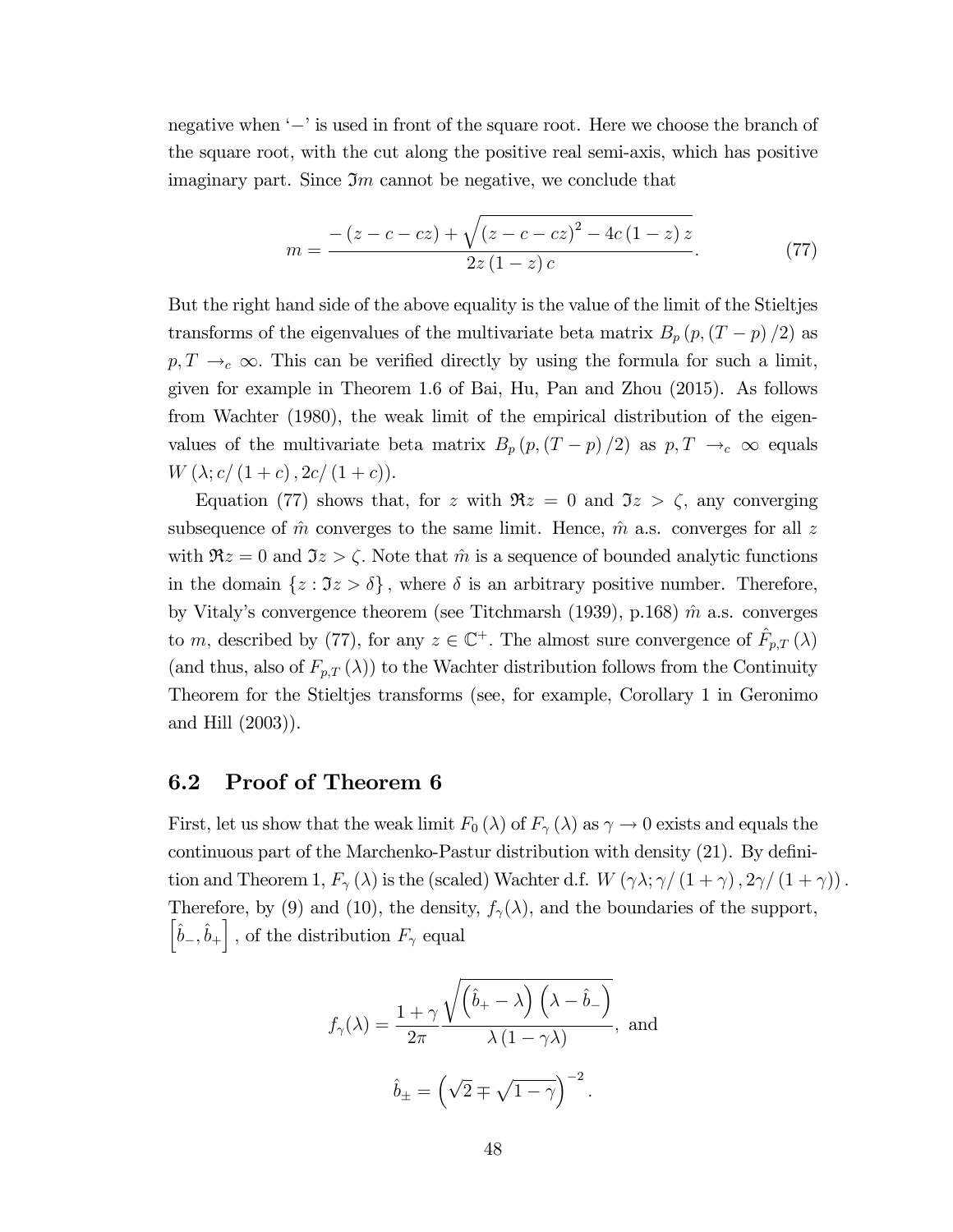negative when '$-$' is used in front of the square root. Here we choose the branch of the square root, with the cut along the positive real semi-axis, which has positive imaginary part. Since $\Im m$ cannot be negative, we conclude that

$$m = \frac{-(z - c - cz) + \sqrt{(z - c - cz)^2 - 4c(1-z)z}}{2z(1-z)c}. \tag{77}$$

But the right hand side of the above equality is the value of the limit of the Stieltjes transforms of the eigenvalues of the multivariate beta matrix $B_p(p, (T-p)/2)$ as $p, T \to_c \infty$. This can be verified directly by using the formula for such a limit, given for example in Theorem 1.6 of Bai, Hu, Pan and Zhou (2015). As follows from Wachter (1980), the weak limit of the empirical distribution of the eigenvalues of the multivariate beta matrix $B_p(p, (T-p)/2)$ as $p, T \to_c \infty$ equals $W(\lambda; c/(1+c), 2c/(1+c))$.

Equation (77) shows that, for $z$ with $\Re z = 0$ and $\Im z > \zeta$, any converging subsequence of $\hat{m}$ converges to the same limit. Hence, $\hat{m}$ a.s. converges for all $z$ with $\Re z = 0$ and $\Im z > \zeta$. Note that $\hat{m}$ is a sequence of bounded analytic functions in the domain $\{z : \Im z > \delta\}$, where $\delta$ is an arbitrary positive number. Therefore, by Vitaly's convergence theorem (see Titchmarsh (1939), p.168) $\hat{m}$ a.s. converges to $m$, described by (77), for any $z \in \mathbb{C}^+$. The almost sure convergence of $\hat{F}_{p,T}(\lambda)$ (and thus, also of $F_{p,T}(\lambda)$) to the Wachter distribution follows from the Continuity Theorem for the Stieltjes transforms (see, for example, Corollary 1 in Geronimo and Hill (2003)).

## 6.2 Proof of Theorem 6

First, let us show that the weak limit $F_0(\lambda)$ of $F_\gamma(\lambda)$ as $\gamma \to 0$ exists and equals the continuous part of the Marchenko-Pastur distribution with density (21). By definition and Theorem 1, $F_\gamma(\lambda)$ is the (scaled) Wachter d.f. $W(\gamma\lambda; \gamma/(1+\gamma), 2\gamma/(1+\gamma))$. Therefore, by (9) and (10), the density, $f_\gamma(\lambda)$, and the boundaries of the support, $\left[\hat{b}_-, \hat{b}_+\right]$, of the distribution $F_\gamma$ equal

$$f_\gamma(\lambda) = \frac{1+\gamma}{2\pi} \frac{\sqrt{\left(\hat{b}_+ - \lambda\right)\left(\lambda - \hat{b}_-\right)}}{\lambda(1-\gamma\lambda)}, \text{ and}$$

$$\hat{b}_\pm = \left(\sqrt{2} \mp \sqrt{1-\gamma}\right)^{-2}.$$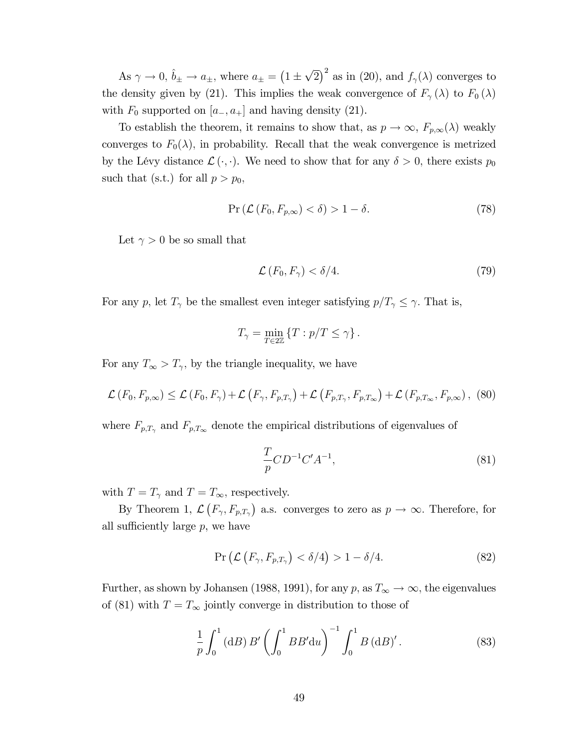As $\gamma \to 0$, $\hat{b}_{\pm} \to a_{\pm}$, where $a_{\pm} = \left(1 \pm \sqrt{2}\right)^2$ as in (20), and $f_\gamma(\lambda)$ converges to the density given by (21). This implies the weak convergence of $F_\gamma(\lambda)$ to $F_0(\lambda)$ with $F_0$ supported on $[a_-, a_+]$ and having density (21).

To establish the theorem, it remains to show that, as $p \to \infty$, $F_{p,\infty}(\lambda)$ weakly converges to $F_0(\lambda)$, in probability. Recall that the weak convergence is metrized by the Lévy distance $\mathcal{L}(\cdot, \cdot)$. We need to show that for any $\delta > 0$, there exists $p_0$ such that (s.t.) for all $p > p_0$,

$$\Pr\left(\mathcal{L}\left(F_0, F_{p,\infty}\right) < \delta\right) > 1 - \delta. \tag{78}$$

Let $\gamma > 0$ be so small that

$$\mathcal{L}\left(F_0, F_\gamma\right) < \delta/4. \tag{79}$$

For any $p$, let $T_\gamma$ be the smallest even integer satisfying $p/T_\gamma \leq \gamma$. That is,

$$T_\gamma = \min_{T \in 2\mathbb{Z}} \left\{T : p/T \leq \gamma\right\}.$$

For any $T_\infty > T_\gamma$, by the triangle inequality, we have

$$\mathcal{L}\left(F_0, F_{p,\infty}\right) \leq \mathcal{L}\left(F_0, F_\gamma\right) + \mathcal{L}\left(F_\gamma, F_{p,T_\gamma}\right) + \mathcal{L}\left(F_{p,T_\gamma}, F_{p,T_\infty}\right) + \mathcal{L}\left(F_{p,T_\infty}, F_{p,\infty}\right), \tag{80}$$

where $F_{p,T_\gamma}$ and $F_{p,T_\infty}$ denote the empirical distributions of eigenvalues of

$$\frac{T}{p} C D^{-1} C' A^{-1}, \tag{81}$$

with $T = T_\gamma$ and $T = T_\infty$, respectively.

By Theorem 1, $\mathcal{L}\left(F_\gamma, F_{p,T_\gamma}\right)$ a.s. converges to zero as $p \to \infty$. Therefore, for all sufficiently large $p$, we have

$$\Pr\left(\mathcal{L}\left(F_\gamma, F_{p,T_\gamma}\right) < \delta/4\right) > 1 - \delta/4. \tag{82}$$

Further, as shown by Johansen (1988, 1991), for any $p$, as $T_\infty \to \infty$, the eigenvalues of (81) with $T = T_\infty$ jointly converge in distribution to those of

$$\frac{1}{p} \int_0^1 (\mathrm{d}B)\, B' \left(\int_0^1 BB' \mathrm{d}u\right)^{-1} \int_0^1 B\, (\mathrm{d}B)'. \tag{83}$$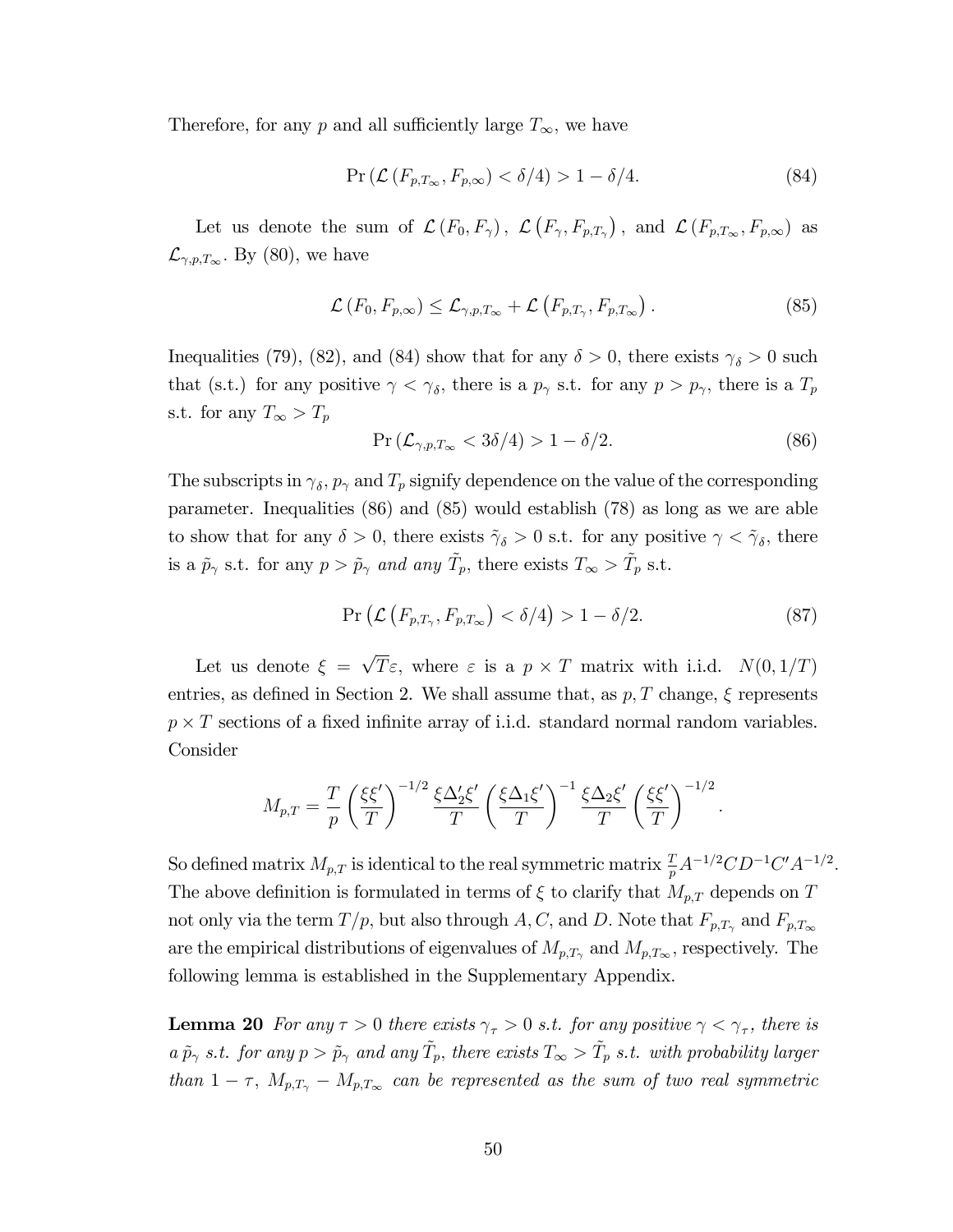Therefore, for any $p$ and all sufficiently large $T_\infty$, we have

$$\Pr\left(\mathcal{L}\left(F_{p,T_\infty}, F_{p,\infty}\right) < \delta/4\right) > 1 - \delta/4. \tag{84}$$

Let us denote the sum of $\mathcal{L}\left(F_0, F_\gamma\right)$, $\mathcal{L}\left(F_\gamma, F_{p,T_\gamma}\right)$, and $\mathcal{L}\left(F_{p,T_\infty}, F_{p,\infty}\right)$ as $\mathcal{L}_{\gamma,p,T_\infty}$. By (80), we have

$$\mathcal{L}\left(F_0, F_{p,\infty}\right) \leq \mathcal{L}_{\gamma,p,T_\infty} + \mathcal{L}\left(F_{p,T_\gamma}, F_{p,T_\infty}\right). \tag{85}$$

Inequalities (79), (82), and (84) show that for any $\delta > 0$, there exists $\gamma_\delta > 0$ such that (s.t.) for any positive $\gamma < \gamma_\delta$, there is a $p_\gamma$ s.t. for any $p > p_\gamma$, there is a $T_p$ s.t. for any $T_\infty > T_p$

$$\Pr\left(\mathcal{L}_{\gamma,p,T_\infty} < 3\delta/4\right) > 1 - \delta/2. \tag{86}$$

The subscripts in $\gamma_\delta$, $p_\gamma$ and $T_p$ signify dependence on the value of the corresponding parameter. Inequalities (86) and (85) would establish (78) as long as we are able to show that for any $\delta > 0$, there exists $\tilde{\gamma}_\delta > 0$ s.t. for any positive $\gamma < \tilde{\gamma}_\delta$, there is a $\tilde{p}_\gamma$ s.t. for any $p > \tilde{p}_\gamma$ *and any* $\tilde{T}_p$, there exists $T_\infty > \tilde{T}_p$ s.t.

$$\Pr\left(\mathcal{L}\left(F_{p,T_\gamma}, F_{p,T_\infty}\right) < \delta/4\right) > 1 - \delta/2. \tag{87}$$

Let us denote $\xi = \sqrt{T}\varepsilon$, where $\varepsilon$ is a $p \times T$ matrix with i.i.d. $N(0, 1/T)$ entries, as defined in Section 2. We shall assume that, as $p, T$ change, $\xi$ represents $p \times T$ sections of a fixed infinite array of i.i.d. standard normal random variables. Consider

$$M_{p,T} = \frac{T}{p}\left(\frac{\xi\xi'}{T}\right)^{-1/2} \frac{\xi\Delta_2'\xi'}{T}\left(\frac{\xi\Delta_1\xi'}{T}\right)^{-1} \frac{\xi\Delta_2\xi'}{T}\left(\frac{\xi\xi'}{T}\right)^{-1/2}.$$

So defined matrix $M_{p,T}$ is identical to the real symmetric matrix $\frac{T}{p}A^{-1/2}CD^{-1}C'A^{-1/2}$. The above definition is formulated in terms of $\xi$ to clarify that $M_{p,T}$ depends on $T$ not only via the term $T/p$, but also through $A, C$, and $D$. Note that $F_{p,T_\gamma}$ and $F_{p,T_\infty}$ are the empirical distributions of eigenvalues of $M_{p,T_\gamma}$ and $M_{p,T_\infty}$, respectively. The following lemma is established in the Supplementary Appendix.

**Lemma 20** *For any $\tau > 0$ there exists $\gamma_\tau > 0$ s.t. for any positive $\gamma < \gamma_\tau$, there is a $\tilde{p}_\gamma$ s.t. for any $p > \tilde{p}_\gamma$ and any $\tilde{T}_p$, there exists $T_\infty > \tilde{T}_p$ s.t. with probability larger than $1 - \tau$, $M_{p,T_\gamma} - M_{p,T_\infty}$ can be represented as the sum of two real symmetric*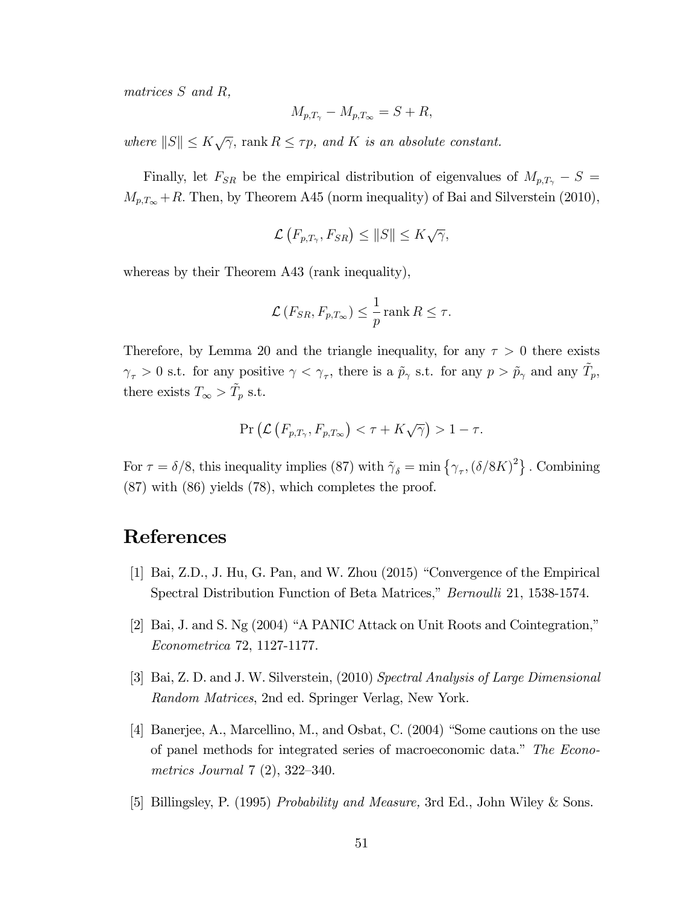*matrices $S$ and $R$,*

$$M_{p,T_\gamma} - M_{p,T_\infty} = S + R,$$

*where $\|S\| \leq K\sqrt{\gamma}$, $\operatorname{rank} R \leq \tau p$, and $K$ is an absolute constant.*

Finally, let $F_{SR}$ be the empirical distribution of eigenvalues of $M_{p,T_\gamma} - S = M_{p,T_\infty} + R$. Then, by Theorem A45 (norm inequality) of Bai and Silverstein (2010),

$$\mathcal{L}\left(F_{p,T_\gamma}, F_{SR}\right) \leq \|S\| \leq K\sqrt{\gamma},$$

whereas by their Theorem A43 (rank inequality),

$$\mathcal{L}\left(F_{SR}, F_{p,T_\infty}\right) \leq \frac{1}{p}\operatorname{rank} R \leq \tau.$$

Therefore, by Lemma 20 and the triangle inequality, for any $\tau > 0$ there exists $\gamma_\tau > 0$ s.t. for any positive $\gamma < \gamma_\tau$, there is a $\tilde{p}_\gamma$ s.t. for any $p > \tilde{p}_\gamma$ and any $\tilde{T}_p$, there exists $T_\infty > \tilde{T}_p$ s.t.

$$\Pr\left(\mathcal{L}\left(F_{p,T_\gamma}, F_{p,T_\infty}\right) < \tau + K\sqrt{\gamma}\right) > 1 - \tau.$$

For $\tau = \delta/8$, this inequality implies (87) with $\tilde{\gamma}_\delta = \min\left\{\gamma_\tau, (\delta/8K)^2\right\}$. Combining (87) with (86) yields (78), which completes the proof.

# References

[1] Bai, Z.D., J. Hu, G. Pan, and W. Zhou (2015) "Convergence of the Empirical Spectral Distribution Function of Beta Matrices," *Bernoulli* 21, 1538-1574.

[2] Bai, J. and S. Ng (2004) "A PANIC Attack on Unit Roots and Cointegration," *Econometrica* 72, 1127-1177.

[3] Bai, Z. D. and J. W. Silverstein, (2010) *Spectral Analysis of Large Dimensional Random Matrices*, 2nd ed. Springer Verlag, New York.

[4] Banerjee, A., Marcellino, M., and Osbat, C. (2004) "Some cautions on the use of panel methods for integrated series of macroeconomic data." *The Econometrics Journal* 7 (2), 322–340.

[5] Billingsley, P. (1995) *Probability and Measure,* 3rd Ed., John Wiley & Sons.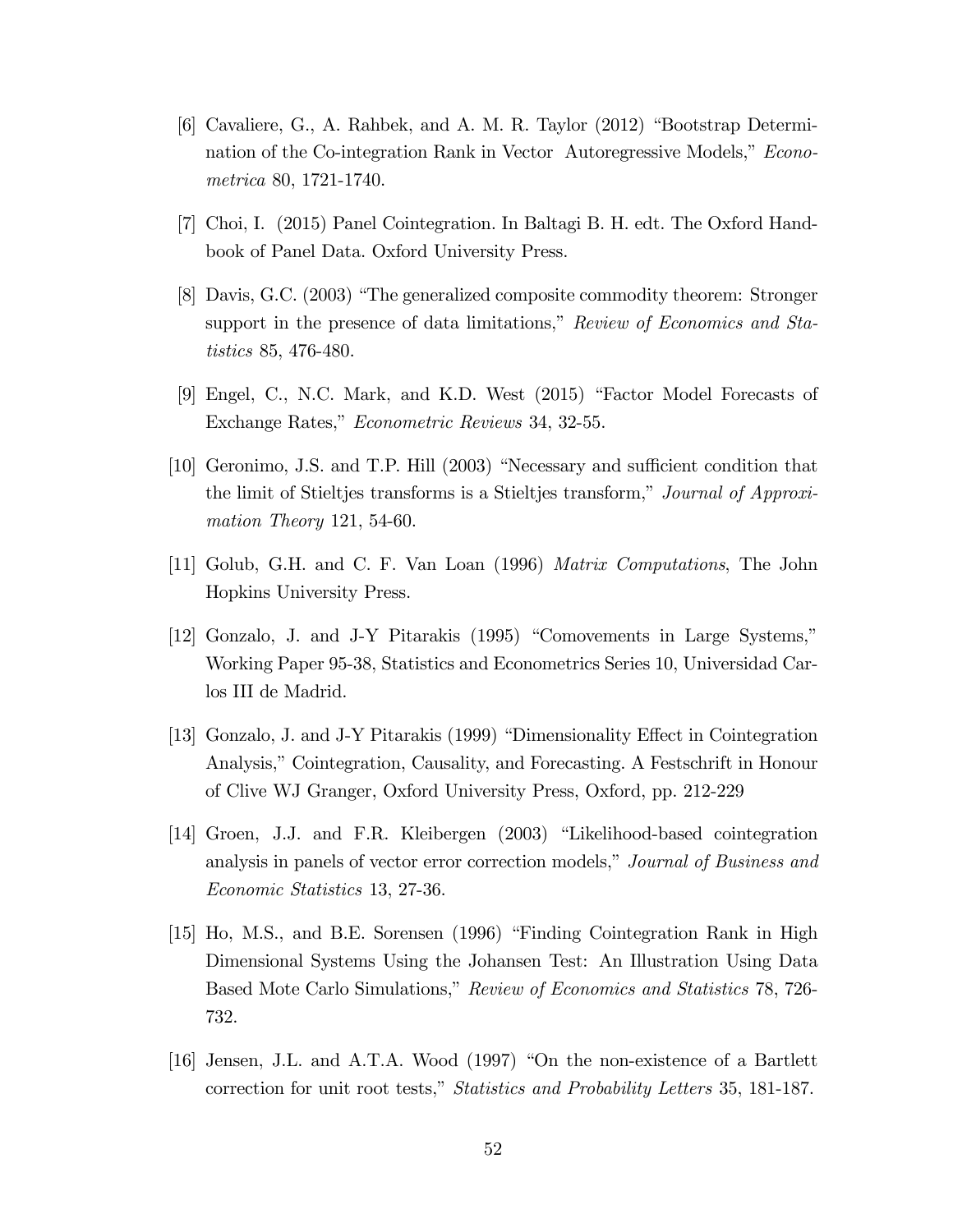[6] Cavaliere, G., A. Rahbek, and A. M. R. Taylor (2012) "Bootstrap Determination of the Co-integration Rank in Vector Autoregressive Models," *Econometrica* 80, 1721-1740.

[7] Choi, I. (2015) Panel Cointegration. In Baltagi B. H. edt. The Oxford Handbook of Panel Data. Oxford University Press.

[8] Davis, G.C. (2003) "The generalized composite commodity theorem: Stronger support in the presence of data limitations," *Review of Economics and Statistics* 85, 476-480.

[9] Engel, C., N.C. Mark, and K.D. West (2015) "Factor Model Forecasts of Exchange Rates," *Econometric Reviews* 34, 32-55.

[10] Geronimo, J.S. and T.P. Hill (2003) "Necessary and sufficient condition that the limit of Stieltjes transforms is a Stieltjes transform," *Journal of Approximation Theory* 121, 54-60.

[11] Golub, G.H. and C. F. Van Loan (1996) *Matrix Computations*, The John Hopkins University Press.

[12] Gonzalo, J. and J-Y Pitarakis (1995) "Comovements in Large Systems," Working Paper 95-38, Statistics and Econometrics Series 10, Universidad Carlos III de Madrid.

[13] Gonzalo, J. and J-Y Pitarakis (1999) "Dimensionality Effect in Cointegration Analysis," Cointegration, Causality, and Forecasting. A Festschrift in Honour of Clive WJ Granger, Oxford University Press, Oxford, pp. 212-229

[14] Groen, J.J. and F.R. Kleibergen (2003) "Likelihood-based cointegration analysis in panels of vector error correction models," *Journal of Business and Economic Statistics* 13, 27-36.

[15] Ho, M.S., and B.E. Sorensen (1996) "Finding Cointegration Rank in High Dimensional Systems Using the Johansen Test: An Illustration Using Data Based Mote Carlo Simulations," *Review of Economics and Statistics* 78, 726-732.

[16] Jensen, J.L. and A.T.A. Wood (1997) "On the non-existence of a Bartlett correction for unit root tests," *Statistics and Probability Letters* 35, 181-187.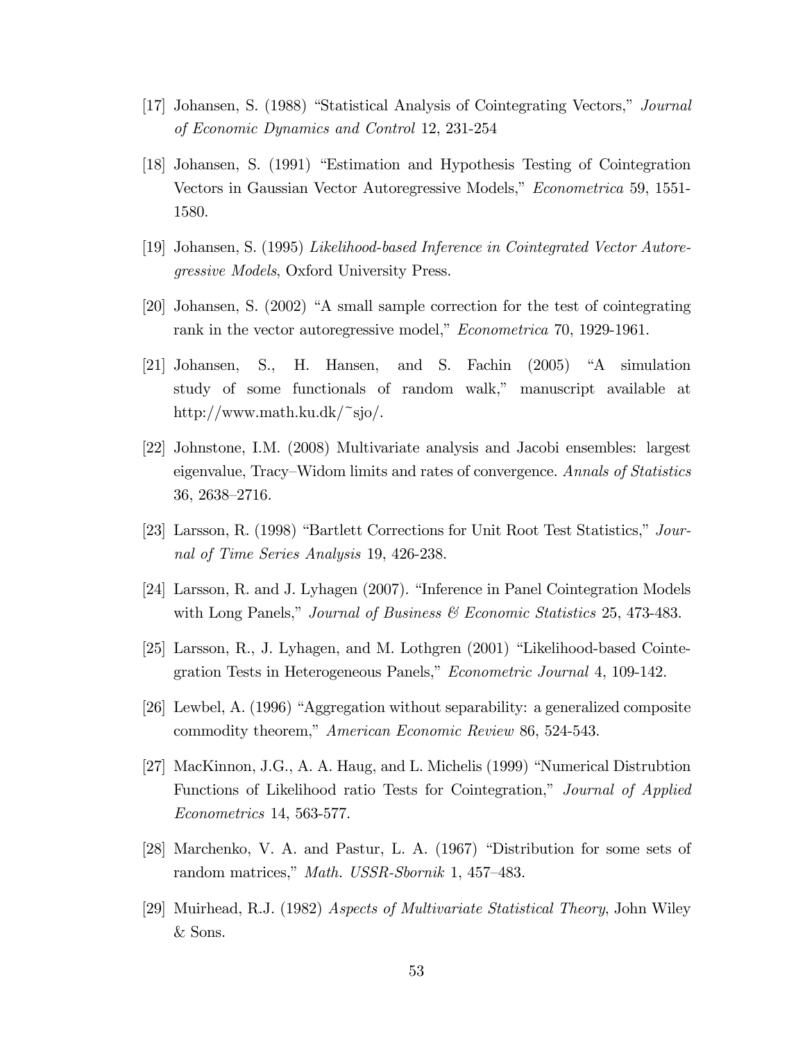[17] Johansen, S. (1988) "Statistical Analysis of Cointegrating Vectors," *Journal of Economic Dynamics and Control* 12, 231-254

[18] Johansen, S. (1991) "Estimation and Hypothesis Testing of Cointegration Vectors in Gaussian Vector Autoregressive Models," *Econometrica* 59, 1551-1580.

[19] Johansen, S. (1995) *Likelihood-based Inference in Cointegrated Vector Autoregressive Models*, Oxford University Press.

[20] Johansen, S. (2002) "A small sample correction for the test of cointegrating rank in the vector autoregressive model," *Econometrica* 70, 1929-1961.

[21] Johansen, S., H. Hansen, and S. Fachin (2005) "A simulation study of some functionals of random walk," manuscript available at http://www.math.ku.dk/~sjo/.

[22] Johnstone, I.M. (2008) Multivariate analysis and Jacobi ensembles: largest eigenvalue, Tracy–Widom limits and rates of convergence. *Annals of Statistics* 36, 2638–2716.

[23] Larsson, R. (1998) "Bartlett Corrections for Unit Root Test Statistics," *Journal of Time Series Analysis* 19, 426-238.

[24] Larsson, R. and J. Lyhagen (2007). "Inference in Panel Cointegration Models with Long Panels," *Journal of Business & Economic Statistics* 25, 473-483.

[25] Larsson, R., J. Lyhagen, and M. Lothgren (2001) "Likelihood-based Cointegration Tests in Heterogeneous Panels," *Econometric Journal* 4, 109-142.

[26] Lewbel, A. (1996) "Aggregation without separability: a generalized composite commodity theorem," *American Economic Review* 86, 524-543.

[27] MacKinnon, J.G., A. A. Haug, and L. Michelis (1999) "Numerical Distrubtion Functions of Likelihood ratio Tests for Cointegration," *Journal of Applied Econometrics* 14, 563-577.

[28] Marchenko, V. A. and Pastur, L. A. (1967) "Distribution for some sets of random matrices," *Math. USSR-Sbornik* 1, 457–483.

[29] Muirhead, R.J. (1982) *Aspects of Multivariate Statistical Theory*, John Wiley & Sons.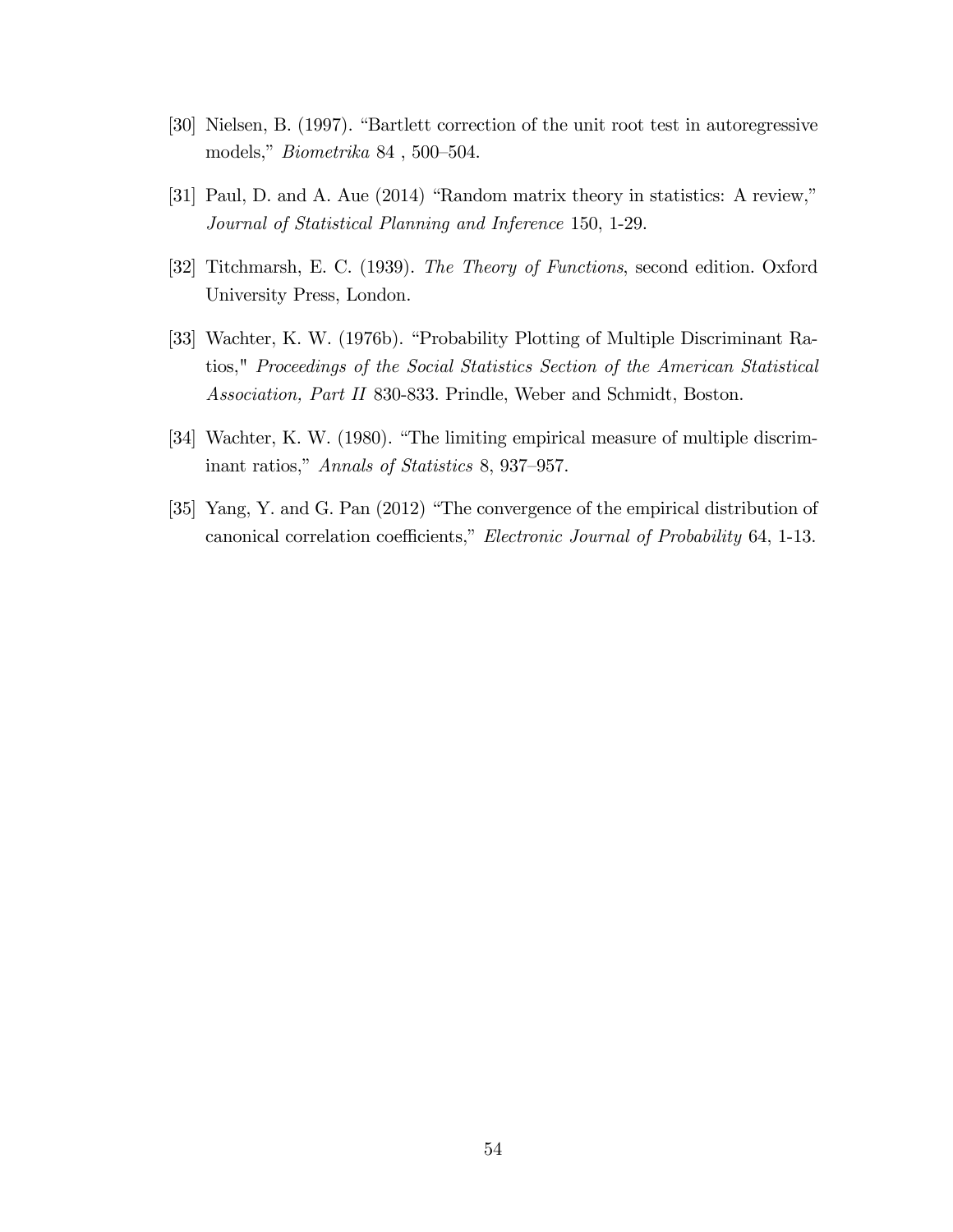[30] Nielsen, B. (1997). "Bartlett correction of the unit root test in autoregressive models," *Biometrika* 84 , 500–504.

[31] Paul, D. and A. Aue (2014) "Random matrix theory in statistics: A review," *Journal of Statistical Planning and Inference* 150, 1-29.

[32] Titchmarsh, E. C. (1939). *The Theory of Functions*, second edition. Oxford University Press, London.

[33] Wachter, K. W. (1976b). "Probability Plotting of Multiple Discriminant Ratios," *Proceedings of the Social Statistics Section of the American Statistical Association, Part II* 830-833. Prindle, Weber and Schmidt, Boston.

[34] Wachter, K. W. (1980). "The limiting empirical measure of multiple discriminant ratios," *Annals of Statistics* 8, 937–957.

[35] Yang, Y. and G. Pan (2012) "The convergence of the empirical distribution of canonical correlation coefficients," *Electronic Journal of Probability* 64, 1-13.